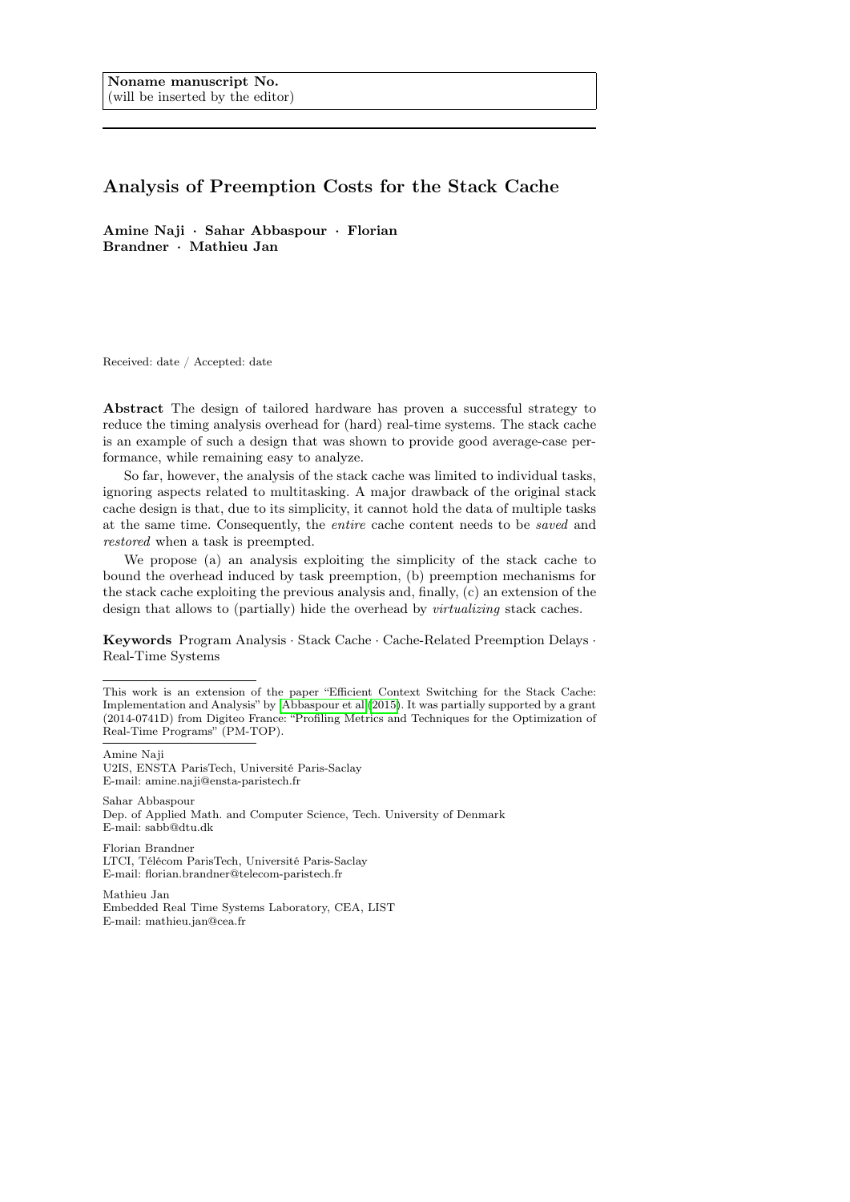Noname manuscript No.
(will be inserted by the editor)

# Analysis of Preemption Costs for the Stack Cache

**Amine Naji · Sahar Abbaspour · Florian Brandner · Mathieu Jan**

Received: date / Accepted: date

**Abstract** The design of tailored hardware has proven a successful strategy to reduce the timing analysis overhead for (hard) real-time systems. The stack cache is an example of such a design that was shown to provide good average-case performance, while remaining easy to analyze.

So far, however, the analysis of the stack cache was limited to individual tasks, ignoring aspects related to multitasking. A major drawback of the original stack cache design is that, due to its simplicity, it cannot hold the data of multiple tasks at the same time. Consequently, the *entire* cache content needs to be *saved* and *restored* when a task is preempted.

We propose (a) an analysis exploiting the simplicity of the stack cache to bound the overhead induced by task preemption, (b) preemption mechanisms for the stack cache exploiting the previous analysis and, finally, (c) an extension of the design that allows to (partially) hide the overhead by *virtualizing* stack caches.

**Keywords** Program Analysis · Stack Cache · Cache-Related Preemption Delays · Real-Time Systems

This work is an extension of the paper "Efficient Context Switching for the Stack Cache: Implementation and Analysis" by Abbaspour et al (2015). It was partially supported by a grant (2014-0741D) from Digiteo France: "Profiling Metrics and Techniques for the Optimization of Real-Time Programs" (PM-TOP).

Amine Naji
U2IS, ENSTA ParisTech, Université Paris-Saclay
E-mail: amine.naji@ensta-paristech.fr

Sahar Abbaspour
Dep. of Applied Math. and Computer Science, Tech. University of Denmark
E-mail: sabb@dtu.dk

Florian Brandner
LTCI, Télécom ParisTech, Université Paris-Saclay
E-mail: florian.brandner@telecom-paristech.fr

Mathieu Jan
Embedded Real Time Systems Laboratory, CEA, LIST
E-mail: mathieu.jan@cea.fr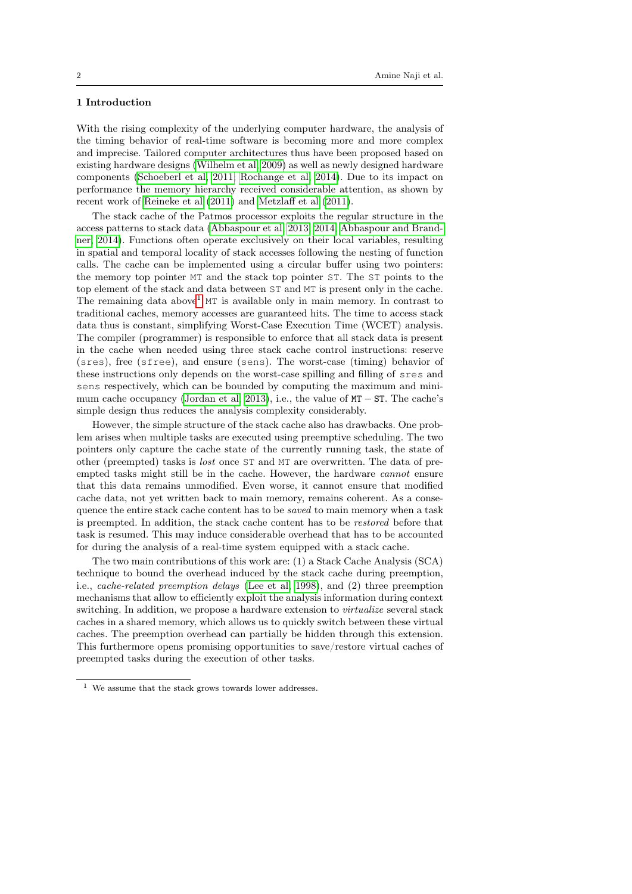## 1 Introduction

With the rising complexity of the underlying computer hardware, the analysis of the timing behavior of real-time software is becoming more and more complex and imprecise. Tailored computer architectures thus have been proposed based on existing hardware designs (Wilhelm et al, 2009) as well as newly designed hardware components (Schoeberl et al, 2011; Rochange et al, 2014). Due to its impact on performance the memory hierarchy received considerable attention, as shown by recent work of Reineke et al (2011) and Metzlaff et al (2011).

The stack cache of the Patmos processor exploits the regular structure in the access patterns to stack data (Abbaspour et al, 2013, 2014; Abbaspour and Brandner, 2014). Functions often operate exclusively on their local variables, resulting in spatial and temporal locality of stack accesses following the nesting of function calls. The cache can be implemented using a circular buffer using two pointers: the memory top pointer MT and the stack top pointer ST. The ST points to the top element of the stack and data between ST and MT is present only in the cache. The remaining data above[1] MT is available only in main memory. In contrast to traditional caches, memory accesses are guaranteed hits. The time to access stack data thus is constant, simplifying Worst-Case Execution Time (WCET) analysis. The compiler (programmer) is responsible to enforce that all stack data is present in the cache when needed using three stack cache control instructions: reserve (sres), free (sfree), and ensure (sens). The worst-case (timing) behavior of these instructions only depends on the worst-case spilling and filling of sres and sens respectively, which can be bounded by computing the maximum and minimum cache occupancy (Jordan et al, 2013), i.e., the value of $\mathtt{MT} - \mathtt{ST}$. The cache's simple design thus reduces the analysis complexity considerably.

However, the simple structure of the stack cache also has drawbacks. One problem arises when multiple tasks are executed using preemptive scheduling. The two pointers only capture the cache state of the currently running task, the state of other (preempted) tasks is *lost* once ST and MT are overwritten. The data of preempted tasks might still be in the cache. However, the hardware *cannot* ensure that this data remains unmodified. Even worse, it cannot ensure that modified cache data, not yet written back to main memory, remains coherent. As a consequence the entire stack cache content has to be *saved* to main memory when a task is preempted. In addition, the stack cache content has to be *restored* before that task is resumed. This may induce considerable overhead that has to be accounted for during the analysis of a real-time system equipped with a stack cache.

The two main contributions of this work are: (1) a Stack Cache Analysis (SCA) technique to bound the overhead induced by the stack cache during preemption, i.e., *cache-related preemption delays* (Lee et al, 1998), and (2) three preemption mechanisms that allow to efficiently exploit the analysis information during context switching. In addition, we propose a hardware extension to *virtualize* several stack caches in a shared memory, which allows us to quickly switch between these virtual caches. The preemption overhead can partially be hidden through this extension. This furthermore opens promising opportunities to save/restore virtual caches of preempted tasks during the execution of other tasks.

[1] We assume that the stack grows towards lower addresses.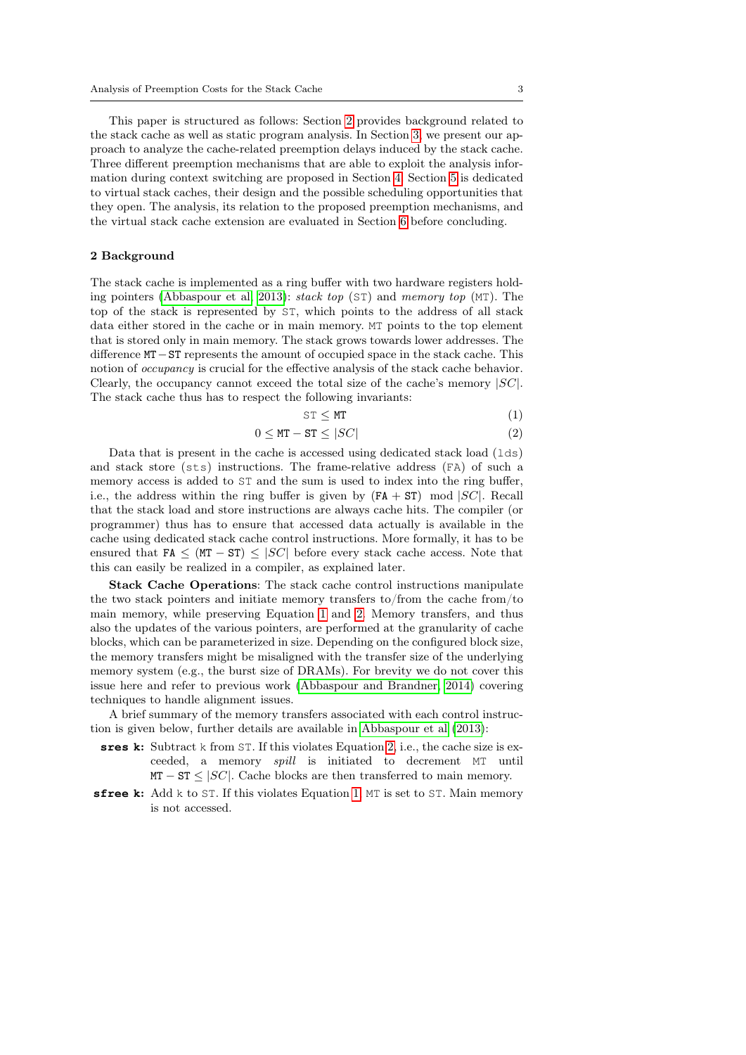This paper is structured as follows: Section 2 provides background related to the stack cache as well as static program analysis. In Section 3, we present our approach to analyze the cache-related preemption delays induced by the stack cache. Three different preemption mechanisms that are able to exploit the analysis information during context switching are proposed in Section 4. Section 5 is dedicated to virtual stack caches, their design and the possible scheduling opportunities that they open. The analysis, its relation to the proposed preemption mechanisms, and the virtual stack cache extension are evaluated in Section 6 before concluding.

## 2 Background

The stack cache is implemented as a ring buffer with two hardware registers holding pointers (Abbaspour et al, 2013): *stack top* (ST) and *memory top* (MT). The top of the stack is represented by ST, which points to the address of all stack data either stored in the cache or in main memory. MT points to the top element that is stored only in main memory. The stack grows towards lower addresses. The difference $\mathtt{MT} - \mathtt{ST}$ represents the amount of occupied space in the stack cache. This notion of *occupancy* is crucial for the effective analysis of the stack cache behavior. Clearly, the occupancy cannot exceed the total size of the cache's memory $|SC|$. The stack cache thus has to respect the following invariants:

$$\mathtt{ST} \leq \mathtt{MT} \tag{1}$$

$$0 \leq \mathtt{MT} - \mathtt{ST} \leq |SC| \tag{2}$$

Data that is present in the cache is accessed using dedicated stack load (lds) and stack store (sts) instructions. The frame-relative address (FA) of such a memory access is added to ST and the sum is used to index into the ring buffer, i.e., the address within the ring buffer is given by $(\mathtt{FA} + \mathtt{ST}) \mod |SC|$. Recall that the stack load and store instructions are always cache hits. The compiler (or programmer) thus has to ensure that accessed data actually is available in the cache using dedicated stack cache control instructions. More formally, it has to be ensured that $\mathtt{FA} \leq (\mathtt{MT} - \mathtt{ST}) \leq |SC|$ before every stack cache access. Note that this can easily be realized in a compiler, as explained later.

**Stack Cache Operations**: The stack cache control instructions manipulate the two stack pointers and initiate memory transfers to/from the cache from/to main memory, while preserving Equation 1 and 2. Memory transfers, and thus also the updates of the various pointers, are performed at the granularity of cache blocks, which can be parameterized in size. Depending on the configured block size, the memory transfers might be misaligned with the transfer size of the underlying memory system (e.g., the burst size of DRAMs). For brevity we do not cover this issue here and refer to previous work (Abbaspour and Brandner, 2014) covering techniques to handle alignment issues.

A brief summary of the memory transfers associated with each control instruction is given below, further details are available in Abbaspour et al (2013):

- **sres k:** Subtract k from ST. If this violates Equation 2, i.e., the cache size is exceeded, a memory *spill* is initiated to decrement MT until $\mathtt{MT} - \mathtt{ST} \leq |SC|$. Cache blocks are then transferred to main memory.
- **sfree k:** Add k to ST. If this violates Equation 1, MT is set to ST. Main memory is not accessed.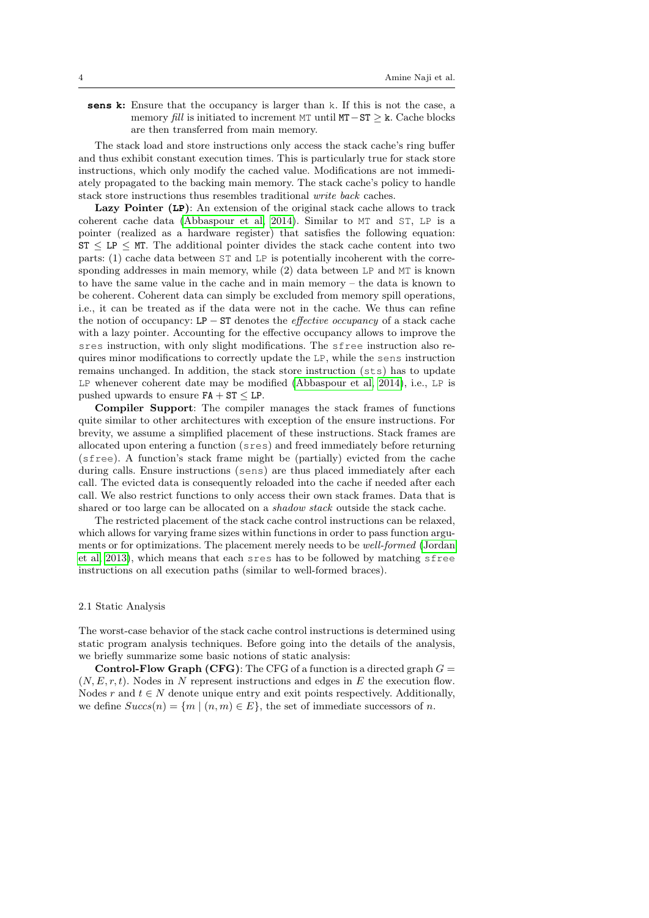**sens k:** Ensure that the occupancy is larger than k. If this is not the case, a memory *fill* is initiated to increment MT until $\texttt{MT} - \texttt{ST} \geq \texttt{k}$. Cache blocks are then transferred from main memory.

The stack load and store instructions only access the stack cache's ring buffer and thus exhibit constant execution times. This is particularly true for stack store instructions, which only modify the cached value. Modifications are not immediately propagated to the backing main memory. The stack cache's policy to handle stack store instructions thus resembles traditional *write back* caches.

**Lazy Pointer (LP)**: An extension of the original stack cache allows to track coherent cache data (Abbaspour et al, 2014). Similar to MT and ST, LP is a pointer (realized as a hardware register) that satisfies the following equation: $\texttt{ST} \leq \texttt{LP} \leq \texttt{MT}$. The additional pointer divides the stack cache content into two parts: (1) cache data between ST and LP is potentially incoherent with the corresponding addresses in main memory, while (2) data between LP and MT is known to have the same value in the cache and in main memory – the data is known to be coherent. Coherent data can simply be excluded from memory spill operations, i.e., it can be treated as if the data were not in the cache. We thus can refine the notion of occupancy: $\texttt{LP} - \texttt{ST}$ denotes the *effective occupancy* of a stack cache with a lazy pointer. Accounting for the effective occupancy allows to improve the sres instruction, with only slight modifications. The sfree instruction also requires minor modifications to correctly update the LP, while the sens instruction remains unchanged. In addition, the stack store instruction (sts) has to update LP whenever coherent date may be modified (Abbaspour et al, 2014), i.e., LP is pushed upwards to ensure $\texttt{FA} + \texttt{ST} \leq \texttt{LP}$.

**Compiler Support**: The compiler manages the stack frames of functions quite similar to other architectures with exception of the ensure instructions. For brevity, we assume a simplified placement of these instructions. Stack frames are allocated upon entering a function (sres) and freed immediately before returning (sfree). A function's stack frame might be (partially) evicted from the cache during calls. Ensure instructions (sens) are thus placed immediately after each call. The evicted data is consequently reloaded into the cache if needed after each call. We also restrict functions to only access their own stack frames. Data that is shared or too large can be allocated on a *shadow stack* outside the stack cache.

The restricted placement of the stack cache control instructions can be relaxed, which allows for varying frame sizes within functions in order to pass function arguments or for optimizations. The placement merely needs to be *well-formed* (Jordan et al, 2013), which means that each sres has to be followed by matching sfree instructions on all execution paths (similar to well-formed braces).

### 2.1 Static Analysis

The worst-case behavior of the stack cache control instructions is determined using static program analysis techniques. Before going into the details of the analysis, we briefly summarize some basic notions of static analysis:

**Control-Flow Graph (CFG)**: The CFG of a function is a directed graph $G = (N, E, r, t)$. Nodes in $N$ represent instructions and edges in $E$ the execution flow. Nodes $r$ and $t \in N$ denote unique entry and exit points respectively. Additionally, we define $Succs(n) = \{m \mid (n, m) \in E\}$, the set of immediate successors of $n$.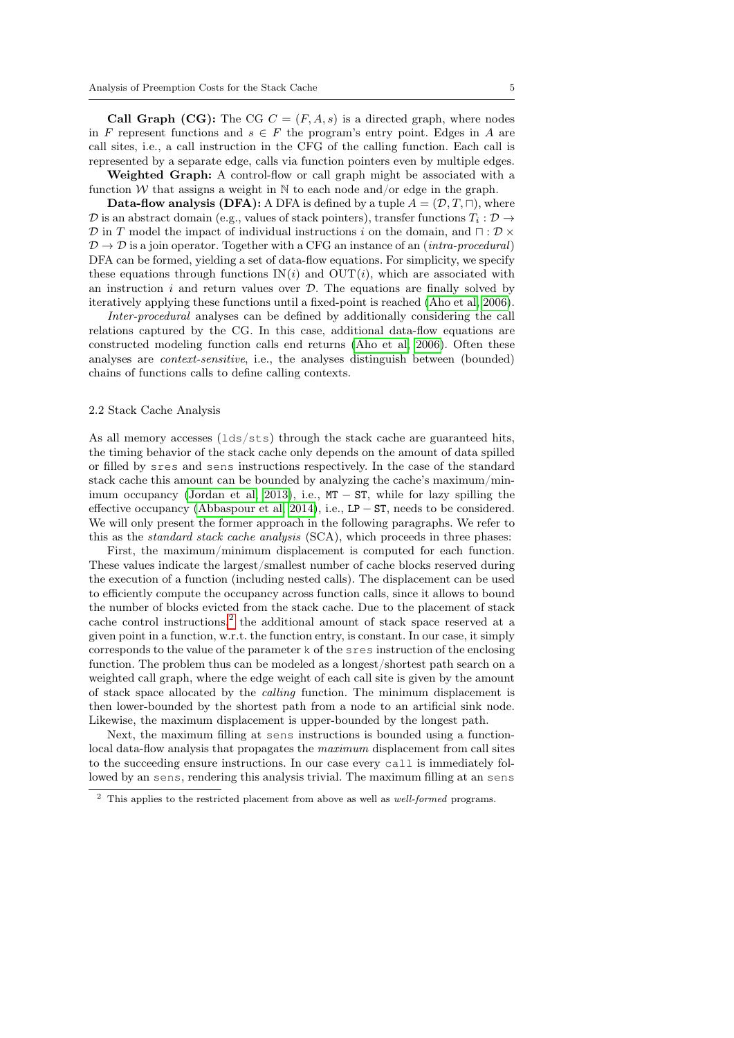**Call Graph (CG):** The CG $C = (F, A, s)$ is a directed graph, where nodes in $F$ represent functions and $s \in F$ the program's entry point. Edges in $A$ are call sites, i.e., a call instruction in the CFG of the calling function. Each call is represented by a separate edge, calls via function pointers even by multiple edges.

**Weighted Graph:** A control-flow or call graph might be associated with a function $\mathcal{W}$ that assigns a weight in $\mathbb{N}$ to each node and/or edge in the graph.

**Data-flow analysis (DFA):** A DFA is defined by a tuple $A = (\mathcal{D}, T, \sqcap)$, where $\mathcal{D}$ is an abstract domain (e.g., values of stack pointers), transfer functions $T_i : \mathcal{D} \rightarrow \mathcal{D}$ in $T$ model the impact of individual instructions $i$ on the domain, and $\sqcap : \mathcal{D} \times \mathcal{D} \rightarrow \mathcal{D}$ is a join operator. Together with a CFG an instance of an (*intra-procedural*) DFA can be formed, yielding a set of data-flow equations. For simplicity, we specify these equations through functions $\mathrm{IN}(i)$ and $\mathrm{OUT}(i)$, which are associated with an instruction $i$ and return values over $\mathcal{D}$. The equations are finally solved by iteratively applying these functions until a fixed-point is reached (Aho et al, 2006).

*Inter-procedural* analyses can be defined by additionally considering the call relations captured by the CG. In this case, additional data-flow equations are constructed modeling function calls end returns (Aho et al, 2006). Often these analyses are *context-sensitive*, i.e., the analyses distinguish between (bounded) chains of functions calls to define calling contexts.

## 2.2 Stack Cache Analysis

As all memory accesses (`lds`/`sts`) through the stack cache are guaranteed hits, the timing behavior of the stack cache only depends on the amount of data spilled or filled by `sres` and `sens` instructions respectively. In the case of the standard stack cache this amount can be bounded by analyzing the cache's maximum/minimum occupancy (Jordan et al, 2013), i.e., $\mathtt{MT} - \mathtt{ST}$, while for lazy spilling the effective occupancy (Abbaspour et al, 2014), i.e., $\mathtt{LP} - \mathtt{ST}$, needs to be considered. We will only present the former approach in the following paragraphs. We refer to this as the *standard stack cache analysis* (SCA), which proceeds in three phases:

First, the maximum/minimum displacement is computed for each function. These values indicate the largest/smallest number of cache blocks reserved during the execution of a function (including nested calls). The displacement can be used to efficiently compute the occupancy across function calls, since it allows to bound the number of blocks evicted from the stack cache. Due to the placement of stack cache control instructions,[2] the additional amount of stack space reserved at a given point in a function, w.r.t. the function entry, is constant. In our case, it simply corresponds to the value of the parameter `k` of the `sres` instruction of the enclosing function. The problem thus can be modeled as a longest/shortest path search on a weighted call graph, where the edge weight of each call site is given by the amount of stack space allocated by the *calling* function. The minimum displacement is then lower-bounded by the shortest path from a node to an artificial sink node. Likewise, the maximum displacement is upper-bounded by the longest path.

Next, the maximum filling at `sens` instructions is bounded using a function-local data-flow analysis that propagates the *maximum* displacement from call sites to the succeeding ensure instructions. In our case every `call` is immediately followed by an `sens`, rendering this analysis trivial. The maximum filling at an `sens`

[2] This applies to the restricted placement from above as well as *well-formed* programs.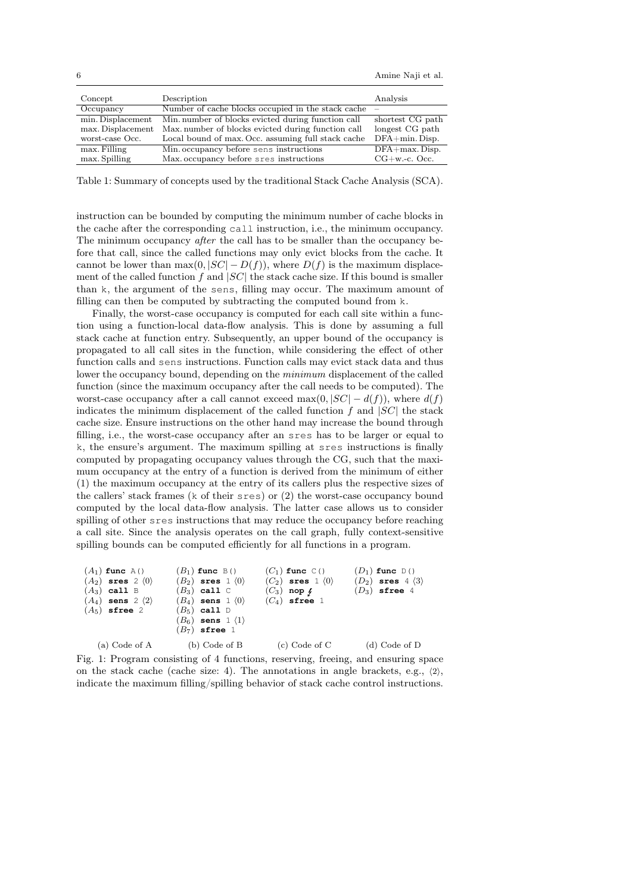| Concept | Description | Analysis |
|---|---|---|
| Occupancy | Number of cache blocks occupied in the stack cache | – |
| min. Displacement | Min. number of blocks evicted during function call | shortest CG path |
| max. Displacement | Max. number of blocks evicted during function call | longest CG path |
| worst-case Occ. | Local bound of max. Occ. assuming full stack cache | DFA+min. Disp. |
| max. Filling | Min. occupancy before sens instructions | DFA+max. Disp. |
| max. Spilling | Max. occupancy before sres instructions | CG+w.-c. Occ. |

Table 1: Summary of concepts used by the traditional Stack Cache Analysis (SCA).

instruction can be bounded by computing the minimum number of cache blocks in the cache after the corresponding `call` instruction, i.e., the minimum occupancy. The minimum occupancy *after* the call has to be smaller than the occupancy before that call, since the called functions may only evict blocks from the cache. It cannot be lower than $\max(0, |SC| - D(f))$, where $D(f)$ is the maximum displacement of the called function $f$ and $|SC|$ the stack cache size. If this bound is smaller than `k`, the argument of the `sens`, filling may occur. The maximum amount of filling can then be computed by subtracting the computed bound from `k`.

Finally, the worst-case occupancy is computed for each call site within a function using a function-local data-flow analysis. This is done by assuming a full stack cache at function entry. Subsequently, an upper bound of the occupancy is propagated to all call sites in the function, while considering the effect of other function calls and `sens` instructions. Function calls may evict stack data and thus lower the occupancy bound, depending on the *minimum* displacement of the called function (since the maximum occupancy after the call needs to be computed). The worst-case occupancy after a call cannot exceed $\max(0, |SC| - d(f))$, where $d(f)$ indicates the minimum displacement of the called function $f$ and $|SC|$ the stack cache size. Ensure instructions on the other hand may increase the bound through filling, i.e., the worst-case occupancy after an `sres` has to be larger or equal to `k`, the ensure's argument. The maximum spilling at `sres` instructions is finally computed by propagating occupancy values through the CG, such that the maximum occupancy at the entry of a function is derived from the minimum of either (1) the maximum occupancy at the entry of its callers plus the respective sizes of the callers' stack frames (`k` of their `sres`) or (2) the worst-case occupancy bound computed by the local data-flow analysis. The latter case allows us to consider spilling of other `sres` instructions that may reduce the occupancy before reaching a call site. Since the analysis operates on the call graph, fully context-sensitive spilling bounds can be computed efficiently for all functions in a program.

(a) Code of A
```
(A1) func A()
(A2) sres 2 ⟨0⟩
(A3) call B
(A4) sens 2 ⟨2⟩
(A5) sfree 2
```

(b) Code of B
```
(B1) func B()
(B2) sres 1 ⟨0⟩
(B3) call C
(B4) sens 1 ⟨0⟩
(B5) call D
(B6) sens 1 ⟨1⟩
(B7) sfree 1
```

(c) Code of C
```
(C1) func C()
(C2) sres 1 ⟨0⟩
(C3) nop ↯
(C4) sfree 1
```

(d) Code of D
```
(D1) func D()
(D2) sres 4 ⟨3⟩
(D3) sfree 4
```

Fig. 1: Program consisting of 4 functions, reserving, freeing, and ensuring space on the stack cache (cache size: 4). The annotations in angle brackets, e.g., ⟨2⟩, indicate the maximum filling/spilling behavior of stack cache control instructions.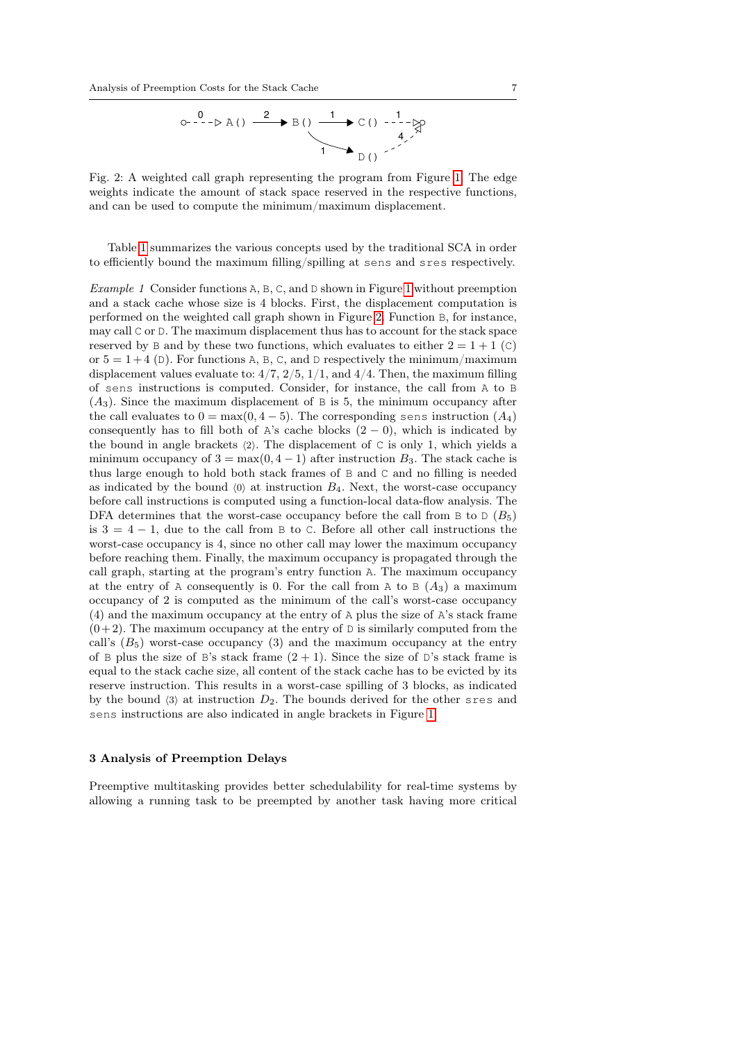Fig. 2: A weighted call graph representing the program from Figure 1. The edge weights indicate the amount of stack space reserved in the respective functions, and can be used to compute the minimum/maximum displacement.

Table 1 summarizes the various concepts used by the traditional SCA in order to efficiently bound the maximum filling/spilling at `sens` and `sres` respectively.

*Example 1* Consider functions `A`, `B`, `C`, and `D` shown in Figure 1 without preemption and a stack cache whose size is 4 blocks. First, the displacement computation is performed on the weighted call graph shown in Figure 2. Function `B`, for instance, may call `C` or `D`. The maximum displacement thus has to account for the stack space reserved by `B` and by these two functions, which evaluates to either $2 = 1 + 1$ (`C`) or $5 = 1 + 4$ (`D`). For functions `A`, `B`, `C`, and `D` respectively the minimum/maximum displacement values evaluate to: $4/7$, $2/5$, $1/1$, and $4/4$. Then, the maximum filling of `sens` instructions is computed. Consider, for instance, the call from `A` to `B` ($A_3$). Since the maximum displacement of `B` is 5, the minimum occupancy after the call evaluates to $0 = \max(0, 4 - 5)$. The corresponding `sens` instruction ($A_4$) consequently has to fill both of `A`'s cache blocks $(2 - 0)$, which is indicated by the bound in angle brackets $\langle 2 \rangle$. The displacement of `C` is only 1, which yields a minimum occupancy of $3 = \max(0, 4 - 1)$ after instruction $B_3$. The stack cache is thus large enough to hold both stack frames of `B` and `C` and no filling is needed as indicated by the bound $\langle 0 \rangle$ at instruction $B_4$. Next, the worst-case occupancy before call instructions is computed using a function-local data-flow analysis. The DFA determines that the worst-case occupancy before the call from `B` to `D` ($B_5$) is $3 = 4 - 1$, due to the call from `B` to `C`. Before all other call instructions the worst-case occupancy is 4, since no other call may lower the maximum occupancy before reaching them. Finally, the maximum occupancy is propagated through the call graph, starting at the program's entry function `A`. The maximum occupancy at the entry of `A` consequently is 0. For the call from `A` to `B` ($A_3$) a maximum occupancy of 2 is computed as the minimum of the call's worst-case occupancy (4) and the maximum occupancy at the entry of `A` plus the size of `A`'s stack frame $(0+2)$. The maximum occupancy at the entry of `D` is similarly computed from the call's ($B_5$) worst-case occupancy (3) and the maximum occupancy at the entry of `B` plus the size of `B`'s stack frame $(2 + 1)$. Since the size of `D`'s stack frame is equal to the stack cache size, all content of the stack cache has to be evicted by its reserve instruction. This results in a worst-case spilling of 3 blocks, as indicated by the bound $\langle 3 \rangle$ at instruction $D_2$. The bounds derived for the other `sres` and `sens` instructions are also indicated in angle brackets in Figure 1.

## 3 Analysis of Preemption Delays

Preemptive multitasking provides better schedulability for real-time systems by allowing a running task to be preempted by another task having more critical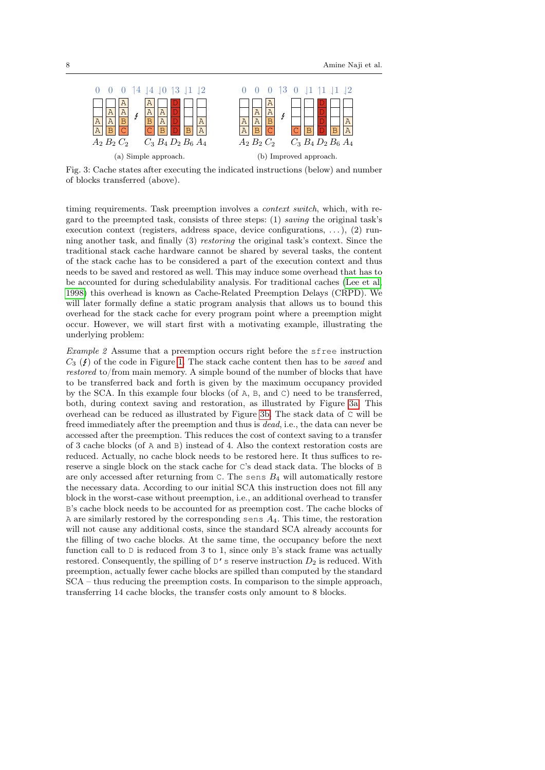Fig. 3: Cache states after executing the indicated instructions (below) and number of blocks transferred (above).

(a) Simple approach.

(b) Improved approach.

timing requirements. Task preemption involves a *context switch*, which, with regard to the preempted task, consists of three steps: (1) *saving* the original task's execution context (registers, address space, device configurations, ...), (2) running another task, and finally (3) *restoring* the original task's context. Since the traditional stack cache hardware cannot be shared by several tasks, the content of the stack cache has to be considered a part of the execution context and thus needs to be saved and restored as well. This may induce some overhead that has to be accounted for during schedulability analysis. For traditional caches (Lee et al, 1998) this overhead is known as Cache-Related Preemption Delays (CRPD). We will later formally define a static program analysis that allows us to bound this overhead for the stack cache for every program point where a preemption might occur. However, we will start first with a motivating example, illustrating the underlying problem:

*Example 2* Assume that a preemption occurs right before the `sfree` instruction $C_3$ ($\not{z}$) of the code in Figure 1. The stack cache content then has to be *saved* and *restored* to/from main memory. A simple bound of the number of blocks that have to be transferred back and forth is given by the maximum occupancy provided by the SCA. In this example four blocks (of `A`, `B`, and `C`) need to be transferred, both, during context saving and restoration, as illustrated by Figure 3a. This overhead can be reduced as illustrated by Figure 3b. The stack data of `C` will be freed immediately after the preemption and thus is *dead*, i.e., the data can never be accessed after the preemption. This reduces the cost of context saving to a transfer of 3 cache blocks (of `A` and `B`) instead of 4. Also the context restoration costs are reduced. Actually, no cache block needs to be restored here. It thus suffices to re-reserve a single block on the stack cache for `C`'s dead stack data. The blocks of `B` are only accessed after returning from `C`. The `sens` $B_4$ will automatically restore the necessary data. According to our initial SCA this instruction does not fill any block in the worst-case without preemption, i.e., an additional overhead to transfer `B`'s cache block needs to be accounted for as preemption cost. The cache blocks of `A` are similarly restored by the corresponding `sens` $A_4$. This time, the restoration will not cause any additional costs, since the standard SCA already accounts for the filling of two cache blocks. At the same time, the occupancy before the next function call to `D` is reduced from 3 to 1, since only `B`'s stack frame was actually restored. Consequently, the spilling of `D`'s reserve instruction $D_2$ is reduced. With preemption, actually fewer cache blocks are spilled than computed by the standard SCA – thus reducing the preemption costs. In comparison to the simple approach, transferring 14 cache blocks, the transfer costs only amount to 8 blocks.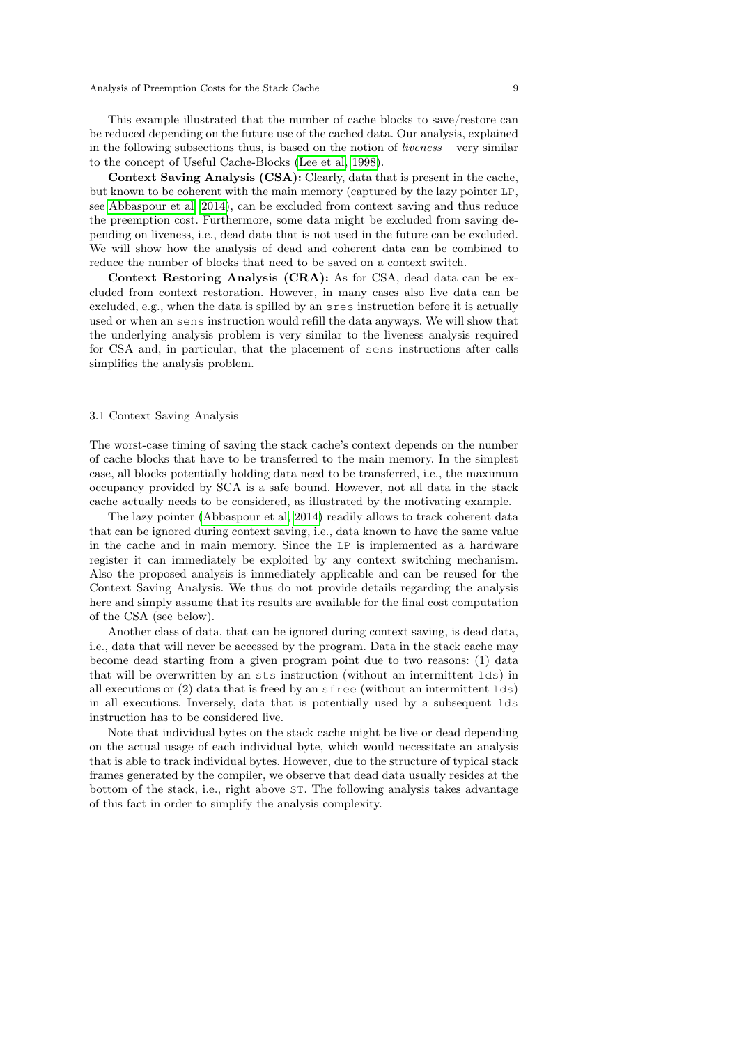This example illustrated that the number of cache blocks to save/restore can be reduced depending on the future use of the cached data. Our analysis, explained in the following subsections thus, is based on the notion of *liveness* – very similar to the concept of Useful Cache-Blocks (Lee et al, 1998).

**Context Saving Analysis (CSA):** Clearly, data that is present in the cache, but known to be coherent with the main memory (captured by the lazy pointer `LP`, see Abbaspour et al, 2014), can be excluded from context saving and thus reduce the preemption cost. Furthermore, some data might be excluded from saving depending on liveness, i.e., dead data that is not used in the future can be excluded. We will show how the analysis of dead and coherent data can be combined to reduce the number of blocks that need to be saved on a context switch.

**Context Restoring Analysis (CRA):** As for CSA, dead data can be excluded from context restoration. However, in many cases also live data can be excluded, e.g., when the data is spilled by an `sres` instruction before it is actually used or when an `sens` instruction would refill the data anyways. We will show that the underlying analysis problem is very similar to the liveness analysis required for CSA and, in particular, that the placement of `sens` instructions after calls simplifies the analysis problem.

### 3.1 Context Saving Analysis

The worst-case timing of saving the stack cache's context depends on the number of cache blocks that have to be transferred to the main memory. In the simplest case, all blocks potentially holding data need to be transferred, i.e., the maximum occupancy provided by SCA is a safe bound. However, not all data in the stack cache actually needs to be considered, as illustrated by the motivating example.

The lazy pointer (Abbaspour et al, 2014) readily allows to track coherent data that can be ignored during context saving, i.e., data known to have the same value in the cache and in main memory. Since the `LP` is implemented as a hardware register it can immediately be exploited by any context switching mechanism. Also the proposed analysis is immediately applicable and can be reused for the Context Saving Analysis. We thus do not provide details regarding the analysis here and simply assume that its results are available for the final cost computation of the CSA (see below).

Another class of data, that can be ignored during context saving, is dead data, i.e., data that will never be accessed by the program. Data in the stack cache may become dead starting from a given program point due to two reasons: (1) data that will be overwritten by an `sts` instruction (without an intermittent `lds`) in all executions or (2) data that is freed by an `sfree` (without an intermittent `lds`) in all executions. Inversely, data that is potentially used by a subsequent `lds` instruction has to be considered live.

Note that individual bytes on the stack cache might be live or dead depending on the actual usage of each individual byte, which would necessitate an analysis that is able to track individual bytes. However, due to the structure of typical stack frames generated by the compiler, we observe that dead data usually resides at the bottom of the stack, i.e., right above `ST`. The following analysis takes advantage of this fact in order to simplify the analysis complexity.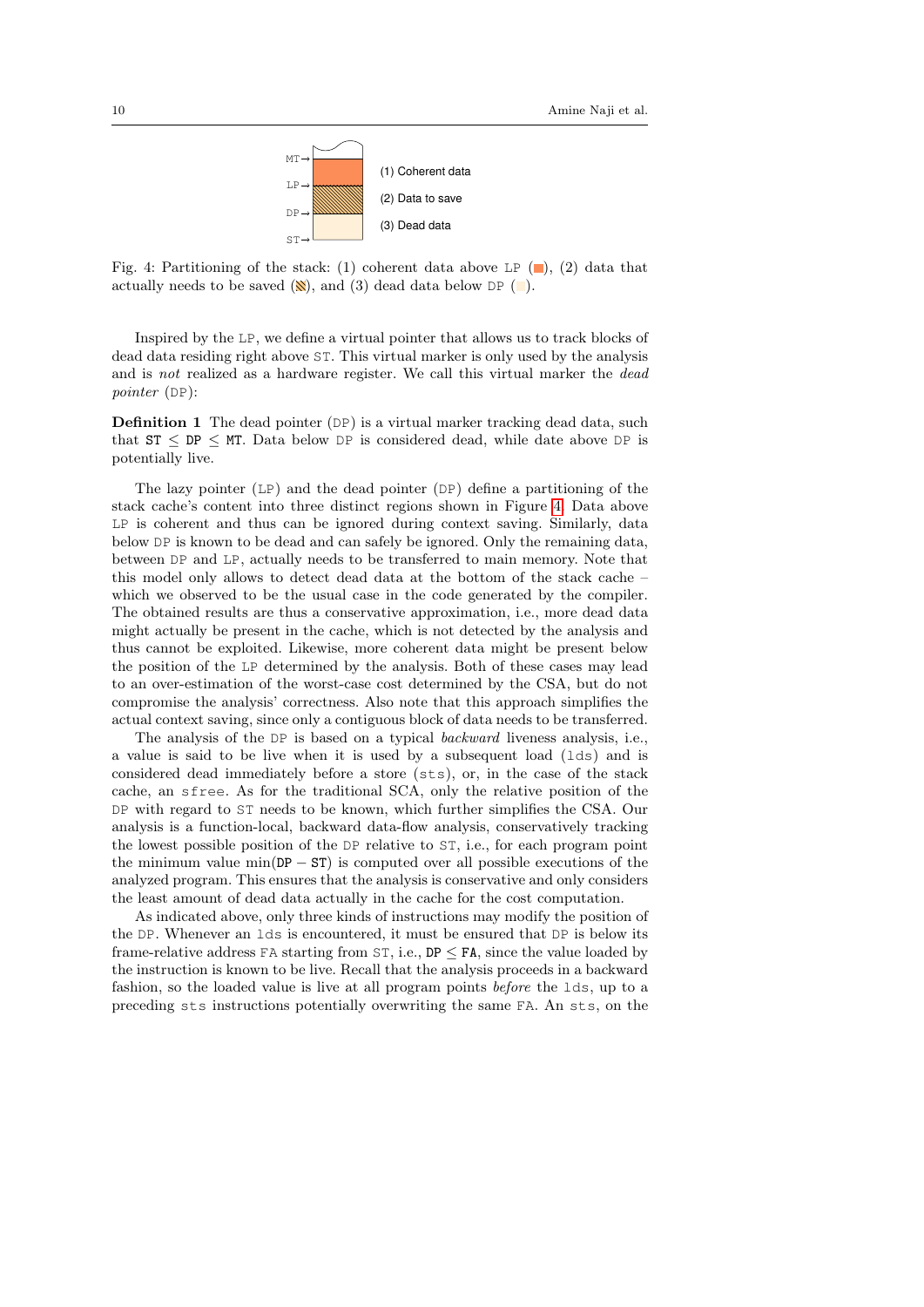MT→
LP→
DP→
ST→

(1) Coherent data

(2) Data to save

(3) Dead data

Fig. 4: Partitioning of the stack: (1) coherent data above LP (■), (2) data that actually needs to be saved (▧), and (3) dead data below DP (□).

Inspired by the LP, we define a virtual pointer that allows us to track blocks of dead data residing right above ST. This virtual marker is only used by the analysis and is *not* realized as a hardware register. We call this virtual marker the *dead pointer* (DP):

**Definition 1** The dead pointer (DP) is a virtual marker tracking dead data, such that $\texttt{ST} \leq \texttt{DP} \leq \texttt{MT}$. Data below DP is considered dead, while date above DP is potentially live.

The lazy pointer (LP) and the dead pointer (DP) define a partitioning of the stack cache's content into three distinct regions shown in Figure 4. Data above LP is coherent and thus can be ignored during context saving. Similarly, data below DP is known to be dead and can safely be ignored. Only the remaining data, between DP and LP, actually needs to be transferred to main memory. Note that this model only allows to detect dead data at the bottom of the stack cache – which we observed to be the usual case in the code generated by the compiler. The obtained results are thus a conservative approximation, i.e., more dead data might actually be present in the cache, which is not detected by the analysis and thus cannot be exploited. Likewise, more coherent data might be present below the position of the LP determined by the analysis. Both of these cases may lead to an over-estimation of the worst-case cost determined by the CSA, but do not compromise the analysis' correctness. Also note that this approach simplifies the actual context saving, since only a contiguous block of data needs to be transferred.

The analysis of the DP is based on a typical *backward* liveness analysis, i.e., a value is said to be live when it is used by a subsequent load (lds) and is considered dead immediately before a store (sts), or, in the case of the stack cache, an sfree. As for the traditional SCA, only the relative position of the DP with regard to ST needs to be known, which further simplifies the CSA. Our analysis is a function-local, backward data-flow analysis, conservatively tracking the lowest possible position of the DP relative to ST, i.e., for each program point the minimum value $\min(\texttt{DP} - \texttt{ST})$ is computed over all possible executions of the analyzed program. This ensures that the analysis is conservative and only considers the least amount of dead data actually in the cache for the cost computation.

As indicated above, only three kinds of instructions may modify the position of the DP. Whenever an lds is encountered, it must be ensured that DP is below its frame-relative address FA starting from ST, i.e., $\texttt{DP} \leq \texttt{FA}$, since the value loaded by the instruction is known to be live. Recall that the analysis proceeds in a backward fashion, so the loaded value is live at all program points *before* the lds, up to a preceding sts instructions potentially overwriting the same FA. An sts, on the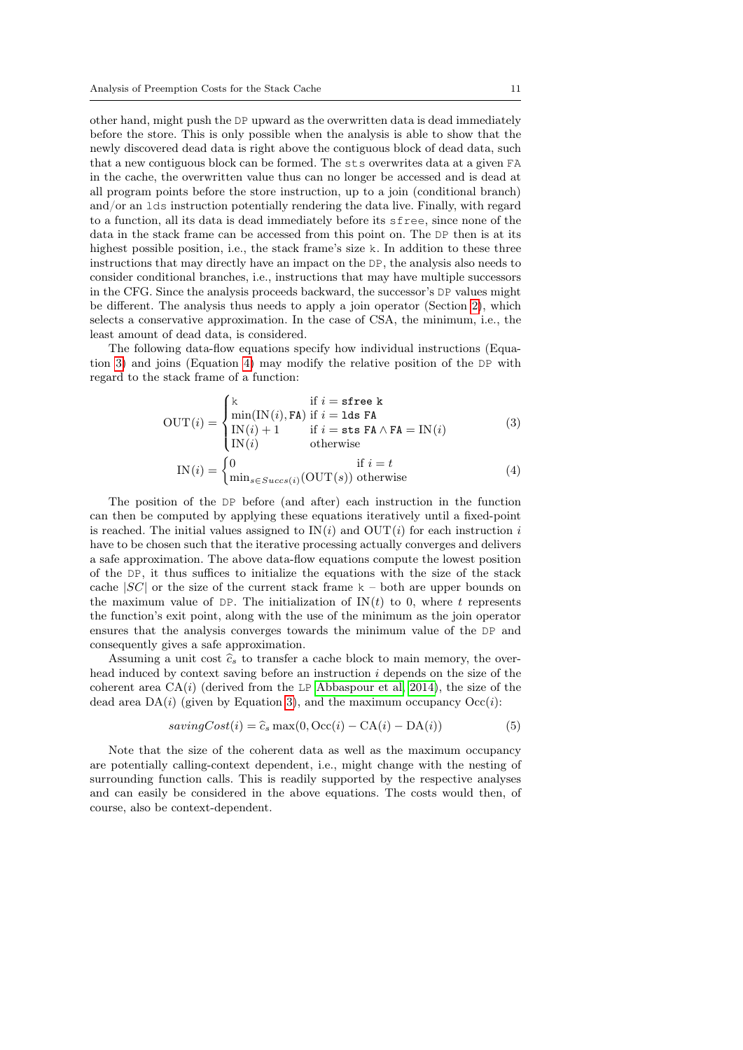other hand, might push the DP upward as the overwritten data is dead immediately before the store. This is only possible when the analysis is able to show that the newly discovered dead data is right above the contiguous block of dead data, such that a new contiguous block can be formed. The sts overwrites data at a given FA in the cache, the overwritten value thus can no longer be accessed and is dead at all program points before the store instruction, up to a join (conditional branch) and/or an lds instruction potentially rendering the data live. Finally, with regard to a function, all its data is dead immediately before its sfree, since none of the data in the stack frame can be accessed from this point on. The DP then is at its highest possible position, i.e., the stack frame's size k. In addition to these three instructions that may directly have an impact on the DP, the analysis also needs to consider conditional branches, i.e., instructions that may have multiple successors in the CFG. Since the analysis proceeds backward, the successor's DP values might be different. The analysis thus needs to apply a join operator (Section 2), which selects a conservative approximation. In the case of CSA, the minimum, i.e., the least amount of dead data, is considered.

The following data-flow equations specify how individual instructions (Equation 3) and joins (Equation 4) may modify the relative position of the DP with regard to the stack frame of a function:

$$\mathrm{OUT}(i) = \begin{cases} \mathtt{k} & \text{if } i = \mathtt{sfree\ k} \\ \min(\mathrm{IN}(i), \mathtt{FA}) & \text{if } i = \mathtt{lds\ FA} \\ \mathrm{IN}(i) + 1 & \text{if } i = \mathtt{sts\ FA} \wedge \mathtt{FA} = \mathrm{IN}(i) \\ \mathrm{IN}(i) & \text{otherwise} \end{cases} \tag{3}$$

$$\mathrm{IN}(i) = \begin{cases} 0 & \text{if } i = t \\ \min_{s \in Succs(i)}(\mathrm{OUT}(s)) & \text{otherwise} \end{cases} \tag{4}$$

The position of the DP before (and after) each instruction in the function can then be computed by applying these equations iteratively until a fixed-point is reached. The initial values assigned to $\mathrm{IN}(i)$ and $\mathrm{OUT}(i)$ for each instruction $i$ have to be chosen such that the iterative processing actually converges and delivers a safe approximation. The above data-flow equations compute the lowest position of the DP, it thus suffices to initialize the equations with the size of the stack cache $|SC|$ or the size of the current stack frame k – both are upper bounds on the maximum value of DP. The initialization of $\mathrm{IN}(t)$ to 0, where $t$ represents the function's exit point, along with the use of the minimum as the join operator ensures that the analysis converges towards the minimum value of the DP and consequently gives a safe approximation.

Assuming a unit cost $\widehat{c}_s$ to transfer a cache block to main memory, the overhead induced by context saving before an instruction $i$ depends on the size of the coherent area $\mathrm{CA}(i)$ (derived from the LP Abbaspour et al. 2014), the size of the dead area $\mathrm{DA}(i)$ (given by Equation 3), and the maximum occupancy $\mathrm{Occ}(i)$:

$$savingCost(i) = \widehat{c}_s \max(0, \mathrm{Occ}(i) - \mathrm{CA}(i) - \mathrm{DA}(i)) \tag{5}$$

Note that the size of the coherent data as well as the maximum occupancy are potentially calling-context dependent, i.e., might change with the nesting of surrounding function calls. This is readily supported by the respective analyses and can easily be considered in the above equations. The costs would then, of course, also be context-dependent.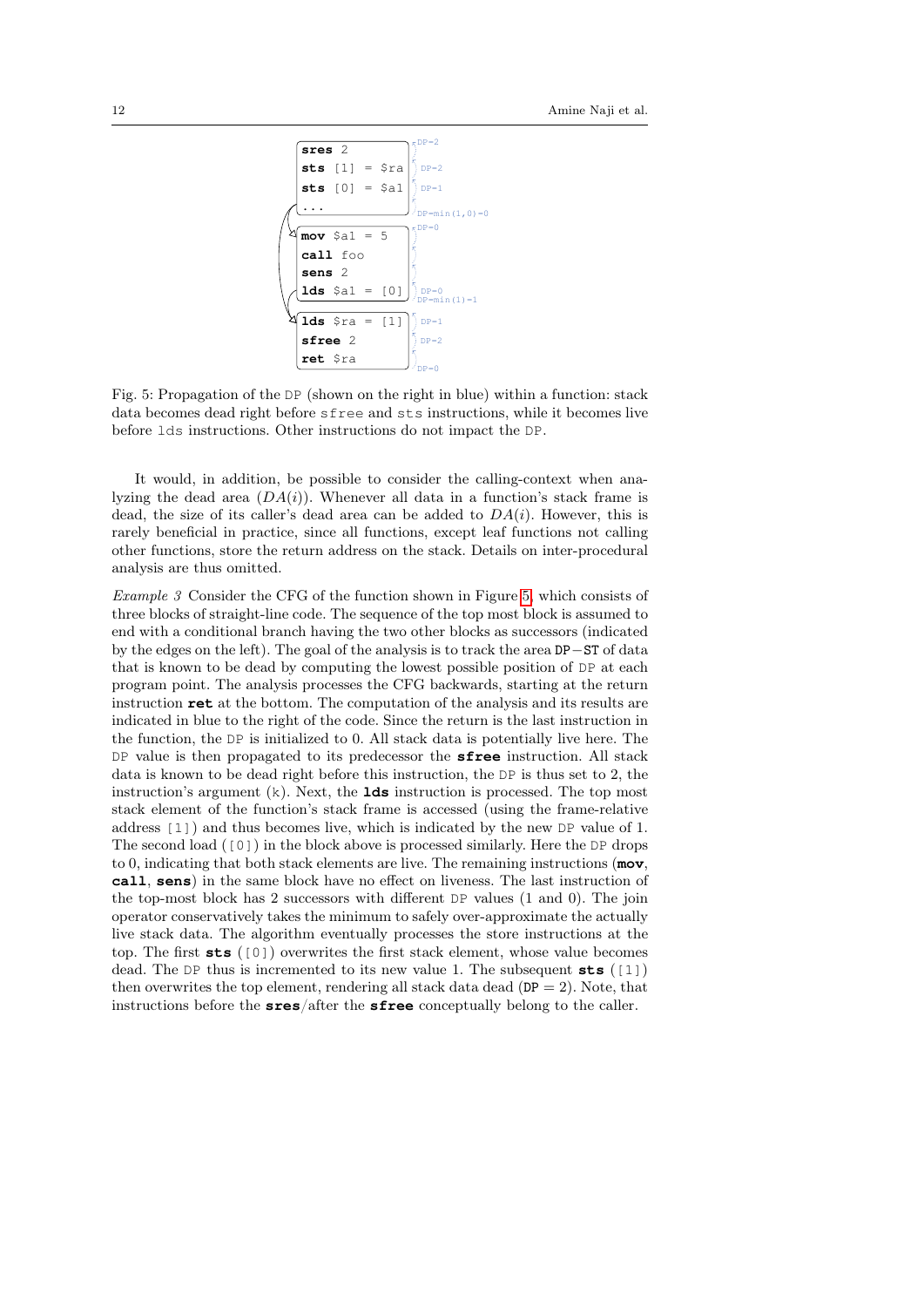```
sres 2
sts [1] = $ra
sts [0] = $a1
...

mov $a1 = 5
call foo
sens 2
lds $a1 = [0]

lds $ra = [1]
sfree 2
ret $ra
```

Fig. 5: Propagation of the DP (shown on the right in blue) within a function: stack data becomes dead right before sfree and sts instructions, while it becomes live before lds instructions. Other instructions do not impact the DP.

It would, in addition, be possible to consider the calling-context when analyzing the dead area ($DA(i)$). Whenever all data in a function's stack frame is dead, the size of its caller's dead area can be added to $DA(i)$. However, this is rarely beneficial in practice, since all functions, except leaf functions not calling other functions, store the return address on the stack. Details on inter-procedural analysis are thus omitted.

*Example 3* Consider the CFG of the function shown in Figure 5, which consists of three blocks of straight-line code. The sequence of the top most block is assumed to end with a conditional branch having the two other blocks as successors (indicated by the edges on the left). The goal of the analysis is to track the area DP − ST of data that is known to be dead by computing the lowest possible position of DP at each program point. The analysis processes the CFG backwards, starting at the return instruction **ret** at the bottom. The computation of the analysis and its results are indicated in blue to the right of the code. Since the return is the last instruction in the function, the DP is initialized to 0. All stack data is potentially live here. The DP value is then propagated to its predecessor the **sfree** instruction. All stack data is known to be dead right before this instruction, the DP is thus set to 2, the instruction's argument (k). Next, the **lds** instruction is processed. The top most stack element of the function's stack frame is accessed (using the frame-relative address [1]) and thus becomes live, which is indicated by the new DP value of 1. The second load ([0]) in the block above is processed similarly. Here the DP drops to 0, indicating that both stack elements are live. The remaining instructions (**mov**, **call**, **sens**) in the same block have no effect on liveness. The last instruction of the top-most block has 2 successors with different DP values (1 and 0). The join operator conservatively takes the minimum to safely over-approximate the actually live stack data. The algorithm eventually processes the store instructions at the top. The first **sts** ([0]) overwrites the first stack element, whose value becomes dead. The DP thus is incremented to its new value 1. The subsequent **sts** ([1]) then overwrites the top element, rendering all stack data dead (DP = 2). Note, that instructions before the **sres**/after the **sfree** conceptually belong to the caller.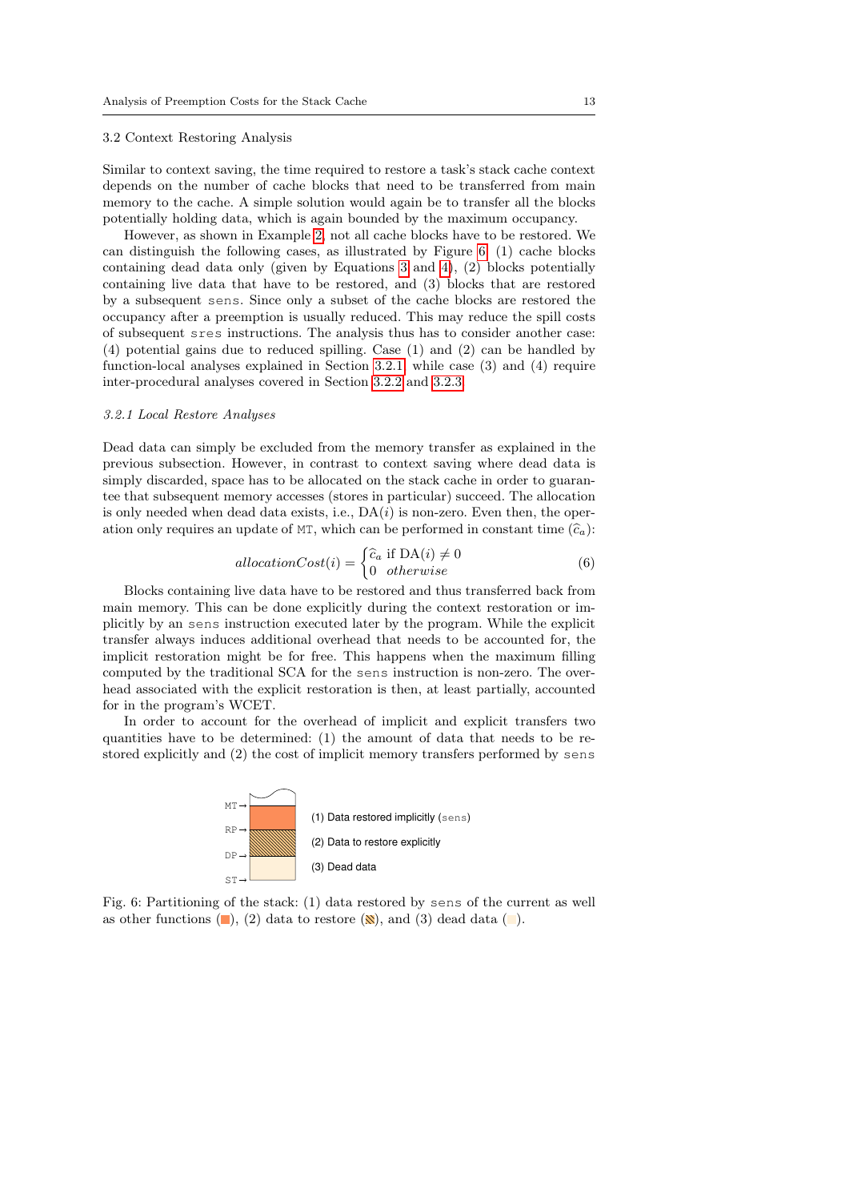### 3.2 Context Restoring Analysis

Similar to context saving, the time required to restore a task's stack cache context depends on the number of cache blocks that need to be transferred from main memory to the cache. A simple solution would again be to transfer all the blocks potentially holding data, which is again bounded by the maximum occupancy.

However, as shown in Example 2, not all cache blocks have to be restored. We can distinguish the following cases, as illustrated by Figure 6: (1) cache blocks containing dead data only (given by Equations 3 and 4), (2) blocks potentially containing live data that have to be restored, and (3) blocks that are restored by a subsequent sens. Since only a subset of the cache blocks are restored the occupancy after a preemption is usually reduced. This may reduce the spill costs of subsequent sres instructions. The analysis thus has to consider another case: (4) potential gains due to reduced spilling. Case (1) and (2) can be handled by function-local analyses explained in Section 3.2.1, while case (3) and (4) require inter-procedural analyses covered in Section 3.2.2 and 3.2.3.

#### 3.2.1 Local Restore Analyses

Dead data can simply be excluded from the memory transfer as explained in the previous subsection. However, in contrast to context saving where dead data is simply discarded, space has to be allocated on the stack cache in order to guarantee that subsequent memory accesses (stores in particular) succeed. The allocation is only needed when dead data exists, i.e., $\text{DA}(i)$ is non-zero. Even then, the operation only requires an update of MT, which can be performed in constant time ($\widehat{c}_a$):

$$allocationCost(i) = \begin{cases} \widehat{c}_a \text{ if } \text{DA}(i) \neq 0 \\ 0 \;\; otherwise \end{cases} \tag{6}$$

Blocks containing live data have to be restored and thus transferred back from main memory. This can be done explicitly during the context restoration or implicitly by an sens instruction executed later by the program. While the explicit transfer always induces additional overhead that needs to be accounted for, the implicit restoration might be for free. This happens when the maximum filling computed by the traditional SCA for the sens instruction is non-zero. The overhead associated with the explicit restoration is then, at least partially, accounted for in the program's WCET.

In order to account for the overhead of implicit and explicit transfers two quantities have to be determined: (1) the amount of data that needs to be restored explicitly and (2) the cost of implicit memory transfers performed by sens

MT→ RP→ DP→ ST→

(1) Data restored implicitly (sens)

(2) Data to restore explicitly

(3) Dead data

Fig. 6: Partitioning of the stack: (1) data restored by sens of the current as well as other functions (■), (2) data to restore (▧), and (3) dead data (□).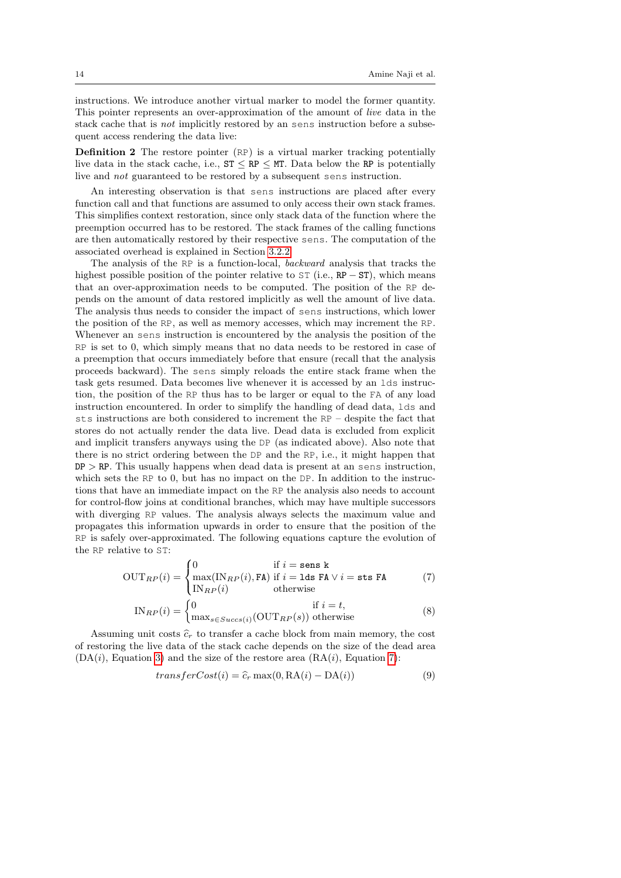instructions. We introduce another virtual marker to model the former quantity. This pointer represents an over-approximation of the amount of *live* data in the stack cache that is *not* implicitly restored by an sens instruction before a subsequent access rendering the data live:

**Definition 2** The restore pointer (RP) is a virtual marker tracking potentially live data in the stack cache, i.e., $\mathtt{ST} \leq \mathtt{RP} \leq \mathtt{MT}$. Data below the RP is potentially live and *not* guaranteed to be restored by a subsequent sens instruction.

An interesting observation is that sens instructions are placed after every function call and that functions are assumed to only access their own stack frames. This simplifies context restoration, since only stack data of the function where the preemption occurred has to be restored. The stack frames of the calling functions are then automatically restored by their respective sens. The computation of the associated overhead is explained in Section 3.2.2.

The analysis of the RP is a function-local, *backward* analysis that tracks the highest possible position of the pointer relative to ST (i.e., $\mathtt{RP} - \mathtt{ST}$), which means that an over-approximation needs to be computed. The position of the RP depends on the amount of data restored implicitly as well the amount of live data. The analysis thus needs to consider the impact of sens instructions, which lower the position of the RP, as well as memory accesses, which may increment the RP. Whenever an sens instruction is encountered by the analysis the position of the RP is set to 0, which simply means that no data needs to be restored in case of a preemption that occurs immediately before that ensure (recall that the analysis proceeds backward). The sens simply reloads the entire stack frame when the task gets resumed. Data becomes live whenever it is accessed by an lds instruction, the position of the RP thus has to be larger or equal to the FA of any load instruction encountered. In order to simplify the handling of dead data, lds and sts instructions are both considered to increment the RP – despite the fact that stores do not actually render the data live. Dead data is excluded from explicit and implicit transfers anyways using the DP (as indicated above). Also note that there is no strict ordering between the DP and the RP, i.e., it might happen that $\mathtt{DP} > \mathtt{RP}$. This usually happens when dead data is present at an sens instruction, which sets the RP to 0, but has no impact on the DP. In addition to the instructions that have an immediate impact on the RP the analysis also needs to account for control-flow joins at conditional branches, which may have multiple successors with diverging RP values. The analysis always selects the maximum value and propagates this information upwards in order to ensure that the position of the RP is safely over-approximated. The following equations capture the evolution of the RP relative to ST:

$$\mathrm{OUT}_{RP}(i) = \begin{cases} 0 & \text{if } i = \mathtt{sens\ k} \\ \max(\mathrm{IN}_{RP}(i), \mathtt{FA}) & \text{if } i = \mathtt{lds\ FA} \vee i = \mathtt{sts\ FA} \\ \mathrm{IN}_{RP}(i) & \text{otherwise} \end{cases} \tag{7}$$

$$\mathrm{IN}_{RP}(i) = \begin{cases} 0 & \text{if } i = t, \\ \max_{s \in Succs(i)}(\mathrm{OUT}_{RP}(s)) & \text{otherwise} \end{cases} \tag{8}$$

Assuming unit costs $\widehat{c}_r$ to transfer a cache block from main memory, the cost of restoring the live data of the stack cache depends on the size of the dead area ($\mathrm{DA}(i)$, Equation 3) and the size of the restore area ($\mathrm{RA}(i)$, Equation 7):

$$transferCost(i) = \widehat{c}_r \max(0, \mathrm{RA}(i) - \mathrm{DA}(i)) \tag{9}$$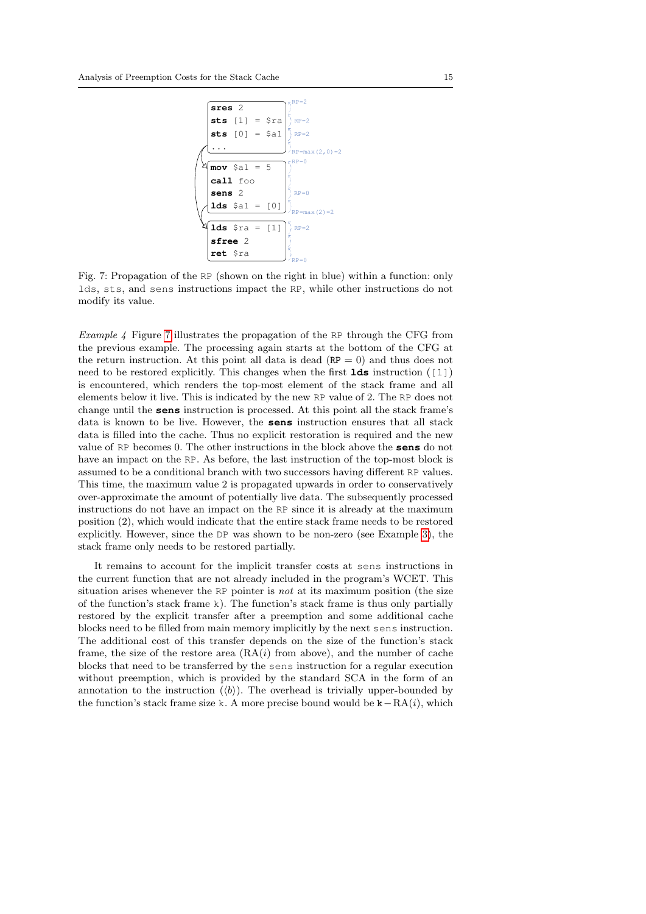```
sres 2
sts [1] = $ra
sts [0] = $a1
...

mov $a1 = 5
call foo
sens 2
lds $a1 = [0]

lds $ra = [1]
sfree 2
ret $ra
```

Fig. 7: Propagation of the RP (shown on the right in blue) within a function: only lds, sts, and sens instructions impact the RP, while other instructions do not modify its value.

*Example 4* Figure 7 illustrates the propagation of the RP through the CFG from the previous example. The processing again starts at the bottom of the CFG at the return instruction. At this point all data is dead ($\mathtt{RP} = 0$) and thus does not need to be restored explicitly. This changes when the first **lds** instruction ([1]) is encountered, which renders the top-most element of the stack frame and all elements below it live. This is indicated by the new RP value of 2. The RP does not change until the **sens** instruction is processed. At this point all the stack frame's data is known to be live. However, the **sens** instruction ensures that all stack data is filled into the cache. Thus no explicit restoration is required and the new value of RP becomes 0. The other instructions in the block above the **sens** do not have an impact on the RP. As before, the last instruction of the top-most block is assumed to be a conditional branch with two successors having different RP values. This time, the maximum value 2 is propagated upwards in order to conservatively over-approximate the amount of potentially live data. The subsequently processed instructions do not have an impact on the RP since it is already at the maximum position (2), which would indicate that the entire stack frame needs to be restored explicitly. However, since the DP was shown to be non-zero (see Example 3), the stack frame only needs to be restored partially.

It remains to account for the implicit transfer costs at sens instructions in the current function that are not already included in the program's WCET. This situation arises whenever the RP pointer is *not* at its maximum position (the size of the function's stack frame k). The function's stack frame is thus only partially restored by the explicit transfer after a preemption and some additional cache blocks need to be filled from main memory implicitly by the next sens instruction. The additional cost of this transfer depends on the size of the function's stack frame, the size of the restore area ($\mathrm{RA}(i)$ from above), and the number of cache blocks that need to be transferred by the sens instruction for a regular execution without preemption, which is provided by the standard SCA in the form of an annotation to the instruction ($\langle b \rangle$). The overhead is trivially upper-bounded by the function's stack frame size k. A more precise bound would be $\mathtt{k} - \mathrm{RA}(i)$, which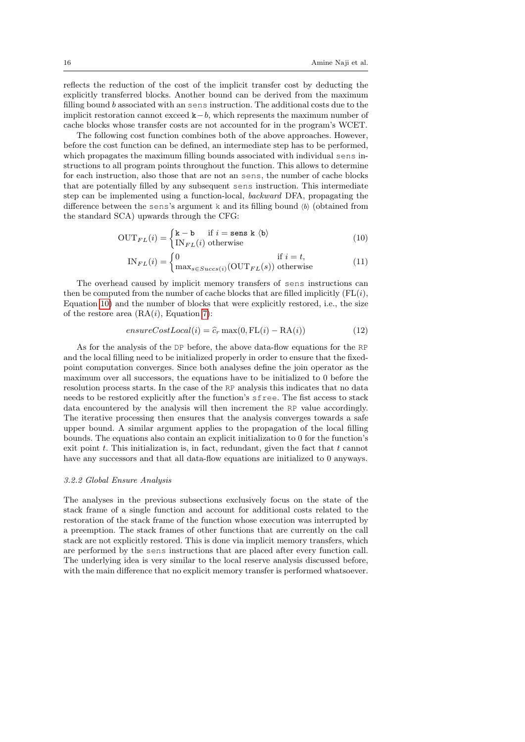reflects the reduction of the cost of the implicit transfer cost by deducting the explicitly transferred blocks. Another bound can be derived from the maximum filling bound $b$ associated with an sens instruction. The additional costs due to the implicit restoration cannot exceed $\mathtt{k} - b$, which represents the maximum number of cache blocks whose transfer costs are not accounted for in the program's WCET.

The following cost function combines both of the above approaches. However, before the cost function can be defined, an intermediate step has to be performed, which propagates the maximum filling bounds associated with individual sens instructions to all program points throughout the function. This allows to determine for each instruction, also those that are not an sens, the number of cache blocks that are potentially filled by any subsequent sens instruction. This intermediate step can be implemented using a function-local, *backward* DFA, propagating the difference between the sens's argument k and its filling bound $\langle b \rangle$ (obtained from the standard SCA) upwards through the CFG:

$$\mathrm{OUT}_{FL}(i) = \begin{cases} \mathtt{k} - \mathtt{b} & \text{if } i = \mathtt{sens\ k}\ \langle \mathtt{b} \rangle \\ \mathrm{IN}_{FL}(i) & \text{otherwise} \end{cases} \tag{10}$$

$$\mathrm{IN}_{FL}(i) = \begin{cases} 0 & \text{if } i = t, \\ \max_{s \in Succs(i)}(\mathrm{OUT}_{FL}(s)) & \text{otherwise} \end{cases} \tag{11}$$

The overhead caused by implicit memory transfers of sens instructions can then be computed from the number of cache blocks that are filled implicitly ($\mathrm{FL}(i)$, Equation 10) and the number of blocks that were explicitly restored, i.e., the size of the restore area ($\mathrm{RA}(i)$, Equation 7):

$$ensureCostLocal(i) = \widehat{c}_r \max(0, \mathrm{FL}(i) - \mathrm{RA}(i)) \tag{12}$$

As for the analysis of the DP before, the above data-flow equations for the RP and the local filling need to be initialized properly in order to ensure that the fixed-point computation converges. Since both analyses define the join operator as the maximum over all successors, the equations have to be initialized to 0 before the resolution process starts. In the case of the RP analysis this indicates that no data needs to be restored explicitly after the function's sfree. The fist access to stack data encountered by the analysis will then increment the RP value accordingly. The iterative processing then ensures that the analysis converges towards a safe upper bound. A similar argument applies to the propagation of the local filling bounds. The equations also contain an explicit initialization to 0 for the function's exit point $t$. This initialization is, in fact, redundant, given the fact that $t$ cannot have any successors and that all data-flow equations are initialized to 0 anyways.

#### 3.2.2 Global Ensure Analysis

The analyses in the previous subsections exclusively focus on the state of the stack frame of a single function and account for additional costs related to the restoration of the stack frame of the function whose execution was interrupted by a preemption. The stack frames of other functions that are currently on the call stack are not explicitly restored. This is done via implicit memory transfers, which are performed by the sens instructions that are placed after every function call. The underlying idea is very similar to the local reserve analysis discussed before, with the main difference that no explicit memory transfer is performed whatsoever.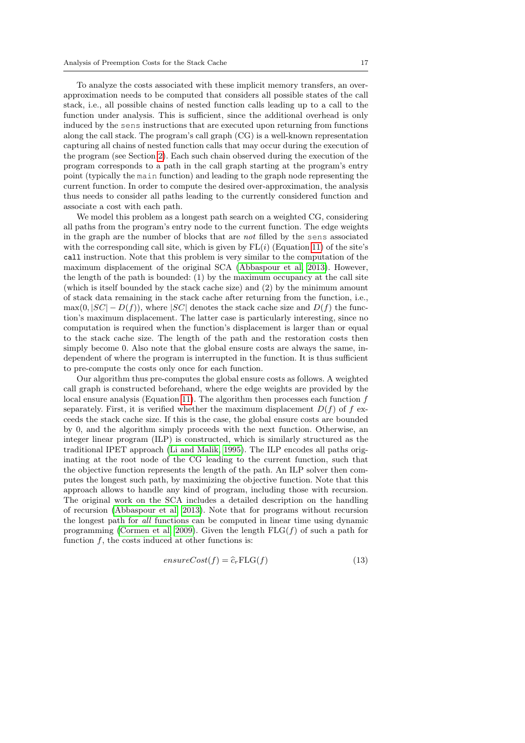To analyze the costs associated with these implicit memory transfers, an over-approximation needs to be computed that considers all possible states of the call stack, i.e., all possible chains of nested function calls leading up to a call to the function under analysis. This is sufficient, since the additional overhead is only induced by the `sens` instructions that are executed upon returning from functions along the call stack. The program's call graph (CG) is a well-known representation capturing all chains of nested function calls that may occur during the execution of the program (see Section 2). Each such chain observed during the execution of the program corresponds to a path in the call graph starting at the program's entry point (typically the `main` function) and leading to the graph node representing the current function. In order to compute the desired over-approximation, the analysis thus needs to consider all paths leading to the currently considered function and associate a cost with each path.

We model this problem as a longest path search on a weighted CG, considering all paths from the program's entry node to the current function. The edge weights in the graph are the number of blocks that are *not* filled by the `sens` associated with the corresponding call site, which is given by $\mathrm{FL}(i)$ (Equation 11) of the site's **call** instruction. Note that this problem is very similar to the computation of the maximum displacement of the original SCA (Abbaspour et al, 2013). However, the length of the path is bounded: (1) by the maximum occupancy at the call site (which is itself bounded by the stack cache size) and (2) by the minimum amount of stack data remaining in the stack cache after returning from the function, i.e., $\max(0, |SC| - D(f))$, where $|SC|$ denotes the stack cache size and $D(f)$ the function's maximum displacement. The latter case is particularly interesting, since no computation is required when the function's displacement is larger than or equal to the stack cache size. The length of the path and the restoration costs then simply become 0. Also note that the global ensure costs are always the same, independent of where the program is interrupted in the function. It is thus sufficient to pre-compute the costs only once for each function.

Our algorithm thus pre-computes the global ensure costs as follows. A weighted call graph is constructed beforehand, where the edge weights are provided by the local ensure analysis (Equation 11). The algorithm then processes each function $f$ separately. First, it is verified whether the maximum displacement $D(f)$ of $f$ exceeds the stack cache size. If this is the case, the global ensure costs are bounded by 0, and the algorithm simply proceeds with the next function. Otherwise, an integer linear program (ILP) is constructed, which is similarly structured as the traditional IPET approach (Li and Malik, 1995). The ILP encodes all paths originating at the root node of the CG leading to the current function, such that the objective function represents the length of the path. An ILP solver then computes the longest such path, by maximizing the objective function. Note that this approach allows to handle any kind of program, including those with recursion. The original work on the SCA includes a detailed description on the handling of recursion (Abbaspour et al, 2013). Note that for programs without recursion the longest path for *all* functions can be computed in linear time using dynamic programming (Cormen et al, 2009). Given the length $\mathrm{FLG}(f)$ of such a path for function $f$, the costs induced at other functions is:

$$ensureCost(f) = \widehat{c}_r \mathrm{FLG}(f) \tag{13}$$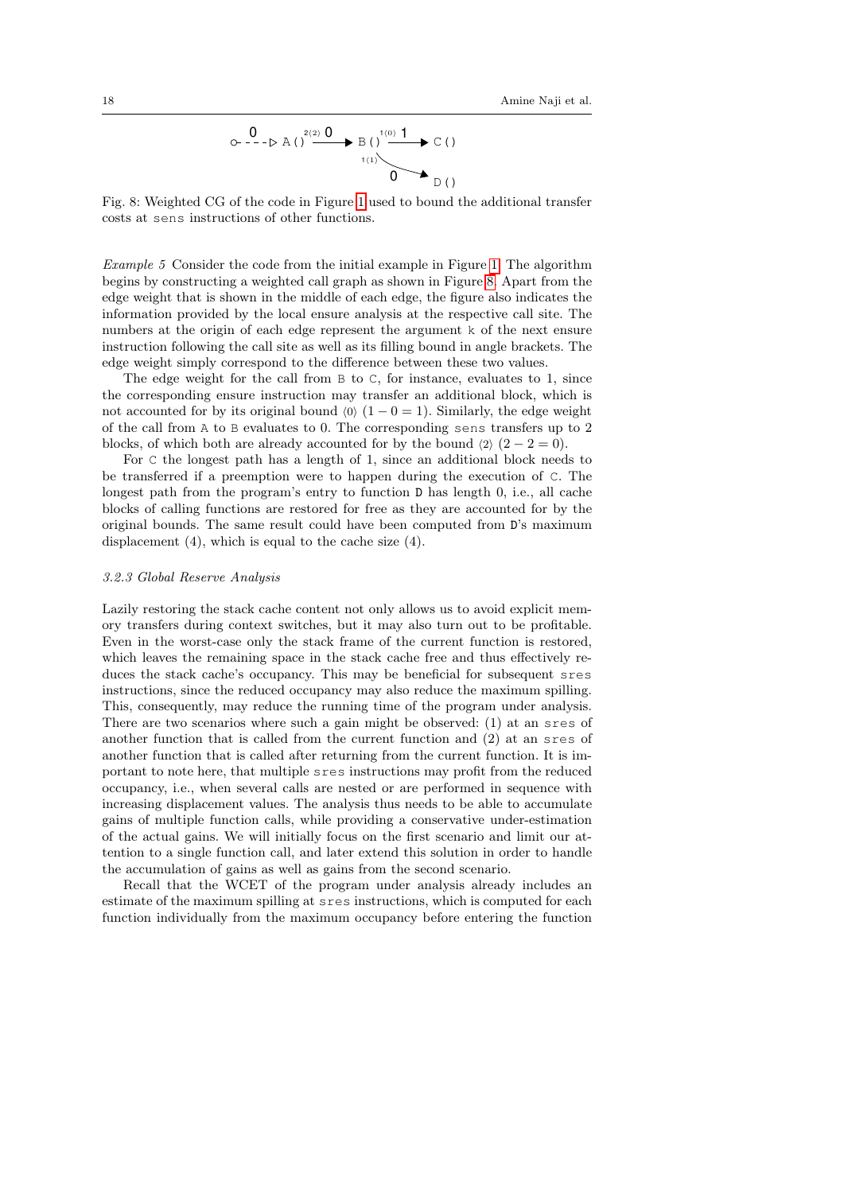Fig. 8: Weighted CG of the code in Figure 1 used to bound the additional transfer costs at sens instructions of other functions.

*Example 5* Consider the code from the initial example in Figure 1. The algorithm begins by constructing a weighted call graph as shown in Figure 8. Apart from the edge weight that is shown in the middle of each edge, the figure also indicates the information provided by the local ensure analysis at the respective call site. The numbers at the origin of each edge represent the argument k of the next ensure instruction following the call site as well as its filling bound in angle brackets. The edge weight simply correspond to the difference between these two values.

The edge weight for the call from B to C, for instance, evaluates to 1, since the corresponding ensure instruction may transfer an additional block, which is not accounted for by its original bound $\langle 0 \rangle$ $(1 - 0 = 1)$. Similarly, the edge weight of the call from A to B evaluates to 0. The corresponding sens transfers up to 2 blocks, of which both are already accounted for by the bound $\langle 2 \rangle$ $(2 - 2 = 0)$.

For C the longest path has a length of 1, since an additional block needs to be transferred if a preemption were to happen during the execution of C. The longest path from the program's entry to function D has length 0, i.e., all cache blocks of calling functions are restored for free as they are accounted for by the original bounds. The same result could have been computed from D's maximum displacement (4), which is equal to the cache size (4).

### 3.2.3 Global Reserve Analysis

Lazily restoring the stack cache content not only allows us to avoid explicit memory transfers during context switches, but it may also turn out to be profitable. Even in the worst-case only the stack frame of the current function is restored, which leaves the remaining space in the stack cache free and thus effectively reduces the stack cache's occupancy. This may be beneficial for subsequent sres instructions, since the reduced occupancy may also reduce the maximum spilling. This, consequently, may reduce the running time of the program under analysis. There are two scenarios where such a gain might be observed: (1) at an sres of another function that is called from the current function and (2) at an sres of another function that is called after returning from the current function. It is important to note here, that multiple sres instructions may profit from the reduced occupancy, i.e., when several calls are nested or are performed in sequence with increasing displacement values. The analysis thus needs to be able to accumulate gains of multiple function calls, while providing a conservative under-estimation of the actual gains. We will initially focus on the first scenario and limit our attention to a single function call, and later extend this solution in order to handle the accumulation of gains as well as gains from the second scenario.

Recall that the WCET of the program under analysis already includes an estimate of the maximum spilling at sres instructions, which is computed for each function individually from the maximum occupancy before entering the function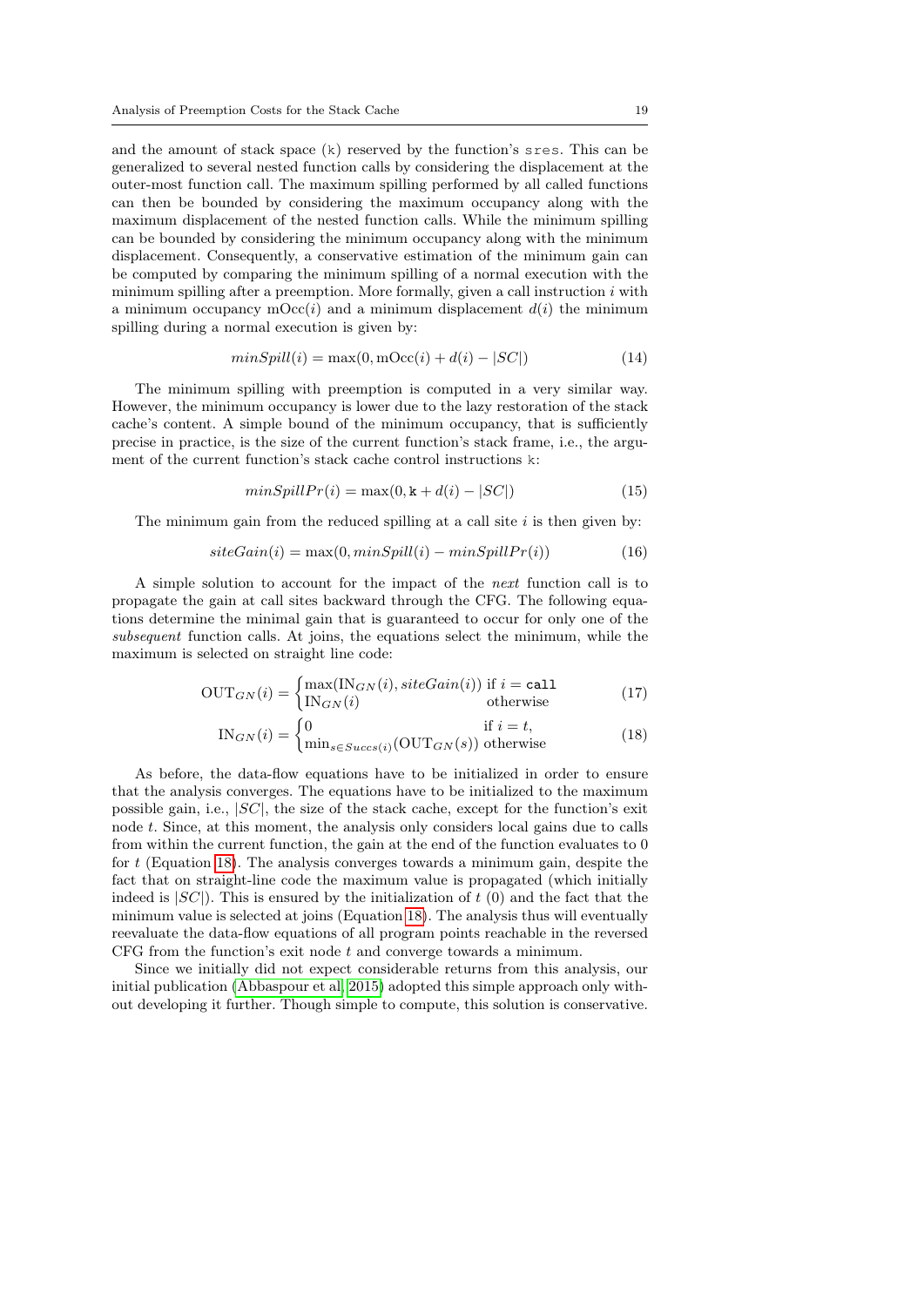and the amount of stack space (k) reserved by the function's sres. This can be generalized to several nested function calls by considering the displacement at the outer-most function call. The maximum spilling performed by all called functions can then be bounded by considering the maximum occupancy along with the maximum displacement of the nested function calls. While the minimum spilling can be bounded by considering the minimum occupancy along with the minimum displacement. Consequently, a conservative estimation of the minimum gain can be computed by comparing the minimum spilling of a normal execution with the minimum spilling after a preemption. More formally, given a call instruction $i$ with a minimum occupancy $\mathrm{mOcc}(i)$ and a minimum displacement $d(i)$ the minimum spilling during a normal execution is given by:

$$minSpill(i) = \max(0, \mathrm{mOcc}(i) + d(i) - |SC|) \tag{14}$$

The minimum spilling with preemption is computed in a very similar way. However, the minimum occupancy is lower due to the lazy restoration of the stack cache's content. A simple bound of the minimum occupancy, that is sufficiently precise in practice, is the size of the current function's stack frame, i.e., the argument of the current function's stack cache control instructions k:

$$minSpillPr(i) = \max(0, \mathtt{k} + d(i) - |SC|) \tag{15}$$

The minimum gain from the reduced spilling at a call site $i$ is then given by:

$$siteGain(i) = \max(0, minSpill(i) - minSpillPr(i)) \tag{16}$$

A simple solution to account for the impact of the *next* function call is to propagate the gain at call sites backward through the CFG. The following equations determine the minimal gain that is guaranteed to occur for only one of the *subsequent* function calls. At joins, the equations select the minimum, while the maximum is selected on straight line code:

$$\mathrm{OUT}_{GN}(i) = \begin{cases} \max(\mathrm{IN}_{GN}(i), siteGain(i)) & \text{if } i = \mathtt{call} \\ \mathrm{IN}_{GN}(i) & \text{otherwise} \end{cases} \tag{17}$$

$$\mathrm{IN}_{GN}(i) = \begin{cases} 0 & \text{if } i = t, \\ \min_{s \in Succs(i)}(\mathrm{OUT}_{GN}(s)) & \text{otherwise} \end{cases} \tag{18}$$

As before, the data-flow equations have to be initialized in order to ensure that the analysis converges. The equations have to be initialized to the maximum possible gain, i.e., $|SC|$, the size of the stack cache, except for the function's exit node $t$. Since, at this moment, the analysis only considers local gains due to calls from within the current function, the gain at the end of the function evaluates to 0 for $t$ (Equation 18). The analysis converges towards a minimum gain, despite the fact that on straight-line code the maximum value is propagated (which initially indeed is $|SC|$). This is ensured by the initialization of $t$ (0) and the fact that the minimum value is selected at joins (Equation 18). The analysis thus will eventually reevaluate the data-flow equations of all program points reachable in the reversed CFG from the function's exit node $t$ and converge towards a minimum.

Since we initially did not expect considerable returns from this analysis, our initial publication (Abbaspour et al, 2015) adopted this simple approach only without developing it further. Though simple to compute, this solution is conservative.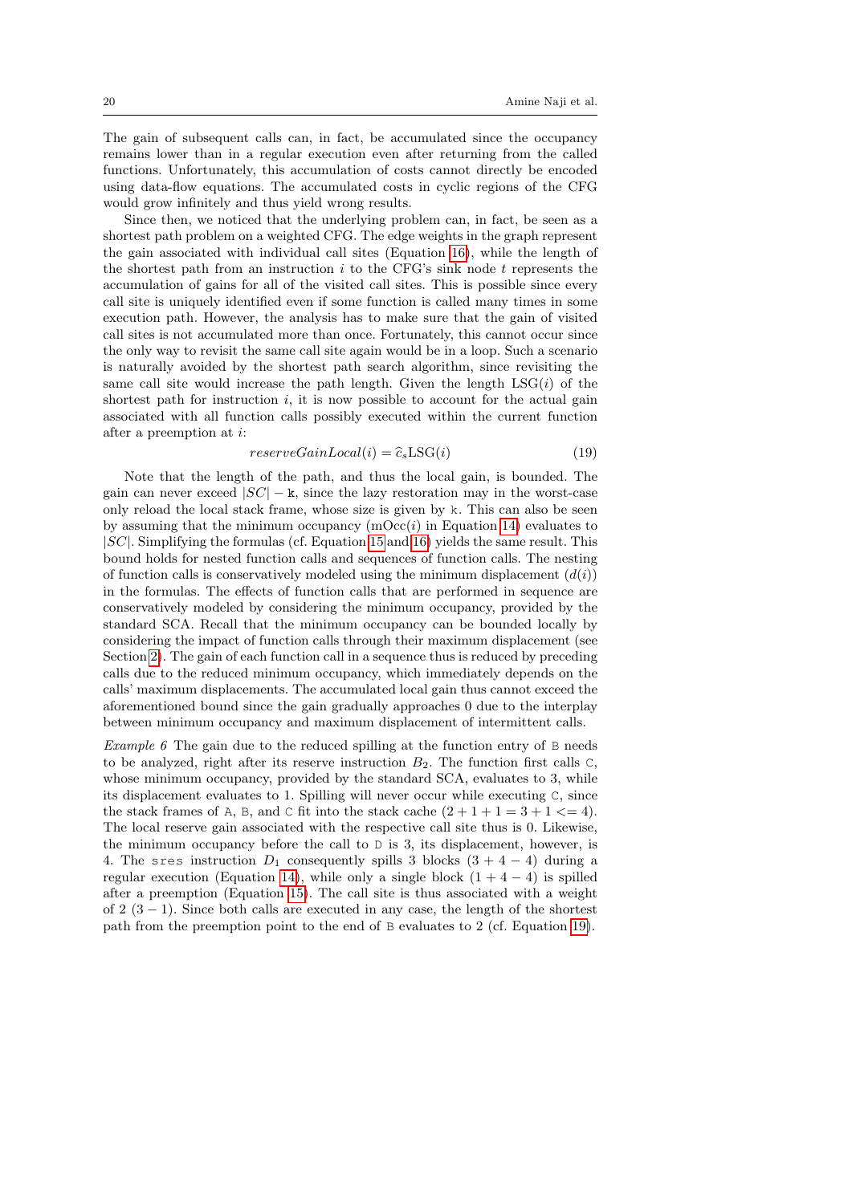The gain of subsequent calls can, in fact, be accumulated since the occupancy remains lower than in a regular execution even after returning from the called functions. Unfortunately, this accumulation of costs cannot directly be encoded using data-flow equations. The accumulated costs in cyclic regions of the CFG would grow infinitely and thus yield wrong results.

Since then, we noticed that the underlying problem can, in fact, be seen as a shortest path problem on a weighted CFG. The edge weights in the graph represent the gain associated with individual call sites (Equation 16), while the length of the shortest path from an instruction $i$ to the CFG's sink node $t$ represents the accumulation of gains for all of the visited call sites. This is possible since every call site is uniquely identified even if some function is called many times in some execution path. However, the analysis has to make sure that the gain of visited call sites is not accumulated more than once. Fortunately, this cannot occur since the only way to revisit the same call site again would be in a loop. Such a scenario is naturally avoided by the shortest path search algorithm, since revisiting the same call site would increase the path length. Given the length $\mathrm{LSG}(i)$ of the shortest path for instruction $i$, it is now possible to account for the actual gain associated with all function calls possibly executed within the current function after a preemption at $i$:

$$reserveGainLocal(i) = \widehat{c}_s \mathrm{LSG}(i) \tag{19}$$

Note that the length of the path, and thus the local gain, is bounded. The gain can never exceed $|SC| - \mathtt{k}$, since the lazy restoration may in the worst-case only reload the local stack frame, whose size is given by k. This can also be seen by assuming that the minimum occupancy ($\mathrm{mOcc}(i)$ in Equation 14) evaluates to $|SC|$. Simplifying the formulas (cf. Equation 15 and 16) yields the same result. This bound holds for nested function calls and sequences of function calls. The nesting of function calls is conservatively modeled using the minimum displacement ($d(i)$) in the formulas. The effects of function calls that are performed in sequence are conservatively modeled by considering the minimum occupancy, provided by the standard SCA. Recall that the minimum occupancy can be bounded locally by considering the impact of function calls through their maximum displacement (see Section 2). The gain of each function call in a sequence thus is reduced by preceding calls due to the reduced minimum occupancy, which immediately depends on the calls' maximum displacements. The accumulated local gain thus cannot exceed the aforementioned bound since the gain gradually approaches 0 due to the interplay between minimum occupancy and maximum displacement of intermittent calls.

*Example 6* The gain due to the reduced spilling at the function entry of B needs to be analyzed, right after its reserve instruction $B_2$. The function first calls C, whose minimum occupancy, provided by the standard SCA, evaluates to 3, while its displacement evaluates to 1. Spilling will never occur while executing C, since the stack frames of A, B, and C fit into the stack cache ($2 + 1 + 1 = 3 + 1 <= 4$). The local reserve gain associated with the respective call site thus is 0. Likewise, the minimum occupancy before the call to D is 3, its displacement, however, is 4. The sres instruction $D_1$ consequently spills 3 blocks ($3 + 4 - 4$) during a regular execution (Equation 14), while only a single block ($1 + 4 - 4$) is spilled after a preemption (Equation 15). The call site is thus associated with a weight of 2 ($3 - 1$). Since both calls are executed in any case, the length of the shortest path from the preemption point to the end of B evaluates to 2 (cf. Equation 19).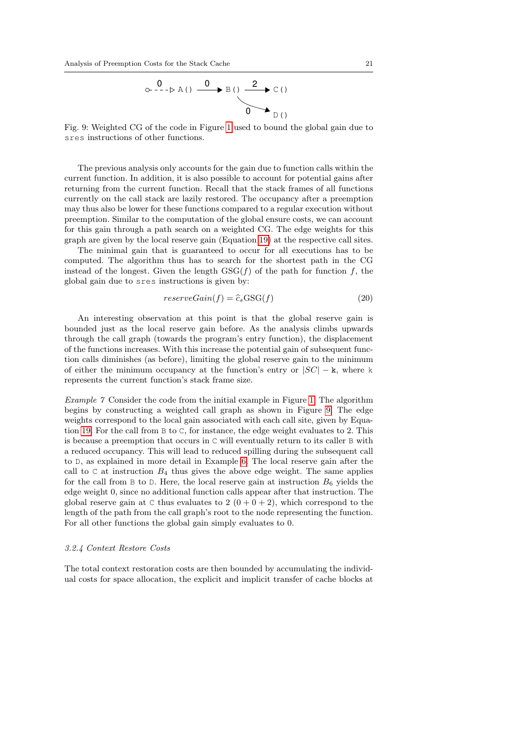Fig. 9: Weighted CG of the code in Figure 1 used to bound the global gain due to `sres` instructions of other functions.

The previous analysis only accounts for the gain due to function calls within the current function. In addition, it is also possible to account for potential gains after returning from the current function. Recall that the stack frames of all functions currently on the call stack are lazily restored. The occupancy after a preemption may thus also be lower for these functions compared to a regular execution without preemption. Similar to the computation of the global ensure costs, we can account for this gain through a path search on a weighted CG. The edge weights for this graph are given by the local reserve gain (Equation 19) at the respective call sites.

The minimal gain that is guaranteed to occur for all executions has to be computed. The algorithm thus has to search for the shortest path in the CG instead of the longest. Given the length $\mathrm{GSG}(f)$ of the path for function $f$, the global gain due to `sres` instructions is given by:

$$reserveGain(f) = \widehat{c}_s \mathrm{GSG}(f) \tag{20}$$

An interesting observation at this point is that the global reserve gain is bounded just as the local reserve gain before. As the analysis climbs upwards through the call graph (towards the program's entry function), the displacement of the functions increases. With this increase the potential gain of subsequent function calls diminishes (as before), limiting the global reserve gain to the minimum of either the minimum occupancy at the function's entry or $|SC| - \mathtt{k}$, where k represents the current function's stack frame size.

*Example 7* Consider the code from the initial example in Figure 1. The algorithm begins by constructing a weighted call graph as shown in Figure 9. The edge weights correspond to the local gain associated with each call site, given by Equation 19. For the call from B to C, for instance, the edge weight evaluates to 2. This is because a preemption that occurs in C will eventually return to its caller B with a reduced occupancy. This will lead to reduced spilling during the subsequent call to D, as explained in more detail in Example 6. The local reserve gain after the call to C at instruction $B_4$ thus gives the above edge weight. The same applies for the call from B to D. Here, the local reserve gain at instruction $B_6$ yields the edge weight 0, since no additional function calls appear after that instruction. The global reserve gain at C thus evaluates to 2 $(0 + 0 + 2)$, which correspond to the length of the path from the call graph's root to the node representing the function. For all other functions the global gain simply evaluates to 0.

#### *3.2.4 Context Restore Costs*

The total context restoration costs are then bounded by accumulating the individual costs for space allocation, the explicit and implicit transfer of cache blocks at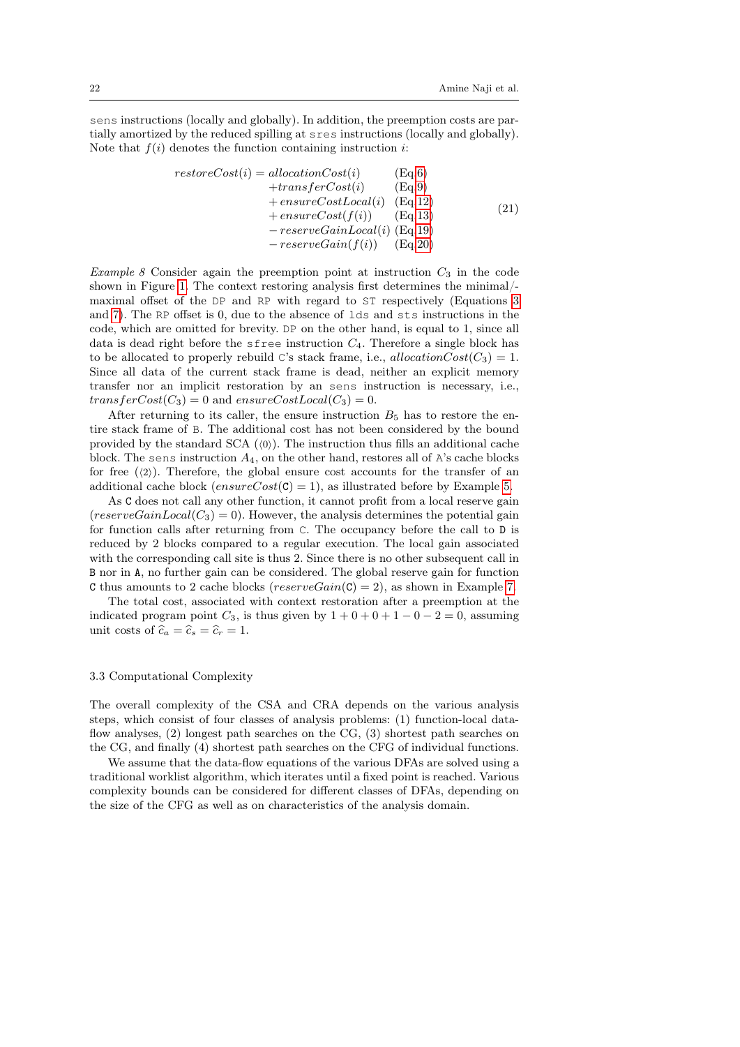sens instructions (locally and globally). In addition, the preemption costs are partially amortized by the reduced spilling at sres instructions (locally and globally). Note that $f(i)$ denotes the function containing instruction $i$:

$$
\begin{aligned}
restoreCost(i) = \; & allocationCost(i) && \text{(Eq 6)} \\
& + transferCost(i) && \text{(Eq 9)} \\
& + ensureCostLocal(i) && \text{(Eq 12)} \\
& + ensureCost(f(i)) && \text{(Eq 13)} \\
& - reserveGainLocal(i) && \text{(Eq 19)} \\
& - reserveGain(f(i)) && \text{(Eq 20)}
\end{aligned}
\tag{21}
$$

*Example 8* Consider again the preemption point at instruction $C_3$ in the code shown in Figure 1. The context restoring analysis first determines the minimal/-maximal offset of the DP and RP with regard to ST respectively (Equations 3 and 7). The RP offset is 0, due to the absence of lds and sts instructions in the code, which are omitted for brevity. DP on the other hand, is equal to 1, since all data is dead right before the sfree instruction $C_4$. Therefore a single block has to be allocated to properly rebuild C's stack frame, i.e., $allocationCost(C_3) = 1$. Since all data of the current stack frame is dead, neither an explicit memory transfer nor an implicit restoration by an sens instruction is necessary, i.e., $transferCost(C_3) = 0$ and $ensureCostLocal(C_3) = 0$.

After returning to its caller, the ensure instruction $B_5$ has to restore the entire stack frame of B. The additional cost has not been considered by the bound provided by the standard SCA ($\langle 0 \rangle$). The instruction thus fills an additional cache block. The sens instruction $A_4$, on the other hand, restores all of A's cache blocks for free ($\langle 2 \rangle$). Therefore, the global ensure cost accounts for the transfer of an additional cache block ($ensureCost(\texttt{C}) = 1$), as illustrated before by Example 5.

As C does not call any other function, it cannot profit from a local reserve gain ($reserveGainLocal(C_3) = 0$). However, the analysis determines the potential gain for function calls after returning from C. The occupancy before the call to D is reduced by 2 blocks compared to a regular execution. The local gain associated with the corresponding call site is thus 2. Since there is no other subsequent call in B nor in A, no further gain can be considered. The global reserve gain for function C thus amounts to 2 cache blocks ($reserveGain(\texttt{C}) = 2$), as shown in Example 7.

The total cost, associated with context restoration after a preemption at the indicated program point $C_3$, is thus given by $1 + 0 + 0 + 1 - 0 - 2 = 0$, assuming unit costs of $\widehat{c}_a = \widehat{c}_s = \widehat{c}_r = 1$.

### 3.3 Computational Complexity

The overall complexity of the CSA and CRA depends on the various analysis steps, which consist of four classes of analysis problems: (1) function-local data-flow analyses, (2) longest path searches on the CG, (3) shortest path searches on the CG, and finally (4) shortest path searches on the CFG of individual functions.

We assume that the data-flow equations of the various DFAs are solved using a traditional worklist algorithm, which iterates until a fixed point is reached. Various complexity bounds can be considered for different classes of DFAs, depending on the size of the CFG as well as on characteristics of the analysis domain.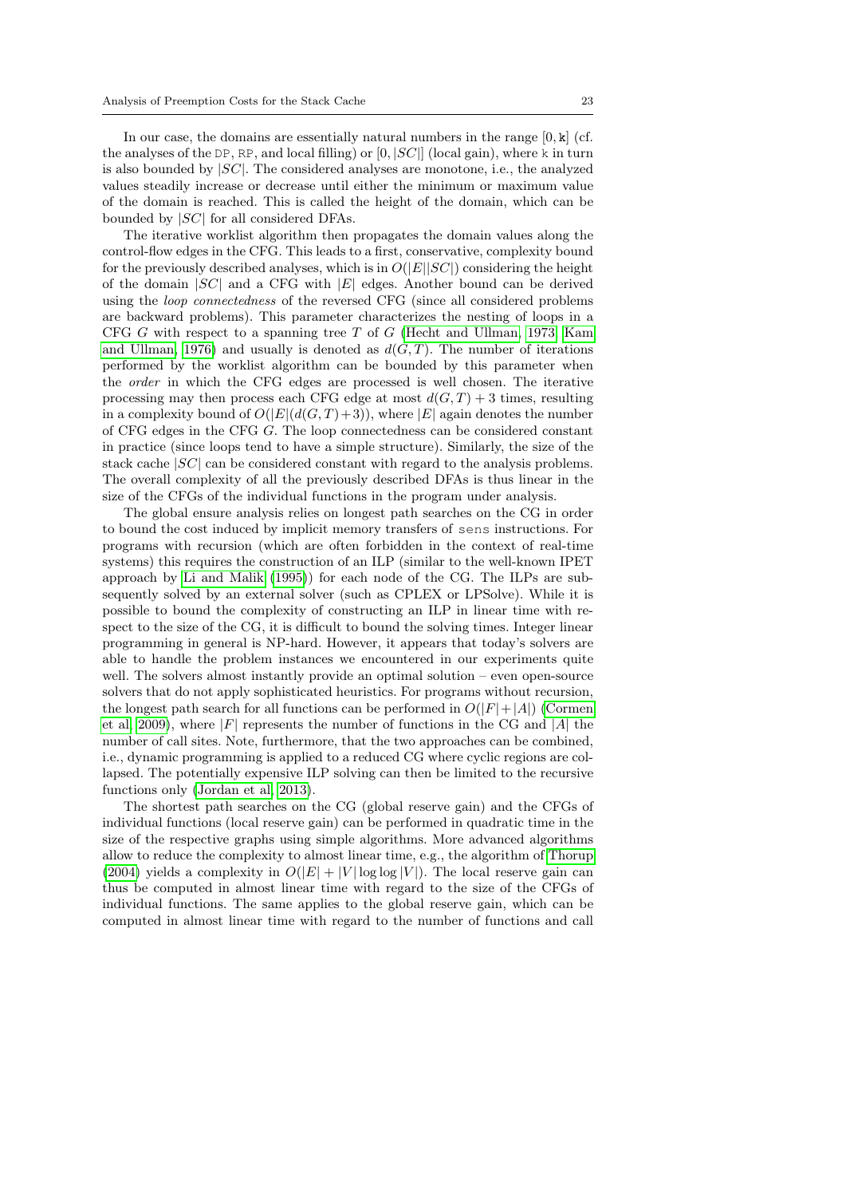In our case, the domains are essentially natural numbers in the range $[0, \mathtt{k}]$ (cf. the analyses of the DP, RP, and local filling) or $[0, |SC|]$ (local gain), where k in turn is also bounded by $|SC|$. The considered analyses are monotone, i.e., the analyzed values steadily increase or decrease until either the minimum or maximum value of the domain is reached. This is called the height of the domain, which can be bounded by $|SC|$ for all considered DFAs.

The iterative worklist algorithm then propagates the domain values along the control-flow edges in the CFG. This leads to a first, conservative, complexity bound for the previously described analyses, which is in $O(|E||SC|)$ considering the height of the domain $|SC|$ and a CFG with $|E|$ edges. Another bound can be derived using the *loop connectedness* of the reversed CFG (since all considered problems are backward problems). This parameter characterizes the nesting of loops in a CFG $G$ with respect to a spanning tree $T$ of $G$ (Hecht and Ullman, 1973; Kam and Ullman, 1976) and usually is denoted as $d(G, T)$. The number of iterations performed by the worklist algorithm can be bounded by this parameter when the *order* in which the CFG edges are processed is well chosen. The iterative processing may then process each CFG edge at most $d(G, T) + 3$ times, resulting in a complexity bound of $O(|E|(d(G, T)+3))$, where $|E|$ again denotes the number of CFG edges in the CFG $G$. The loop connectedness can be considered constant in practice (since loops tend to have a simple structure). Similarly, the size of the stack cache $|SC|$ can be considered constant with regard to the analysis problems. The overall complexity of all the previously described DFAs is thus linear in the size of the CFGs of the individual functions in the program under analysis.

The global ensure analysis relies on longest path searches on the CG in order to bound the cost induced by implicit memory transfers of sens instructions. For programs with recursion (which are often forbidden in the context of real-time systems) this requires the construction of an ILP (similar to the well-known IPET approach by Li and Malik (1995)) for each node of the CG. The ILPs are subsequently solved by an external solver (such as CPLEX or LPSolve). While it is possible to bound the complexity of constructing an ILP in linear time with respect to the size of the CG, it is difficult to bound the solving times. Integer linear programming in general is NP-hard. However, it appears that today's solvers are able to handle the problem instances we encountered in our experiments quite well. The solvers almost instantly provide an optimal solution – even open-source solvers that do not apply sophisticated heuristics. For programs without recursion, the longest path search for all functions can be performed in $O(|F|+|A|)$ (Cormen et al, 2009), where $|F|$ represents the number of functions in the CG and $|A|$ the number of call sites. Note, furthermore, that the two approaches can be combined, i.e., dynamic programming is applied to a reduced CG where cyclic regions are collapsed. The potentially expensive ILP solving can then be limited to the recursive functions only (Jordan et al, 2013).

The shortest path searches on the CG (global reserve gain) and the CFGs of individual functions (local reserve gain) can be performed in quadratic time in the size of the respective graphs using simple algorithms. More advanced algorithms allow to reduce the complexity to almost linear time, e.g., the algorithm of Thorup (2004) yields a complexity in $O(|E| + |V| \log \log |V|)$. The local reserve gain can thus be computed in almost linear time with regard to the size of the CFGs of individual functions. The same applies to the global reserve gain, which can be computed in almost linear time with regard to the number of functions and call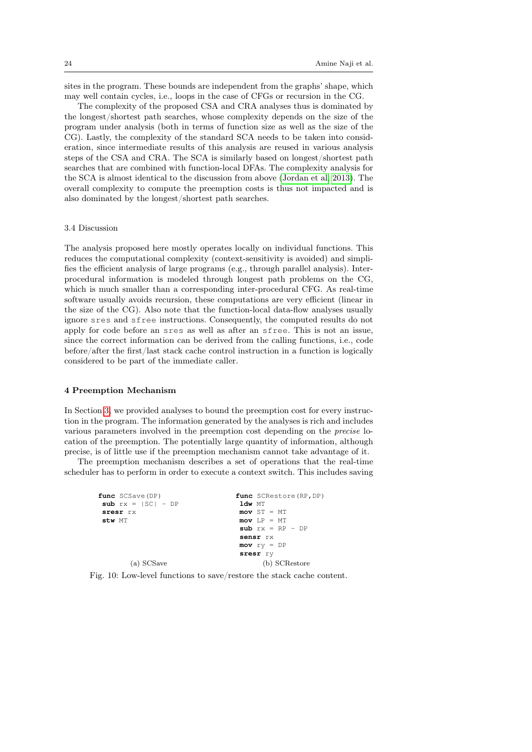sites in the program. These bounds are independent from the graphs' shape, which may well contain cycles, i.e., loops in the case of CFGs or recursion in the CG.

The complexity of the proposed CSA and CRA analyses thus is dominated by the longest/shortest path searches, whose complexity depends on the size of the program under analysis (both in terms of function size as well as the size of the CG). Lastly, the complexity of the standard SCA needs to be taken into consideration, since intermediate results of this analysis are reused in various analysis steps of the CSA and CRA. The SCA is similarly based on longest/shortest path searches that are combined with function-local DFAs. The complexity analysis for the SCA is almost identical to the discussion from above (Jordan et al, 2013). The overall complexity to compute the preemption costs is thus not impacted and is also dominated by the longest/shortest path searches.

### 3.4 Discussion

The analysis proposed here mostly operates locally on individual functions. This reduces the computational complexity (context-sensitivity is avoided) and simplifies the efficient analysis of large programs (e.g., through parallel analysis). Interprocedural information is modeled through longest path problems on the CG, which is much smaller than a corresponding inter-procedural CFG. As real-time software usually avoids recursion, these computations are very efficient (linear in the size of the CG). Also note that the function-local data-flow analyses usually ignore `sres` and `sfree` instructions. Consequently, the computed results do not apply for code before an `sres` as well as after an `sfree`. This is not an issue, since the correct information can be derived from the calling functions, i.e., code before/after the first/last stack cache control instruction in a function is logically considered to be part of the immediate caller.

## 4 Preemption Mechanism

In Section 3, we provided analyses to bound the preemption cost for every instruction in the program. The information generated by the analyses is rich and includes various parameters involved in the preemption cost depending on the *precise* location of the preemption. The potentially large quantity of information, although precise, is of little use if the preemption mechanism cannot take advantage of it.

The preemption mechanism describes a set of operations that the real-time scheduler has to perform in order to execute a context switch. This includes saving

```
func SCSave(DP)
 sub rx = |SC| - DP
 sresr rx
 stw MT
```

(a) SCSave

```
func SCRestore(RP,DP)
 ldw MT
 mov ST = MT
 mov LP = MT
 sub rx = RP - DP
 sensr rx
 mov ry = DP
 sresr ry
```

(b) SCRestore

Fig. 10: Low-level functions to save/restore the stack cache content.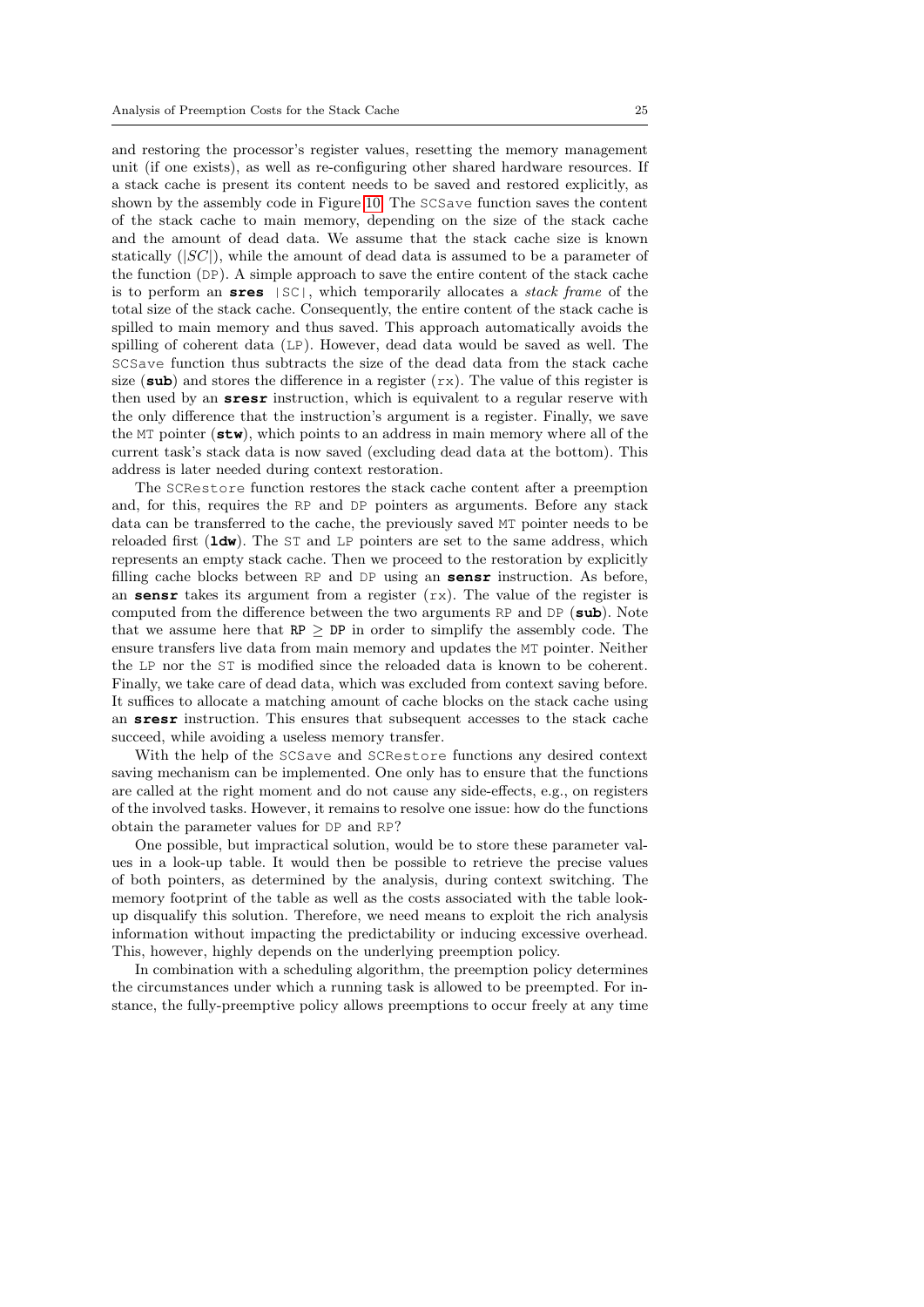and restoring the processor's register values, resetting the memory management unit (if one exists), as well as re-configuring other shared hardware resources. If a stack cache is present its content needs to be saved and restored explicitly, as shown by the assembly code in Figure 10. The `SCSave` function saves the content of the stack cache to main memory, depending on the size of the stack cache and the amount of dead data. We assume that the stack cache size is known statically ($|SC|$), while the amount of dead data is assumed to be a parameter of the function (`DP`). A simple approach to save the entire content of the stack cache is to perform an **sres** `|SC|`, which temporarily allocates a *stack frame* of the total size of the stack cache. Consequently, the entire content of the stack cache is spilled to main memory and thus saved. This approach automatically avoids the spilling of coherent data (`LP`). However, dead data would be saved as well. The `SCSave` function thus subtracts the size of the dead data from the stack cache size (**sub**) and stores the difference in a register (`rx`). The value of this register is then used by an **sresr** instruction, which is equivalent to a regular reserve with the only difference that the instruction's argument is a register. Finally, we save the `MT` pointer (**stw**), which points to an address in main memory where all of the current task's stack data is now saved (excluding dead data at the bottom). This address is later needed during context restoration.

The `SCRestore` function restores the stack cache content after a preemption and, for this, requires the `RP` and `DP` pointers as arguments. Before any stack data can be transferred to the cache, the previously saved `MT` pointer needs to be reloaded first (**ldw**). The `ST` and `LP` pointers are set to the same address, which represents an empty stack cache. Then we proceed to the restoration by explicitly filling cache blocks between `RP` and `DP` using an **sensr** instruction. As before, an **sensr** takes its argument from a register (`rx`). The value of the register is computed from the difference between the two arguments `RP` and `DP` (**sub**). Note that we assume here that $\texttt{RP} \geq \texttt{DP}$ in order to simplify the assembly code. The ensure transfers live data from main memory and updates the `MT` pointer. Neither the `LP` nor the `ST` is modified since the reloaded data is known to be coherent. Finally, we take care of dead data, which was excluded from context saving before. It suffices to allocate a matching amount of cache blocks on the stack cache using an **sresr** instruction. This ensures that subsequent accesses to the stack cache succeed, while avoiding a useless memory transfer.

With the help of the `SCSave` and `SCRestore` functions any desired context saving mechanism can be implemented. One only has to ensure that the functions are called at the right moment and do not cause any side-effects, e.g., on registers of the involved tasks. However, it remains to resolve one issue: how do the functions obtain the parameter values for `DP` and `RP`?

One possible, but impractical solution, would be to store these parameter values in a look-up table. It would then be possible to retrieve the precise values of both pointers, as determined by the analysis, during context switching. The memory footprint of the table as well as the costs associated with the table look-up disqualify this solution. Therefore, we need means to exploit the rich analysis information without impacting the predictability or inducing excessive overhead. This, however, highly depends on the underlying preemption policy.

In combination with a scheduling algorithm, the preemption policy determines the circumstances under which a running task is allowed to be preempted. For instance, the fully-preemptive policy allows preemptions to occur freely at any time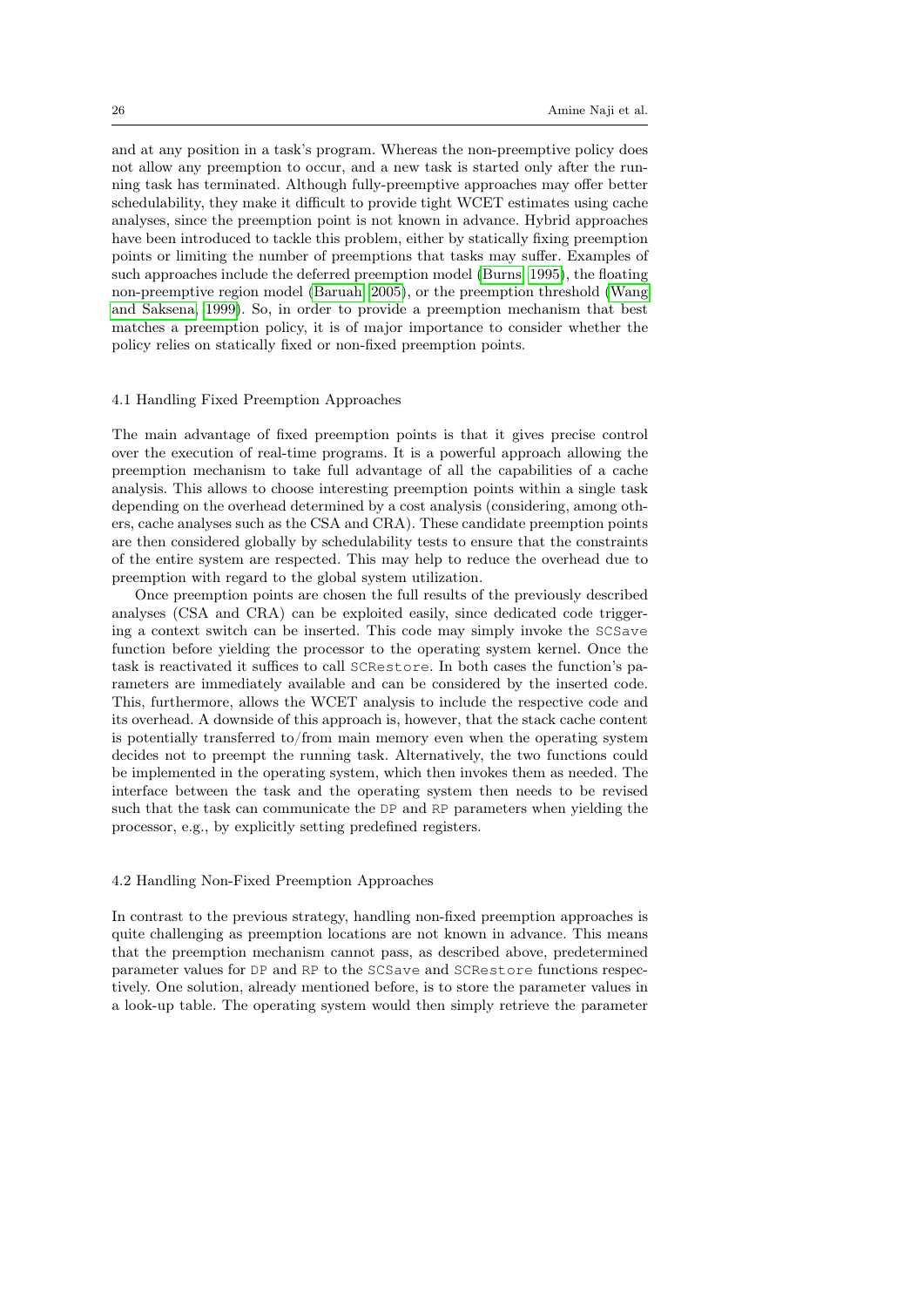and at any position in a task's program. Whereas the non-preemptive policy does not allow any preemption to occur, and a new task is started only after the running task has terminated. Although fully-preemptive approaches may offer better schedulability, they make it difficult to provide tight WCET estimates using cache analyses, since the preemption point is not known in advance. Hybrid approaches have been introduced to tackle this problem, either by statically fixing preemption points or limiting the number of preemptions that tasks may suffer. Examples of such approaches include the deferred preemption model (Burns, 1995), the floating non-preemptive region model (Baruah, 2005), or the preemption threshold (Wang and Saksena, 1999). So, in order to provide a preemption mechanism that best matches a preemption policy, it is of major importance to consider whether the policy relies on statically fixed or non-fixed preemption points.

### 4.1 Handling Fixed Preemption Approaches

The main advantage of fixed preemption points is that it gives precise control over the execution of real-time programs. It is a powerful approach allowing the preemption mechanism to take full advantage of all the capabilities of a cache analysis. This allows to choose interesting preemption points within a single task depending on the overhead determined by a cost analysis (considering, among others, cache analyses such as the CSA and CRA). These candidate preemption points are then considered globally by schedulability tests to ensure that the constraints of the entire system are respected. This may help to reduce the overhead due to preemption with regard to the global system utilization.

Once preemption points are chosen the full results of the previously described analyses (CSA and CRA) can be exploited easily, since dedicated code triggering a context switch can be inserted. This code may simply invoke the `SCSave` function before yielding the processor to the operating system kernel. Once the task is reactivated it suffices to call `SCRestore`. In both cases the function's parameters are immediately available and can be considered by the inserted code. This, furthermore, allows the WCET analysis to include the respective code and its overhead. A downside of this approach is, however, that the stack cache content is potentially transferred to/from main memory even when the operating system decides not to preempt the running task. Alternatively, the two functions could be implemented in the operating system, which then invokes them as needed. The interface between the task and the operating system then needs to be revised such that the task can communicate the `DP` and `RP` parameters when yielding the processor, e.g., by explicitly setting predefined registers.

### 4.2 Handling Non-Fixed Preemption Approaches

In contrast to the previous strategy, handling non-fixed preemption approaches is quite challenging as preemption locations are not known in advance. This means that the preemption mechanism cannot pass, as described above, predetermined parameter values for `DP` and `RP` to the `SCSave` and `SCRestore` functions respectively. One solution, already mentioned before, is to store the parameter values in a look-up table. The operating system would then simply retrieve the parameter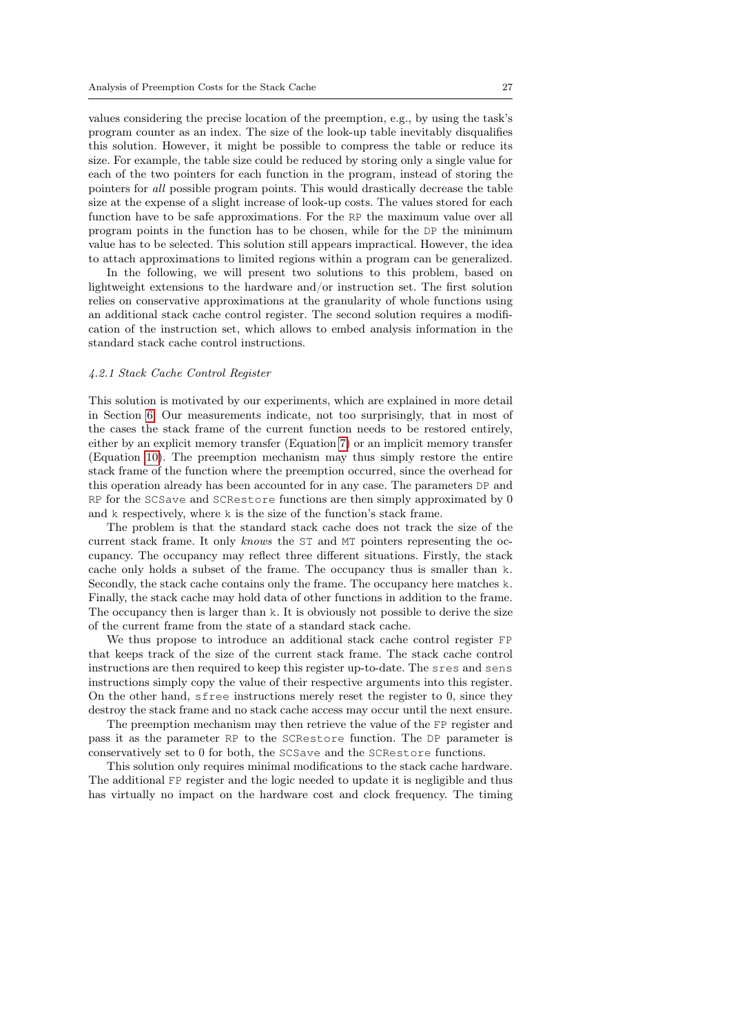values considering the precise location of the preemption, e.g., by using the task's program counter as an index. The size of the look-up table inevitably disqualifies this solution. However, it might be possible to compress the table or reduce its size. For example, the table size could be reduced by storing only a single value for each of the two pointers for each function in the program, instead of storing the pointers for *all* possible program points. This would drastically decrease the table size at the expense of a slight increase of look-up costs. The values stored for each function have to be safe approximations. For the `RP` the maximum value over all program points in the function has to be chosen, while for the `DP` the minimum value has to be selected. This solution still appears impractical. However, the idea to attach approximations to limited regions within a program can be generalized.

In the following, we will present two solutions to this problem, based on lightweight extensions to the hardware and/or instruction set. The first solution relies on conservative approximations at the granularity of whole functions using an additional stack cache control register. The second solution requires a modification of the instruction set, which allows to embed analysis information in the standard stack cache control instructions.

### *4.2.1 Stack Cache Control Register*

This solution is motivated by our experiments, which are explained in more detail in Section 6. Our measurements indicate, not too surprisingly, that in most of the cases the stack frame of the current function needs to be restored entirely, either by an explicit memory transfer (Equation 7) or an implicit memory transfer (Equation 10). The preemption mechanism may thus simply restore the entire stack frame of the function where the preemption occurred, since the overhead for this operation already has been accounted for in any case. The parameters `DP` and `RP` for the `SCSave` and `SCRestore` functions are then simply approximated by 0 and `k` respectively, where `k` is the size of the function's stack frame.

The problem is that the standard stack cache does not track the size of the current stack frame. It only *knows* the `ST` and `MT` pointers representing the occupancy. The occupancy may reflect three different situations. Firstly, the stack cache only holds a subset of the frame. The occupancy thus is smaller than `k`. Secondly, the stack cache contains only the frame. The occupancy here matches `k`. Finally, the stack cache may hold data of other functions in addition to the frame. The occupancy then is larger than `k`. It is obviously not possible to derive the size of the current frame from the state of a standard stack cache.

We thus propose to introduce an additional stack cache control register `FP` that keeps track of the size of the current stack frame. The stack cache control instructions are then required to keep this register up-to-date. The `sres` and `sens` instructions simply copy the value of their respective arguments into this register. On the other hand, `sfree` instructions merely reset the register to 0, since they destroy the stack frame and no stack cache access may occur until the next ensure.

The preemption mechanism may then retrieve the value of the `FP` register and pass it as the parameter `RP` to the `SCRestore` function. The `DP` parameter is conservatively set to 0 for both, the `SCSave` and the `SCRestore` functions.

This solution only requires minimal modifications to the stack cache hardware. The additional `FP` register and the logic needed to update it is negligible and thus has virtually no impact on the hardware cost and clock frequency. The timing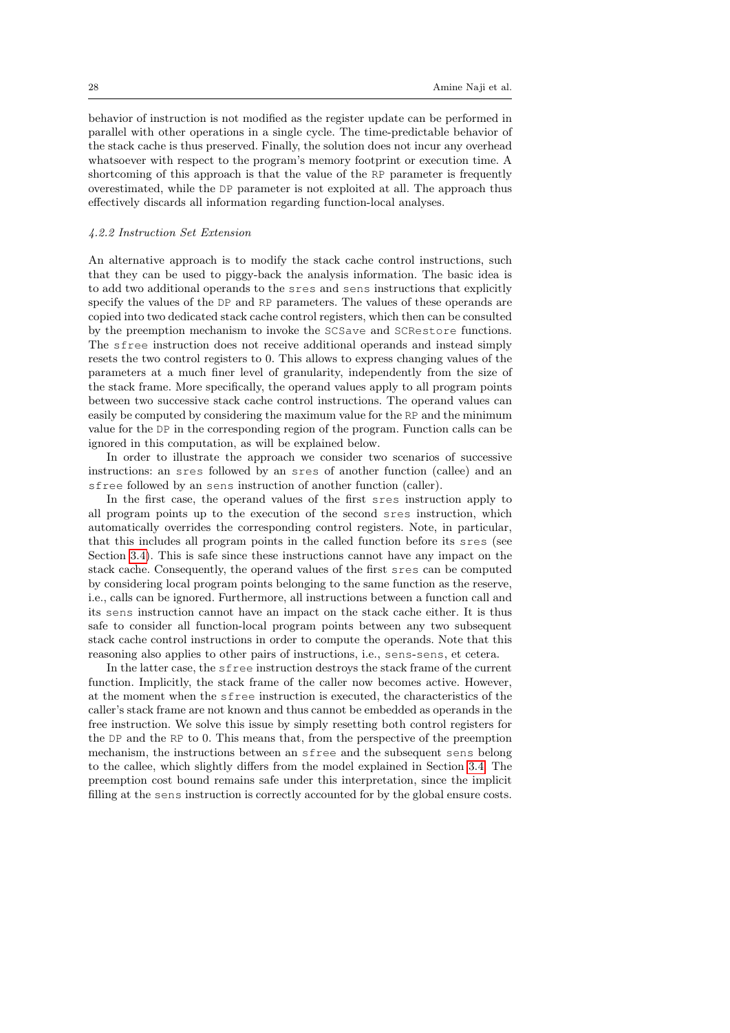behavior of instruction is not modified as the register update can be performed in parallel with other operations in a single cycle. The time-predictable behavior of the stack cache is thus preserved. Finally, the solution does not incur any overhead whatsoever with respect to the program's memory footprint or execution time. A shortcoming of this approach is that the value of the `RP` parameter is frequently overestimated, while the `DP` parameter is not exploited at all. The approach thus effectively discards all information regarding function-local analyses.

#### *4.2.2 Instruction Set Extension*

An alternative approach is to modify the stack cache control instructions, such that they can be used to piggy-back the analysis information. The basic idea is to add two additional operands to the `sres` and `sens` instructions that explicitly specify the values of the `DP` and `RP` parameters. The values of these operands are copied into two dedicated stack cache control registers, which then can be consulted by the preemption mechanism to invoke the `SCSave` and `SCRestore` functions. The `sfree` instruction does not receive additional operands and instead simply resets the two control registers to 0. This allows to express changing values of the parameters at a much finer level of granularity, independently from the size of the stack frame. More specifically, the operand values apply to all program points between two successive stack cache control instructions. The operand values can easily be computed by considering the maximum value for the `RP` and the minimum value for the `DP` in the corresponding region of the program. Function calls can be ignored in this computation, as will be explained below.

In order to illustrate the approach we consider two scenarios of successive instructions: an `sres` followed by an `sres` of another function (callee) and an `sfree` followed by an `sens` instruction of another function (caller).

In the first case, the operand values of the first `sres` instruction apply to all program points up to the execution of the second `sres` instruction, which automatically overrides the corresponding control registers. Note, in particular, that this includes all program points in the called function before its `sres` (see Section 3.4). This is safe since these instructions cannot have any impact on the stack cache. Consequently, the operand values of the first `sres` can be computed by considering local program points belonging to the same function as the reserve, i.e., calls can be ignored. Furthermore, all instructions between a function call and its `sens` instruction cannot have an impact on the stack cache either. It is thus safe to consider all function-local program points between any two subsequent stack cache control instructions in order to compute the operands. Note that this reasoning also applies to other pairs of instructions, i.e., `sens`-`sens`, et cetera.

In the latter case, the `sfree` instruction destroys the stack frame of the current function. Implicitly, the stack frame of the caller now becomes active. However, at the moment when the `sfree` instruction is executed, the characteristics of the caller's stack frame are not known and thus cannot be embedded as operands in the free instruction. We solve this issue by simply resetting both control registers for the `DP` and the `RP` to 0. This means that, from the perspective of the preemption mechanism, the instructions between an `sfree` and the subsequent `sens` belong to the callee, which slightly differs from the model explained in Section 3.4. The preemption cost bound remains safe under this interpretation, since the implicit filling at the `sens` instruction is correctly accounted for by the global ensure costs.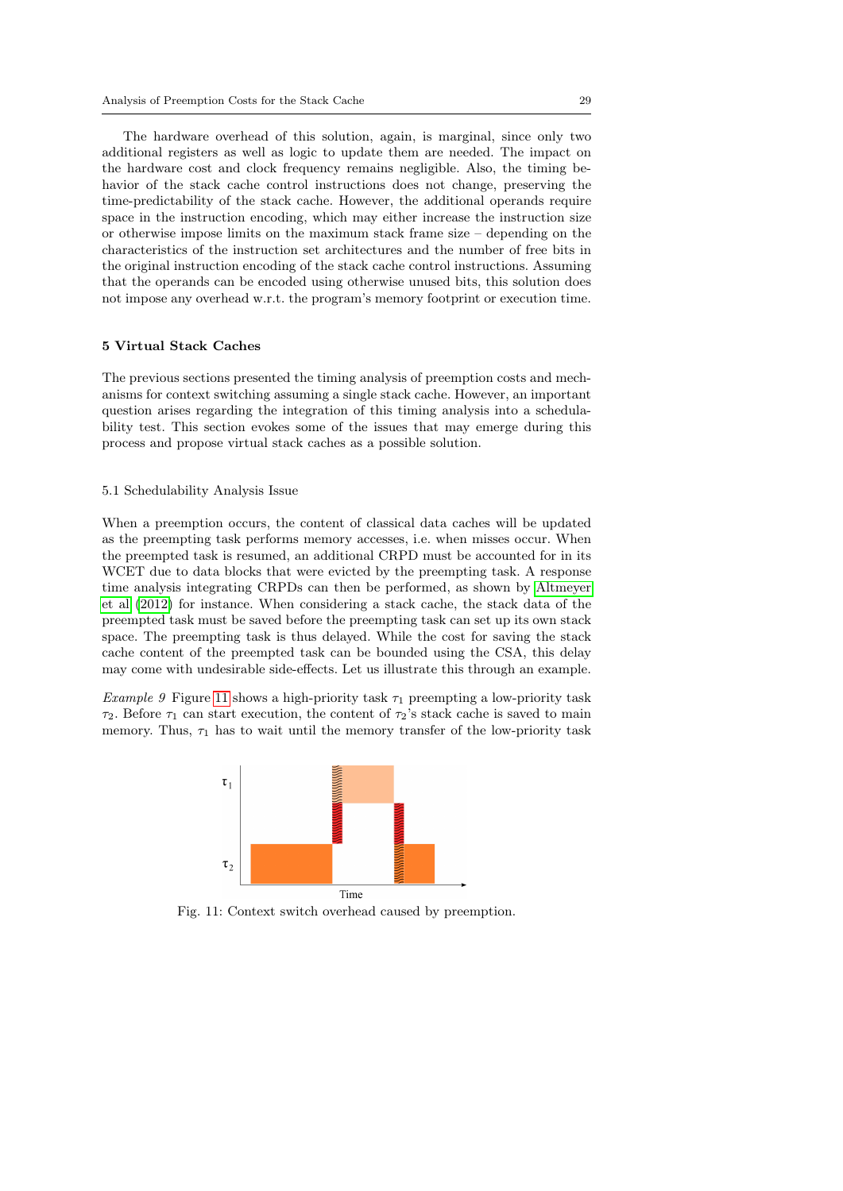The hardware overhead of this solution, again, is marginal, since only two additional registers as well as logic to update them are needed. The impact on the hardware cost and clock frequency remains negligible. Also, the timing behavior of the stack cache control instructions does not change, preserving the time-predictability of the stack cache. However, the additional operands require space in the instruction encoding, which may either increase the instruction size or otherwise impose limits on the maximum stack frame size – depending on the characteristics of the instruction set architectures and the number of free bits in the original instruction encoding of the stack cache control instructions. Assuming that the operands can be encoded using otherwise unused bits, this solution does not impose any overhead w.r.t. the program's memory footprint or execution time.

## 5 Virtual Stack Caches

The previous sections presented the timing analysis of preemption costs and mechanisms for context switching assuming a single stack cache. However, an important question arises regarding the integration of this timing analysis into a schedulability test. This section evokes some of the issues that may emerge during this process and propose virtual stack caches as a possible solution.

### 5.1 Schedulability Analysis Issue

When a preemption occurs, the content of classical data caches will be updated as the preempting task performs memory accesses, i.e. when misses occur. When the preempted task is resumed, an additional CRPD must be accounted for in its WCET due to data blocks that were evicted by the preempting task. A response time analysis integrating CRPDs can then be performed, as shown by Altmeyer et al (2012) for instance. When considering a stack cache, the stack data of the preempted task must be saved before the preempting task can set up its own stack space. The preempting task is thus delayed. While the cost for saving the stack cache content of the preempted task can be bounded using the CSA, this delay may come with undesirable side-effects. Let us illustrate this through an example.

*Example 9* Figure 11 shows a high-priority task $\tau_1$ preempting a low-priority task $\tau_2$. Before $\tau_1$ can start execution, the content of $\tau_2$'s stack cache is saved to main memory. Thus, $\tau_1$ has to wait until the memory transfer of the low-priority task

Fig. 11: Context switch overhead caused by preemption.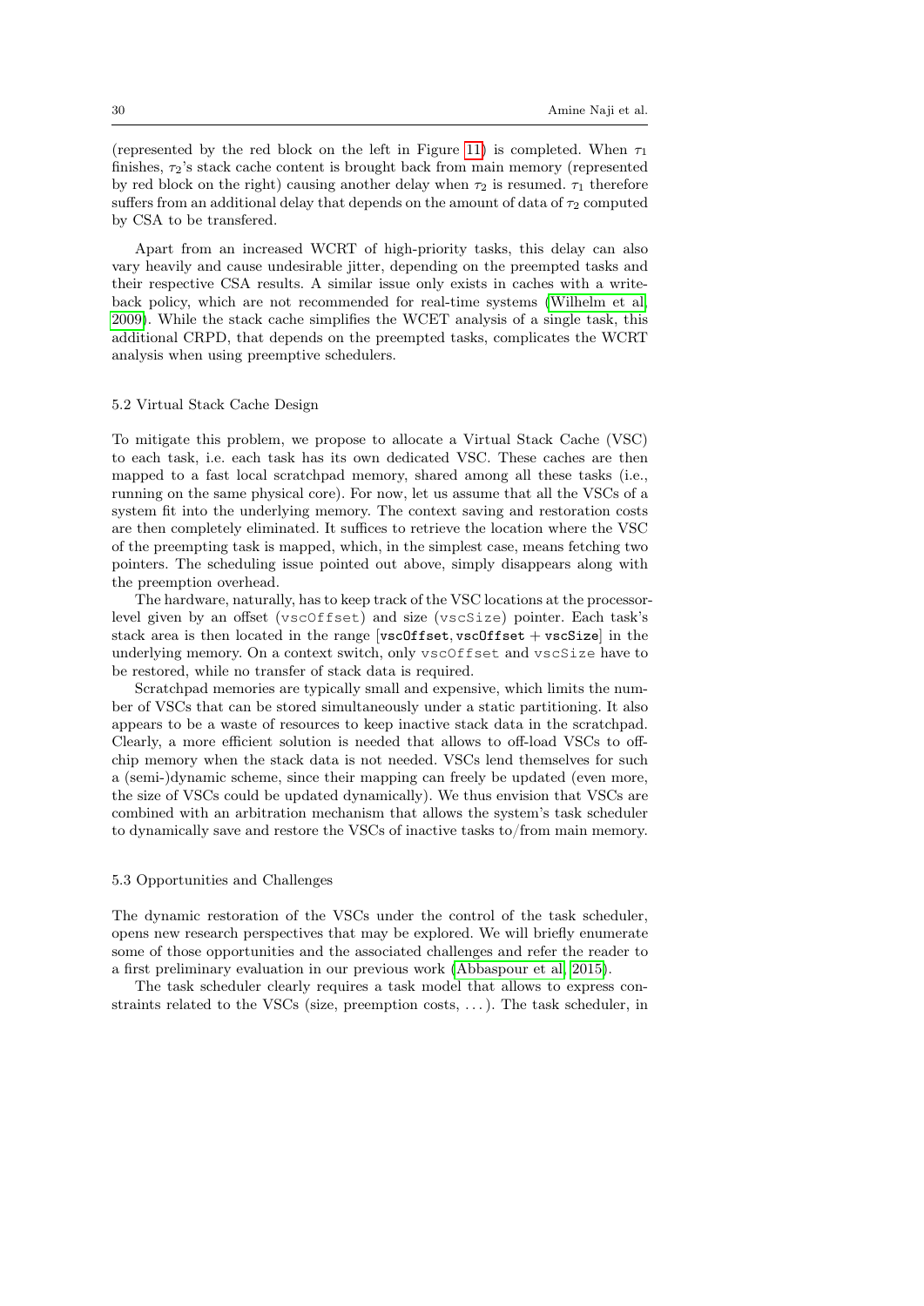(represented by the red block on the left in Figure 11) is completed. When $\tau_1$ finishes, $\tau_2$'s stack cache content is brought back from main memory (represented by red block on the right) causing another delay when $\tau_2$ is resumed. $\tau_1$ therefore suffers from an additional delay that depends on the amount of data of $\tau_2$ computed by CSA to be transfered.

Apart from an increased WCRT of high-priority tasks, this delay can also vary heavily and cause undesirable jitter, depending on the preempted tasks and their respective CSA results. A similar issue only exists in caches with a write-back policy, which are not recommended for real-time systems (Wilhelm et al, 2009). While the stack cache simplifies the WCET analysis of a single task, this additional CRPD, that depends on the preempted tasks, complicates the WCRT analysis when using preemptive schedulers.

### 5.2 Virtual Stack Cache Design

To mitigate this problem, we propose to allocate a Virtual Stack Cache (VSC) to each task, i.e. each task has its own dedicated VSC. These caches are then mapped to a fast local scratchpad memory, shared among all these tasks (i.e., running on the same physical core). For now, let us assume that all the VSCs of a system fit into the underlying memory. The context saving and restoration costs are then completely eliminated. It suffices to retrieve the location where the VSC of the preempting task is mapped, which, in the simplest case, means fetching two pointers. The scheduling issue pointed out above, simply disappears along with the preemption overhead.

The hardware, naturally, has to keep track of the VSC locations at the processor-level given by an offset (`vscOffset`) and size (`vscSize`) pointer. Each task's stack area is then located in the range [**vscOffset**, **vscOffset** + **vscSize**] in the underlying memory. On a context switch, only `vscOffset` and `vscSize` have to be restored, while no transfer of stack data is required.

Scratchpad memories are typically small and expensive, which limits the number of VSCs that can be stored simultaneously under a static partitioning. It also appears to be a waste of resources to keep inactive stack data in the scratchpad. Clearly, a more efficient solution is needed that allows to off-load VSCs to off-chip memory when the stack data is not needed. VSCs lend themselves for such a (semi-)dynamic scheme, since their mapping can freely be updated (even more, the size of VSCs could be updated dynamically). We thus envision that VSCs are combined with an arbitration mechanism that allows the system's task scheduler to dynamically save and restore the VSCs of inactive tasks to/from main memory.

### 5.3 Opportunities and Challenges

The dynamic restoration of the VSCs under the control of the task scheduler, opens new research perspectives that may be explored. We will briefly enumerate some of those opportunities and the associated challenges and refer the reader to a first preliminary evaluation in our previous work (Abbaspour et al, 2015).

The task scheduler clearly requires a task model that allows to express constraints related to the VSCs (size, preemption costs, . . . ). The task scheduler, in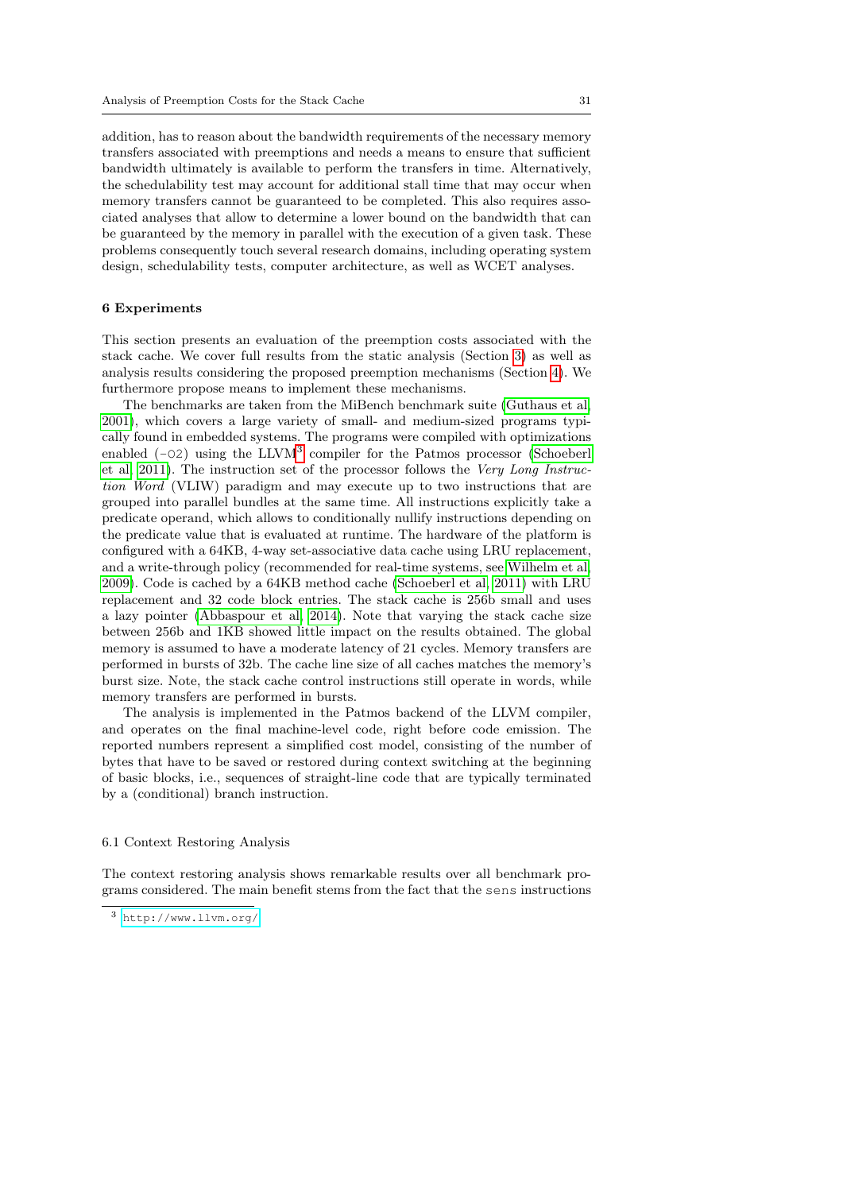addition, has to reason about the bandwidth requirements of the necessary memory transfers associated with preemptions and needs a means to ensure that sufficient bandwidth ultimately is available to perform the transfers in time. Alternatively, the schedulability test may account for additional stall time that may occur when memory transfers cannot be guaranteed to be completed. This also requires associated analyses that allow to determine a lower bound on the bandwidth that can be guaranteed by the memory in parallel with the execution of a given task. These problems consequently touch several research domains, including operating system design, schedulability tests, computer architecture, as well as WCET analyses.

## 6 Experiments

This section presents an evaluation of the preemption costs associated with the stack cache. We cover full results from the static analysis (Section 3) as well as analysis results considering the proposed preemption mechanisms (Section 4). We furthermore propose means to implement these mechanisms.

The benchmarks are taken from the MiBench benchmark suite (Guthaus et al, 2001), which covers a large variety of small- and medium-sized programs typically found in embedded systems. The programs were compiled with optimizations enabled (`-O2`) using the LLVM[3] compiler for the Patmos processor (Schoeberl et al, 2011). The instruction set of the processor follows the *Very Long Instruction Word* (VLIW) paradigm and may execute up to two instructions that are grouped into parallel bundles at the same time. All instructions explicitly take a predicate operand, which allows to conditionally nullify instructions depending on the predicate value that is evaluated at runtime. The hardware of the platform is configured with a 64KB, 4-way set-associative data cache using LRU replacement, and a write-through policy (recommended for real-time systems, see Wilhelm et al, 2009). Code is cached by a 64KB method cache (Schoeberl et al, 2011) with LRU replacement and 32 code block entries. The stack cache is 256b small and uses a lazy pointer (Abbaspour et al, 2014). Note that varying the stack cache size between 256b and 1KB showed little impact on the results obtained. The global memory is assumed to have a moderate latency of 21 cycles. Memory transfers are performed in bursts of 32b. The cache line size of all caches matches the memory's burst size. Note, the stack cache control instructions still operate in words, while memory transfers are performed in bursts.

The analysis is implemented in the Patmos backend of the LLVM compiler, and operates on the final machine-level code, right before code emission. The reported numbers represent a simplified cost model, consisting of the number of bytes that have to be saved or restored during context switching at the beginning of basic blocks, i.e., sequences of straight-line code that are typically terminated by a (conditional) branch instruction.

### 6.1 Context Restoring Analysis

The context restoring analysis shows remarkable results over all benchmark programs considered. The main benefit stems from the fact that the `sens` instructions

[3] http://www.llvm.org/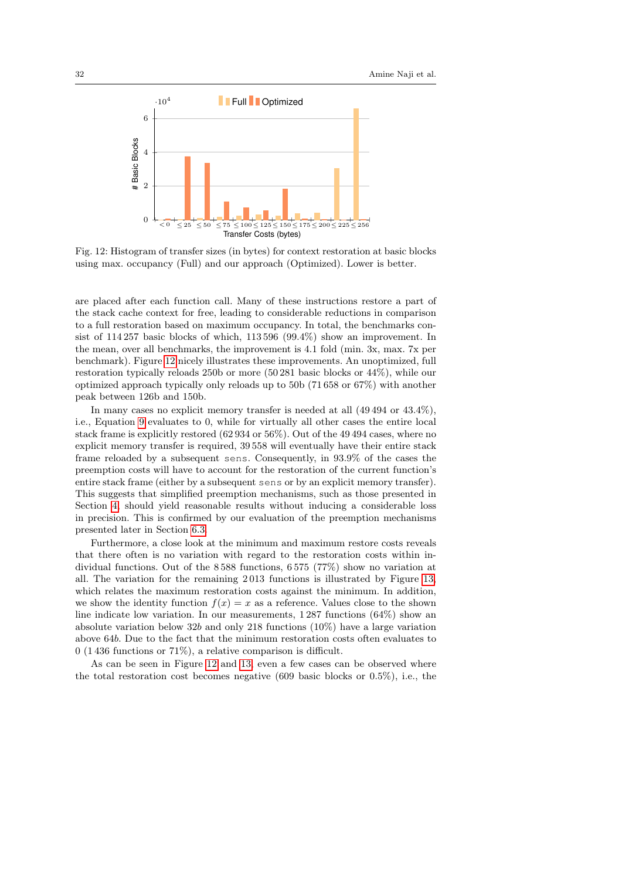Fig. 12: Histogram of transfer sizes (in bytes) for context restoration at basic blocks using max. occupancy (Full) and our approach (Optimized). Lower is better.

are placed after each function call. Many of these instructions restore a part of the stack cache context for free, leading to considerable reductions in comparison to a full restoration based on maximum occupancy. In total, the benchmarks consist of 114 257 basic blocks of which, 113 596 (99.4%) show an improvement. In the mean, over all benchmarks, the improvement is 4.1 fold (min. 3x, max. 7x per benchmark). Figure 12 nicely illustrates these improvements. An unoptimized, full restoration typically reloads 250b or more (50 281 basic blocks or 44%), while our optimized approach typically only reloads up to 50b (71 658 or 67%) with another peak between 126b and 150b.

In many cases no explicit memory transfer is needed at all (49 494 or 43.4%), i.e., Equation 9 evaluates to 0, while for virtually all other cases the entire local stack frame is explicitly restored (62 934 or 56%). Out of the 49 494 cases, where no explicit memory transfer is required, 39 558 will eventually have their entire stack frame reloaded by a subsequent `sens`. Consequently, in 93.9% of the cases the preemption costs will have to account for the restoration of the current function's entire stack frame (either by a subsequent `sens` or by an explicit memory transfer). This suggests that simplified preemption mechanisms, such as those presented in Section 4, should yield reasonable results without inducing a considerable loss in precision. This is confirmed by our evaluation of the preemption mechanisms presented later in Section 6.3.

Furthermore, a close look at the minimum and maximum restore costs reveals that there often is no variation with regard to the restoration costs within individual functions. Out of the 8 588 functions, 6 575 (77%) show no variation at all. The variation for the remaining 2 013 functions is illustrated by Figure 13, which relates the maximum restoration costs against the minimum. In addition, we show the identity function $f(x) = x$ as a reference. Values close to the shown line indicate low variation. In our measurements, 1 287 functions (64%) show an absolute variation below $32b$ and only 218 functions (10%) have a large variation above $64b$. Due to the fact that the minimum restoration costs often evaluates to 0 (1 436 functions or 71%), a relative comparison is difficult.

As can be seen in Figure 12 and 13, even a few cases can be observed where the total restoration cost becomes negative (609 basic blocks or 0.5%), i.e., the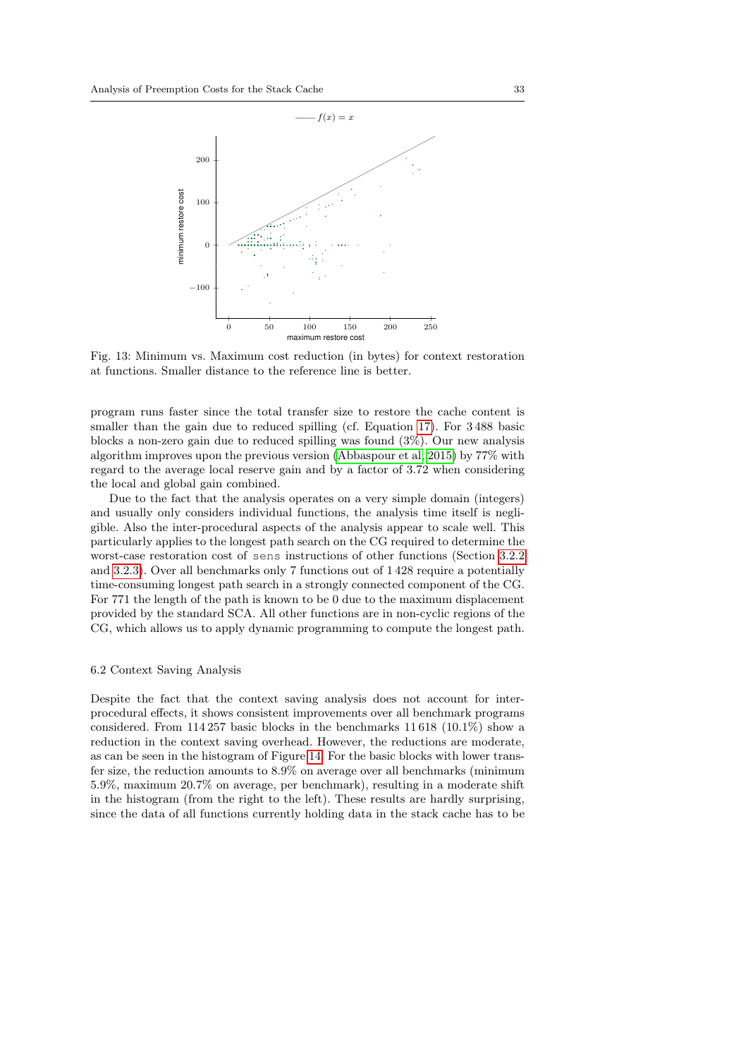Fig. 13: Minimum vs. Maximum cost reduction (in bytes) for context restoration at functions. Smaller distance to the reference line is better.

program runs faster since the total transfer size to restore the cache content is smaller than the gain due to reduced spilling (cf. Equation 17). For 3 488 basic blocks a non-zero gain due to reduced spilling was found (3%). Our new analysis algorithm improves upon the previous version (Abbaspour et al, 2015) by 77% with regard to the average local reserve gain and by a factor of 3.72 when considering the local and global gain combined.

Due to the fact that the analysis operates on a very simple domain (integers) and usually only considers individual functions, the analysis time itself is negligible. Also the inter-procedural aspects of the analysis appear to scale well. This particularly applies to the longest path search on the CG required to determine the worst-case restoration cost of `sens` instructions of other functions (Section 3.2.2 and 3.2.3). Over all benchmarks only 7 functions out of 1 428 require a potentially time-consuming longest path search in a strongly connected component of the CG. For 771 the length of the path is known to be 0 due to the maximum displacement provided by the standard SCA. All other functions are in non-cyclic regions of the CG, which allows us to apply dynamic programming to compute the longest path.

### 6.2 Context Saving Analysis

Despite the fact that the context saving analysis does not account for inter-procedural effects, it shows consistent improvements over all benchmark programs considered. From 114 257 basic blocks in the benchmarks 11 618 (10.1%) show a reduction in the context saving overhead. However, the reductions are moderate, as can be seen in the histogram of Figure 14. For the basic blocks with lower transfer size, the reduction amounts to 8.9% on average over all benchmarks (minimum 5.9%, maximum 20.7% on average, per benchmark), resulting in a moderate shift in the histogram (from the right to the left). These results are hardly surprising, since the data of all functions currently holding data in the stack cache has to be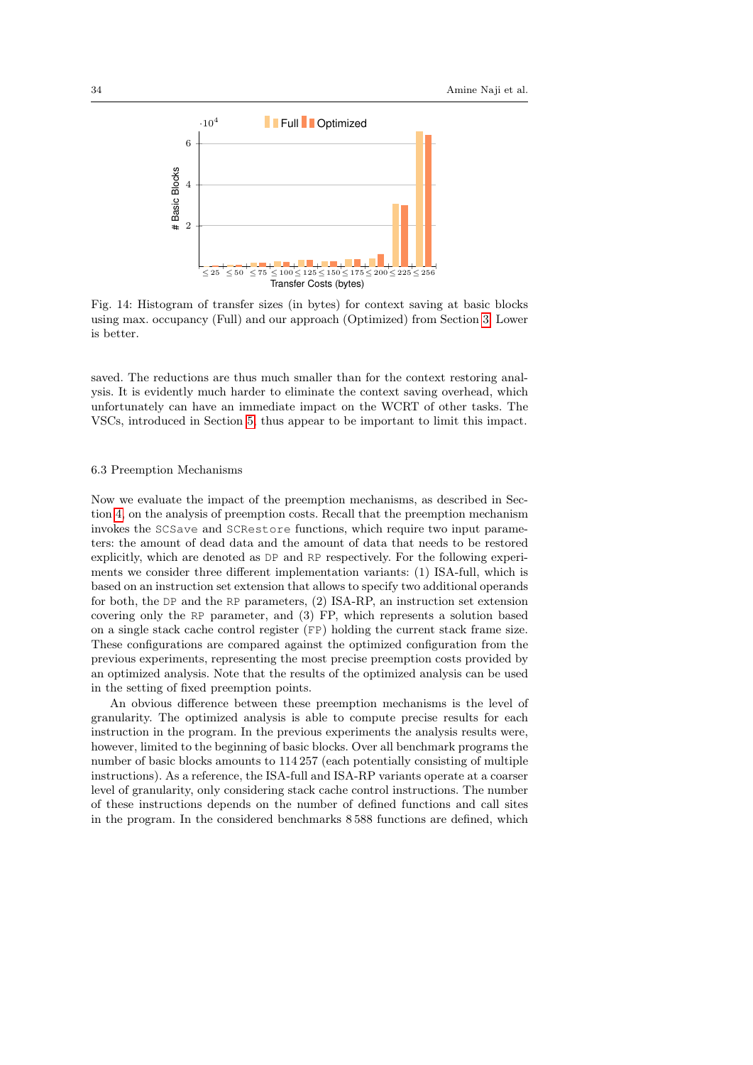Fig. 14: Histogram of transfer sizes (in bytes) for context saving at basic blocks using max. occupancy (Full) and our approach (Optimized) from Section 3. Lower is better.

saved. The reductions are thus much smaller than for the context restoring analysis. It is evidently much harder to eliminate the context saving overhead, which unfortunately can have an immediate impact on the WCRT of other tasks. The VSCs, introduced in Section 5, thus appear to be important to limit this impact.

### 6.3 Preemption Mechanisms

Now we evaluate the impact of the preemption mechanisms, as described in Section 4, on the analysis of preemption costs. Recall that the preemption mechanism invokes the `SCSave` and `SCRestore` functions, which require two input parameters: the amount of dead data and the amount of data that needs to be restored explicitly, which are denoted as `DP` and `RP` respectively. For the following experiments we consider three different implementation variants: (1) ISA-full, which is based on an instruction set extension that allows to specify two additional operands for both, the `DP` and the `RP` parameters, (2) ISA-RP, an instruction set extension covering only the `RP` parameter, and (3) FP, which represents a solution based on a single stack cache control register (`FP`) holding the current stack frame size. These configurations are compared against the optimized configuration from the previous experiments, representing the most precise preemption costs provided by an optimized analysis. Note that the results of the optimized analysis can be used in the setting of fixed preemption points.

An obvious difference between these preemption mechanisms is the level of granularity. The optimized analysis is able to compute precise results for each instruction in the program. In the previous experiments the analysis results were, however, limited to the beginning of basic blocks. Over all benchmark programs the number of basic blocks amounts to 114 257 (each potentially consisting of multiple instructions). As a reference, the ISA-full and ISA-RP variants operate at a coarser level of granularity, only considering stack cache control instructions. The number of these instructions depends on the number of defined functions and call sites in the program. In the considered benchmarks 8 588 functions are defined, which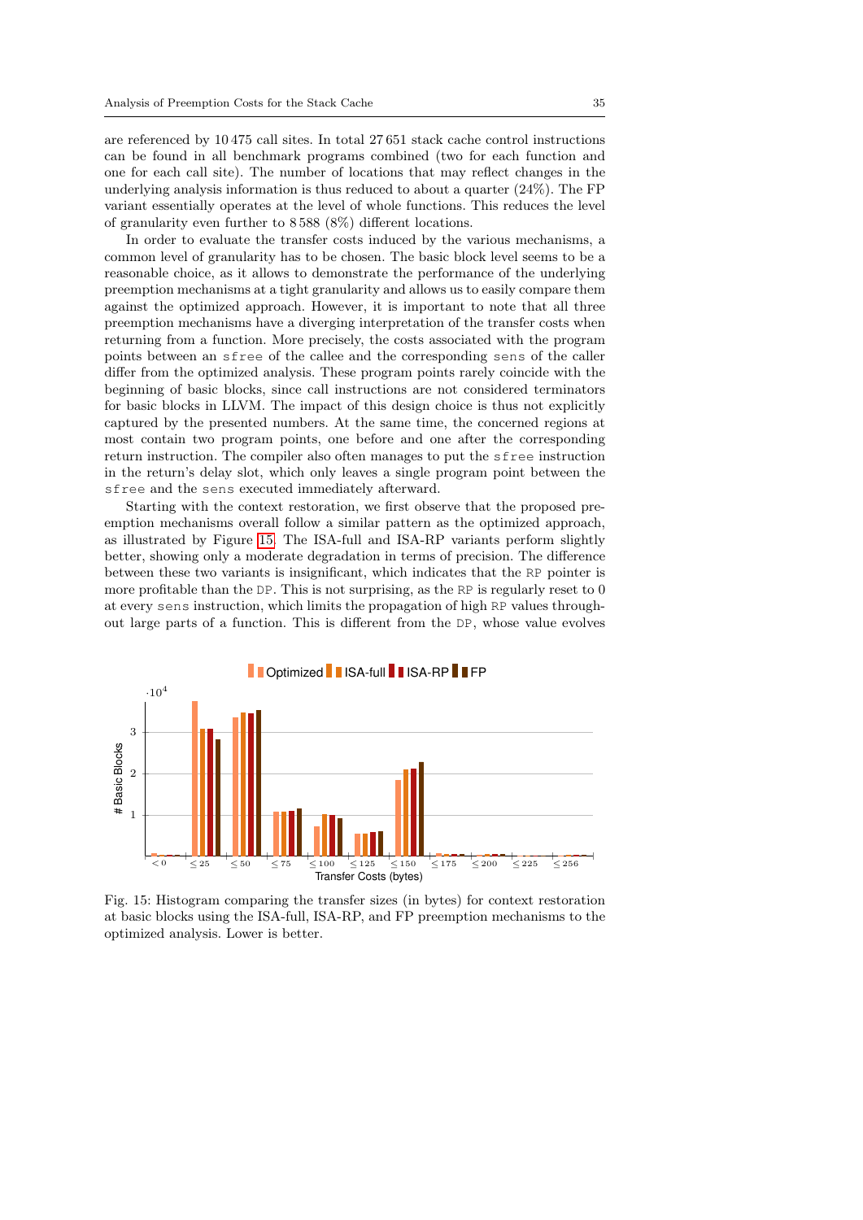are referenced by 10 475 call sites. In total 27 651 stack cache control instructions can be found in all benchmark programs combined (two for each function and one for each call site). The number of locations that may reflect changes in the underlying analysis information is thus reduced to about a quarter (24%). The FP variant essentially operates at the level of whole functions. This reduces the level of granularity even further to 8 588 (8%) different locations.

In order to evaluate the transfer costs induced by the various mechanisms, a common level of granularity has to be chosen. The basic block level seems to be a reasonable choice, as it allows to demonstrate the performance of the underlying preemption mechanisms at a tight granularity and allows us to easily compare them against the optimized approach. However, it is important to note that all three preemption mechanisms have a diverging interpretation of the transfer costs when returning from a function. More precisely, the costs associated with the program points between an `sfree` of the callee and the corresponding `sens` of the caller differ from the optimized analysis. These program points rarely coincide with the beginning of basic blocks, since call instructions are not considered terminators for basic blocks in LLVM. The impact of this design choice is thus not explicitly captured by the presented numbers. At the same time, the concerned regions at most contain two program points, one before and one after the corresponding return instruction. The compiler also often manages to put the `sfree` instruction in the return's delay slot, which only leaves a single program point between the `sfree` and the `sens` executed immediately afterward.

Starting with the context restoration, we first observe that the proposed preemption mechanisms overall follow a similar pattern as the optimized approach, as illustrated by Figure 15. The ISA-full and ISA-RP variants perform slightly better, showing only a moderate degradation in terms of precision. The difference between these two variants is insignificant, which indicates that the RP pointer is more profitable than the DP. This is not surprising, as the RP is regularly reset to 0 at every `sens` instruction, which limits the propagation of high RP values throughout large parts of a function. This is different from the DP, whose value evolves

Optimized ISA-full ISA-RP FP

$\cdot 10^4$

# Basic Blocks

3
2
1

$< 0$ $\leq 25$ $\leq 50$ $\leq 75$ $\leq 100$ $\leq 125$ $\leq 150$ $\leq 175$ $\leq 200$ $\leq 225$ $\leq 256$

Transfer Costs (bytes)

Fig. 15: Histogram comparing the transfer sizes (in bytes) for context restoration at basic blocks using the ISA-full, ISA-RP, and FP preemption mechanisms to the optimized analysis. Lower is better.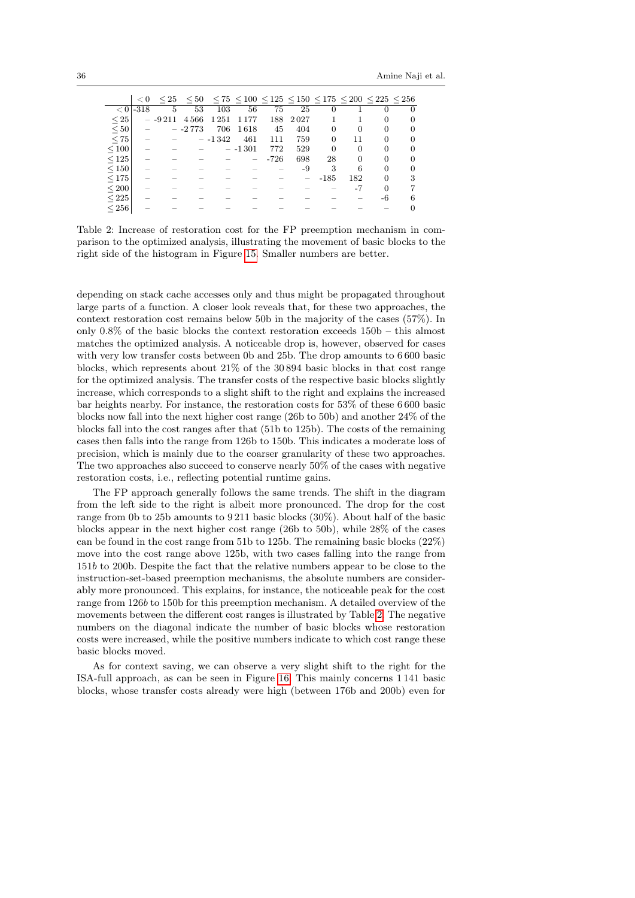|  | $< 0$ | $\leq 25$ | $\leq 50$ | $\leq 75$ | $\leq 100$ | $\leq 125$ | $\leq 150$ | $\leq 175$ | $\leq 200$ | $\leq 225$ | $\leq 256$ |
|---|---|---|---|---|---|---|---|---|---|---|---|
| $< 0$ | -318 | 5 | 53 | 103 | 56 | 75 | 25 | 0 | 1 | 0 | 0 |
| $\leq 25$ | – | -9 211 | 4 566 | 1 251 | 1 177 | 188 | 2 027 | 1 | 1 | 0 | 0 |
| $\leq 50$ | – | – | -2 773 | 706 | 1 618 | 45 | 404 | 0 | 0 | 0 | 0 |
| $\leq 75$ | – | – | – | -1 342 | 461 | 111 | 759 | 0 | 11 | 0 | 0 |
| $\leq 100$ | – | – | – | – | -1 301 | 772 | 529 | 0 | 0 | 0 | 0 |
| $\leq 125$ | – | – | – | – | – | -726 | 698 | 28 | 0 | 0 | 0 |
| $\leq 150$ | – | – | – | – | – | – | -9 | 3 | 6 | 0 | 0 |
| $\leq 175$ | – | – | – | – | – | – | – | -185 | 182 | 0 | 3 |
| $\leq 200$ | – | – | – | – | – | – | – | – | -7 | 0 | 7 |
| $\leq 225$ | – | – | – | – | – | – | – | – | – | -6 | 6 |
| $\leq 256$ | – | – | – | – | – | – | – | – | – | – | 0 |

Table 2: Increase of restoration cost for the FP preemption mechanism in comparison to the optimized analysis, illustrating the movement of basic blocks to the right side of the histogram in Figure 15. Smaller numbers are better.

depending on stack cache accesses only and thus might be propagated throughout large parts of a function. A closer look reveals that, for these two approaches, the context restoration cost remains below 50b in the majority of the cases (57%). In only 0.8% of the basic blocks the context restoration exceeds 150b – this almost matches the optimized analysis. A noticeable drop is, however, observed for cases with very low transfer costs between 0b and 25b. The drop amounts to 6 600 basic blocks, which represents about 21% of the 30 894 basic blocks in that cost range for the optimized analysis. The transfer costs of the respective basic blocks slightly increase, which corresponds to a slight shift to the right and explains the increased bar heights nearby. For instance, the restoration costs for 53% of these 6 600 basic blocks now fall into the next higher cost range (26b to 50b) and another 24% of the blocks fall into the cost ranges after that (51b to 125b). The costs of the remaining cases then falls into the range from 126b to 150b. This indicates a moderate loss of precision, which is mainly due to the coarser granularity of these two approaches. The two approaches also succeed to conserve nearly 50% of the cases with negative restoration costs, i.e., reflecting potential runtime gains.

The FP approach generally follows the same trends. The shift in the diagram from the left side to the right is albeit more pronounced. The drop for the cost range from 0b to 25b amounts to 9 211 basic blocks (30%). About half of the basic blocks appear in the next higher cost range (26b to 50b), while 28% of the cases can be found in the cost range from 51b to 125b. The remaining basic blocks (22%) move into the cost range above 125b, with two cases falling into the range from 151*b* to 200b. Despite the fact that the relative numbers appear to be close to the instruction-set-based preemption mechanisms, the absolute numbers are considerably more pronounced. This explains, for instance, the noticeable peak for the cost range from 126*b* to 150b for this preemption mechanism. A detailed overview of the movements between the different cost ranges is illustrated by Table 2. The negative numbers on the diagonal indicate the number of basic blocks whose restoration costs were increased, while the positive numbers indicate to which cost range these basic blocks moved.

As for context saving, we can observe a very slight shift to the right for the ISA-full approach, as can be seen in Figure 16. This mainly concerns 1 141 basic blocks, whose transfer costs already were high (between 176b and 200b) even for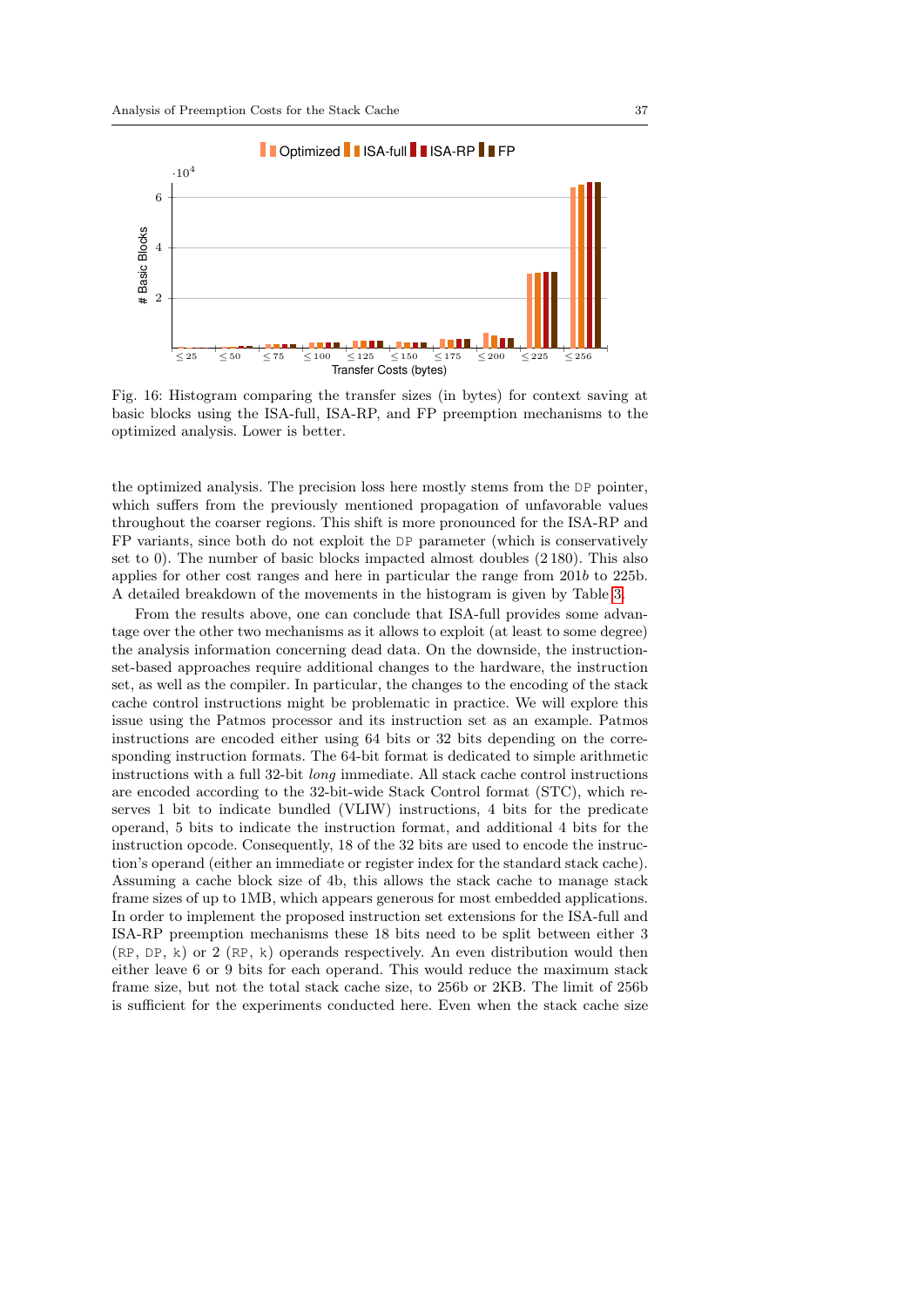Fig. 16: Histogram comparing the transfer sizes (in bytes) for context saving at basic blocks using the ISA-full, ISA-RP, and FP preemption mechanisms to the optimized analysis. Lower is better.

the optimized analysis. The precision loss here mostly stems from the DP pointer, which suffers from the previously mentioned propagation of unfavorable values throughout the coarser regions. This shift is more pronounced for the ISA-RP and FP variants, since both do not exploit the DP parameter (which is conservatively set to 0). The number of basic blocks impacted almost doubles (2 180). This also applies for other cost ranges and here in particular the range from 201*b* to 225b. A detailed breakdown of the movements in the histogram is given by Table 3.

From the results above, one can conclude that ISA-full provides some advantage over the other two mechanisms as it allows to exploit (at least to some degree) the analysis information concerning dead data. On the downside, the instruction-set-based approaches require additional changes to the hardware, the instruction set, as well as the compiler. In particular, the changes to the encoding of the stack cache control instructions might be problematic in practice. We will explore this issue using the Patmos processor and its instruction set as an example. Patmos instructions are encoded either using 64 bits or 32 bits depending on the corresponding instruction formats. The 64-bit format is dedicated to simple arithmetic instructions with a full 32-bit *long* immediate. All stack cache control instructions are encoded according to the 32-bit-wide Stack Control format (STC), which reserves 1 bit to indicate bundled (VLIW) instructions, 4 bits for the predicate operand, 5 bits to indicate the instruction format, and additional 4 bits for the instruction opcode. Consequently, 18 of the 32 bits are used to encode the instruction's operand (either an immediate or register index for the standard stack cache). Assuming a cache block size of 4b, this allows the stack cache to manage stack frame sizes of up to 1MB, which appears generous for most embedded applications. In order to implement the proposed instruction set extensions for the ISA-full and ISA-RP preemption mechanisms these 18 bits need to be split between either 3 (RP, DP, k) or 2 (RP, k) operands respectively. An even distribution would then either leave 6 or 9 bits for each operand. This would reduce the maximum stack frame size, but not the total stack cache size, to 256b or 2KB. The limit of 256b is sufficient for the experiments conducted here. Even when the stack cache size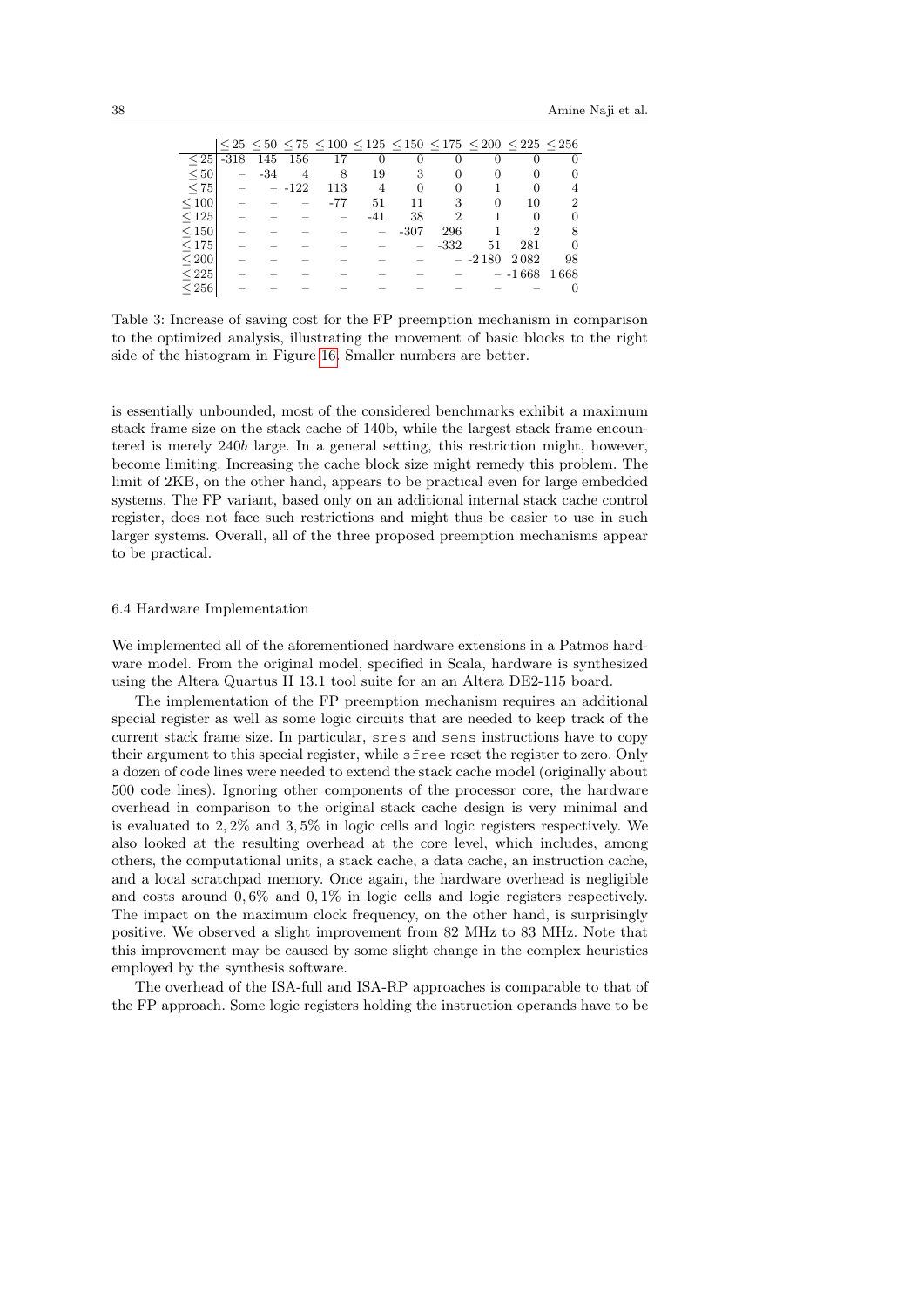| | ≤ 25 | ≤ 50 | ≤ 75 | ≤ 100 | ≤ 125 | ≤ 150 | ≤ 175 | ≤ 200 | ≤ 225 | ≤ 256 |
|---|---|---|---|---|---|---|---|---|---|---|
| ≤ 25 | -318 | 145 | 156 | 17 | 0 | 0 | 0 | 0 | 0 | 0 |
| ≤ 50 | – | -34 | 4 | 8 | 19 | 3 | 0 | 0 | 0 | 0 |
| ≤ 75 | – | – | -122 | 113 | 4 | 0 | 0 | 1 | 0 | 4 |
| ≤ 100 | – | – | – | -77 | 51 | 11 | 3 | 0 | 10 | 2 |
| ≤ 125 | – | – | – | – | -41 | 38 | 2 | 1 | 0 | 0 |
| ≤ 150 | – | – | – | – | – | -307 | 296 | 1 | 2 | 8 |
| ≤ 175 | – | – | – | – | – | – | -332 | 51 | 281 | 0 |
| ≤ 200 | – | – | – | – | – | – | – | -2 180 | 2 082 | 98 |
| ≤ 225 | – | – | – | – | – | – | – | – | -1 668 | 1 668 |
| ≤ 256 | – | – | – | – | – | – | – | – | – | 0 |

Table 3: Increase of saving cost for the FP preemption mechanism in comparison to the optimized analysis, illustrating the movement of basic blocks to the right side of the histogram in Figure 16. Smaller numbers are better.

is essentially unbounded, most of the considered benchmarks exhibit a maximum stack frame size on the stack cache of 140b, while the largest stack frame encountered is merely 240*b* large. In a general setting, this restriction might, however, become limiting. Increasing the cache block size might remedy this problem. The limit of 2KB, on the other hand, appears to be practical even for large embedded systems. The FP variant, based only on an additional internal stack cache control register, does not face such restrictions and might thus be easier to use in such larger systems. Overall, all of the three proposed preemption mechanisms appear to be practical.

### 6.4 Hardware Implementation

We implemented all of the aforementioned hardware extensions in a Patmos hardware model. From the original model, specified in Scala, hardware is synthesized using the Altera Quartus II 13.1 tool suite for an an Altera DE2-115 board.

The implementation of the FP preemption mechanism requires an additional special register as well as some logic circuits that are needed to keep track of the current stack frame size. In particular, `sres` and `sens` instructions have to copy their argument to this special register, while `sfree` reset the register to zero. Only a dozen of code lines were needed to extend the stack cache model (originally about 500 code lines). Ignoring other components of the processor core, the hardware overhead in comparison to the original stack cache design is very minimal and is evaluated to 2, 2% and 3, 5% in logic cells and logic registers respectively. We also looked at the resulting overhead at the core level, which includes, among others, the computational units, a stack cache, a data cache, an instruction cache, and a local scratchpad memory. Once again, the hardware overhead is negligible and costs around 0, 6% and 0, 1% in logic cells and logic registers respectively. The impact on the maximum clock frequency, on the other hand, is surprisingly positive. We observed a slight improvement from 82 MHz to 83 MHz. Note that this improvement may be caused by some slight change in the complex heuristics employed by the synthesis software.

The overhead of the ISA-full and ISA-RP approaches is comparable to that of the FP approach. Some logic registers holding the instruction operands have to be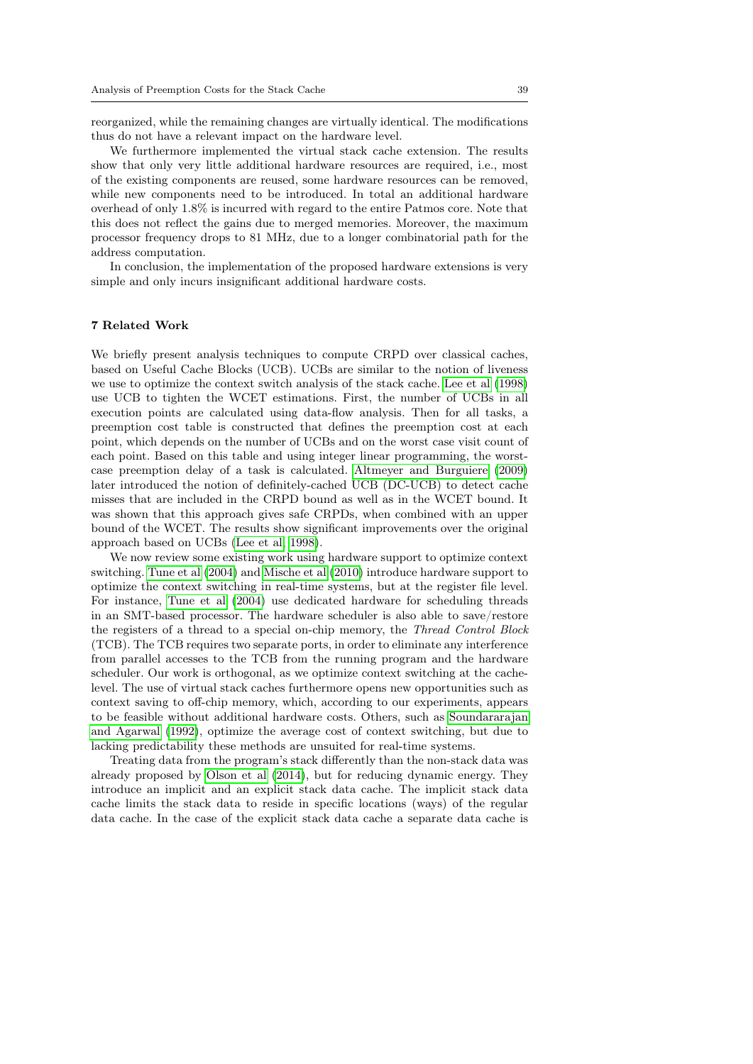reorganized, while the remaining changes are virtually identical. The modifications thus do not have a relevant impact on the hardware level.

We furthermore implemented the virtual stack cache extension. The results show that only very little additional hardware resources are required, i.e., most of the existing components are reused, some hardware resources can be removed, while new components need to be introduced. In total an additional hardware overhead of only 1.8% is incurred with regard to the entire Patmos core. Note that this does not reflect the gains due to merged memories. Moreover, the maximum processor frequency drops to 81 MHz, due to a longer combinatorial path for the address computation.

In conclusion, the implementation of the proposed hardware extensions is very simple and only incurs insignificant additional hardware costs.

## 7 Related Work

We briefly present analysis techniques to compute CRPD over classical caches, based on Useful Cache Blocks (UCB). UCBs are similar to the notion of liveness we use to optimize the context switch analysis of the stack cache. Lee et al (1998) use UCB to tighten the WCET estimations. First, the number of UCBs in all execution points are calculated using data-flow analysis. Then for all tasks, a preemption cost table is constructed that defines the preemption cost at each point, which depends on the number of UCBs and on the worst case visit count of each point. Based on this table and using integer linear programming, the worst-case preemption delay of a task is calculated. Altmeyer and Burguiere (2009) later introduced the notion of definitely-cached UCB (DC-UCB) to detect cache misses that are included in the CRPD bound as well as in the WCET bound. It was shown that this approach gives safe CRPDs, when combined with an upper bound of the WCET. The results show significant improvements over the original approach based on UCBs (Lee et al, 1998).

We now review some existing work using hardware support to optimize context switching. Tune et al (2004) and Mische et al (2010) introduce hardware support to optimize the context switching in real-time systems, but at the register file level. For instance, Tune et al (2004) use dedicated hardware for scheduling threads in an SMT-based processor. The hardware scheduler is also able to save/restore the registers of a thread to a special on-chip memory, the *Thread Control Block* (TCB). The TCB requires two separate ports, in order to eliminate any interference from parallel accesses to the TCB from the running program and the hardware scheduler. Our work is orthogonal, as we optimize context switching at the cache-level. The use of virtual stack caches furthermore opens new opportunities such as context saving to off-chip memory, which, according to our experiments, appears to be feasible without additional hardware costs. Others, such as Soundararajan and Agarwal (1992), optimize the average cost of context switching, but due to lacking predictability these methods are unsuited for real-time systems.

Treating data from the program's stack differently than the non-stack data was already proposed by Olson et al (2014), but for reducing dynamic energy. They introduce an implicit and an explicit stack data cache. The implicit stack data cache limits the stack data to reside in specific locations (ways) of the regular data cache. In the case of the explicit stack data cache a separate data cache is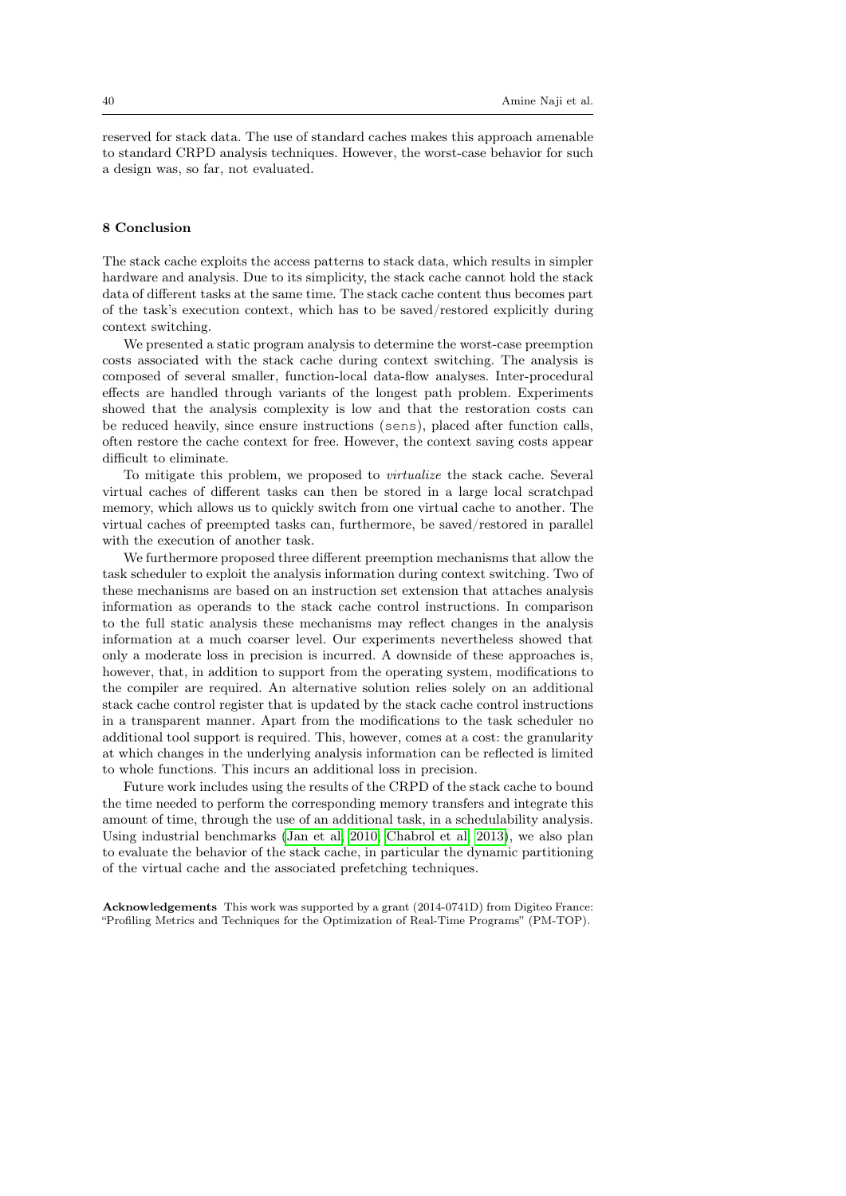reserved for stack data. The use of standard caches makes this approach amenable to standard CRPD analysis techniques. However, the worst-case behavior for such a design was, so far, not evaluated.

## 8 Conclusion

The stack cache exploits the access patterns to stack data, which results in simpler hardware and analysis. Due to its simplicity, the stack cache cannot hold the stack data of different tasks at the same time. The stack cache content thus becomes part of the task's execution context, which has to be saved/restored explicitly during context switching.

We presented a static program analysis to determine the worst-case preemption costs associated with the stack cache during context switching. The analysis is composed of several smaller, function-local data-flow analyses. Inter-procedural effects are handled through variants of the longest path problem. Experiments showed that the analysis complexity is low and that the restoration costs can be reduced heavily, since ensure instructions (`sens`), placed after function calls, often restore the cache context for free. However, the context saving costs appear difficult to eliminate.

To mitigate this problem, we proposed to *virtualize* the stack cache. Several virtual caches of different tasks can then be stored in a large local scratchpad memory, which allows us to quickly switch from one virtual cache to another. The virtual caches of preempted tasks can, furthermore, be saved/restored in parallel with the execution of another task.

We furthermore proposed three different preemption mechanisms that allow the task scheduler to exploit the analysis information during context switching. Two of these mechanisms are based on an instruction set extension that attaches analysis information as operands to the stack cache control instructions. In comparison to the full static analysis these mechanisms may reflect changes in the analysis information at a much coarser level. Our experiments nevertheless showed that only a moderate loss in precision is incurred. A downside of these approaches is, however, that, in addition to support from the operating system, modifications to the compiler are required. An alternative solution relies solely on an additional stack cache control register that is updated by the stack cache control instructions in a transparent manner. Apart from the modifications to the task scheduler no additional tool support is required. This, however, comes at a cost: the granularity at which changes in the underlying analysis information can be reflected is limited to whole functions. This incurs an additional loss in precision.

Future work includes using the results of the CRPD of the stack cache to bound the time needed to perform the corresponding memory transfers and integrate this amount of time, through the use of an additional task, in a schedulability analysis. Using industrial benchmarks (Jan et al, 2010; Chabrol et al, 2013), we also plan to evaluate the behavior of the stack cache, in particular the dynamic partitioning of the virtual cache and the associated prefetching techniques.

**Acknowledgements** This work was supported by a grant (2014-0741D) from Digiteo France: "Profiling Metrics and Techniques for the Optimization of Real-Time Programs" (PM-TOP).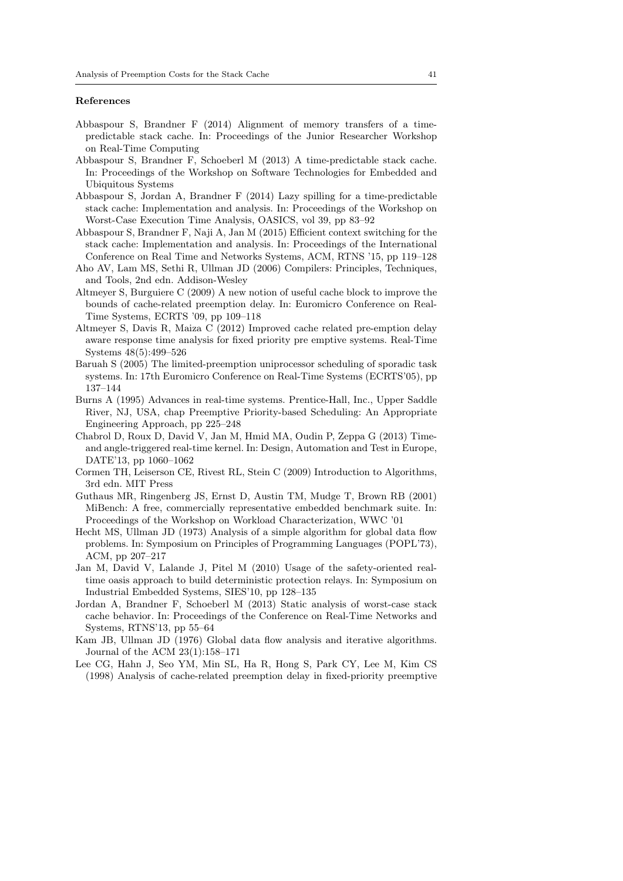#### References

Abbaspour S, Brandner F (2014) Alignment of memory transfers of a time-predictable stack cache. In: Proceedings of the Junior Researcher Workshop on Real-Time Computing

Abbaspour S, Brandner F, Schoeberl M (2013) A time-predictable stack cache. In: Proceedings of the Workshop on Software Technologies for Embedded and Ubiquitous Systems

Abbaspour S, Jordan A, Brandner F (2014) Lazy spilling for a time-predictable stack cache: Implementation and analysis. In: Proceedings of the Workshop on Worst-Case Execution Time Analysis, OASICS, vol 39, pp 83–92

Abbaspour S, Brandner F, Naji A, Jan M (2015) Efficient context switching for the stack cache: Implementation and analysis. In: Proceedings of the International Conference on Real Time and Networks Systems, ACM, RTNS '15, pp 119–128

Aho AV, Lam MS, Sethi R, Ullman JD (2006) Compilers: Principles, Techniques, and Tools, 2nd edn. Addison-Wesley

Altmeyer S, Burguiere C (2009) A new notion of useful cache block to improve the bounds of cache-related preemption delay. In: Euromicro Conference on Real-Time Systems, ECRTS '09, pp 109–118

Altmeyer S, Davis R, Maiza C (2012) Improved cache related pre-emption delay aware response time analysis for fixed priority pre emptive systems. Real-Time Systems 48(5):499–526

Baruah S (2005) The limited-preemption uniprocessor scheduling of sporadic task systems. In: 17th Euromicro Conference on Real-Time Systems (ECRTS'05), pp 137–144

Burns A (1995) Advances in real-time systems. Prentice-Hall, Inc., Upper Saddle River, NJ, USA, chap Preemptive Priority-based Scheduling: An Appropriate Engineering Approach, pp 225–248

Chabrol D, Roux D, David V, Jan M, Hmid MA, Oudin P, Zeppa G (2013) Time-and angle-triggered real-time kernel. In: Design, Automation and Test in Europe, DATE'13, pp 1060–1062

Cormen TH, Leiserson CE, Rivest RL, Stein C (2009) Introduction to Algorithms, 3rd edn. MIT Press

Guthaus MR, Ringenberg JS, Ernst D, Austin TM, Mudge T, Brown RB (2001) MiBench: A free, commercially representative embedded benchmark suite. In: Proceedings of the Workshop on Workload Characterization, WWC '01

Hecht MS, Ullman JD (1973) Analysis of a simple algorithm for global data flow problems. In: Symposium on Principles of Programming Languages (POPL'73), ACM, pp 207–217

Jan M, David V, Lalande J, Pitel M (2010) Usage of the safety-oriented real-time oasis approach to build deterministic protection relays. In: Symposium on Industrial Embedded Systems, SIES'10, pp 128–135

Jordan A, Brandner F, Schoeberl M (2013) Static analysis of worst-case stack cache behavior. In: Proceedings of the Conference on Real-Time Networks and Systems, RTNS'13, pp 55–64

Kam JB, Ullman JD (1976) Global data flow analysis and iterative algorithms. Journal of the ACM 23(1):158–171

Lee CG, Hahn J, Seo YM, Min SL, Ha R, Hong S, Park CY, Lee M, Kim CS (1998) Analysis of cache-related preemption delay in fixed-priority preemptive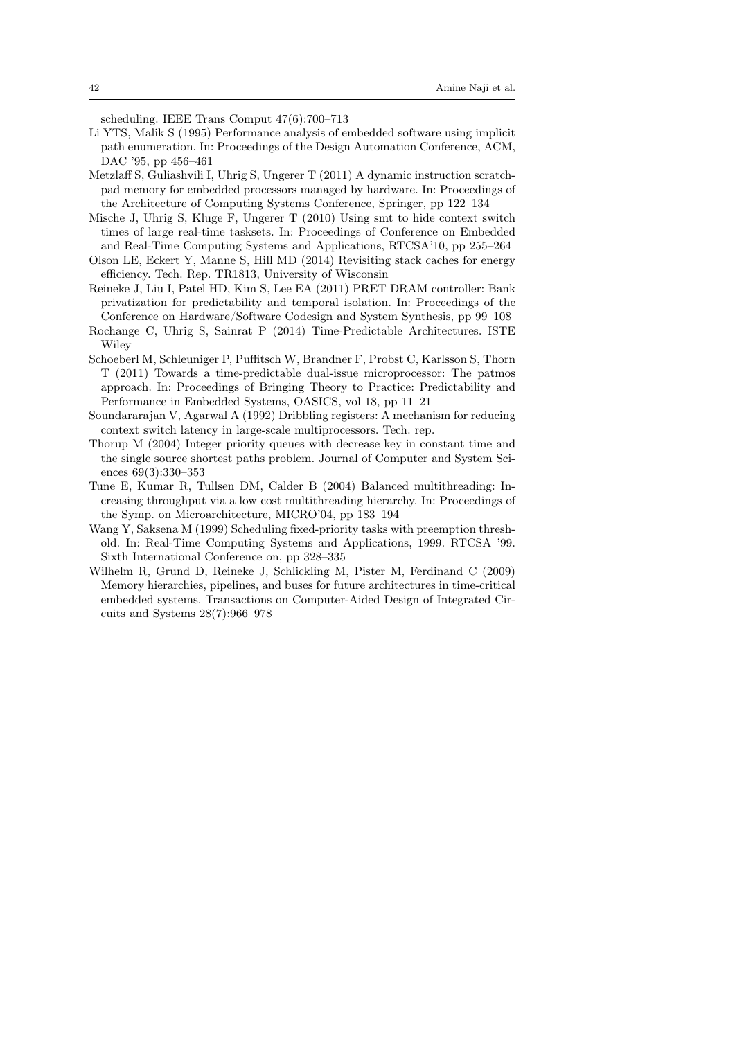scheduling. IEEE Trans Comput 47(6):700–713

Li YTS, Malik S (1995) Performance analysis of embedded software using implicit path enumeration. In: Proceedings of the Design Automation Conference, ACM, DAC '95, pp 456–461

Metzlaff S, Guliashvili I, Uhrig S, Ungerer T (2011) A dynamic instruction scratchpad memory for embedded processors managed by hardware. In: Proceedings of the Architecture of Computing Systems Conference, Springer, pp 122–134

Mische J, Uhrig S, Kluge F, Ungerer T (2010) Using smt to hide context switch times of large real-time tasksets. In: Proceedings of Conference on Embedded and Real-Time Computing Systems and Applications, RTCSA'10, pp 255–264

Olson LE, Eckert Y, Manne S, Hill MD (2014) Revisiting stack caches for energy efficiency. Tech. Rep. TR1813, University of Wisconsin

Reineke J, Liu I, Patel HD, Kim S, Lee EA (2011) PRET DRAM controller: Bank privatization for predictability and temporal isolation. In: Proceedings of the Conference on Hardware/Software Codesign and System Synthesis, pp 99–108

Rochange C, Uhrig S, Sainrat P (2014) Time-Predictable Architectures. ISTE Wiley

Schoeberl M, Schleuniger P, Puffitsch W, Brandner F, Probst C, Karlsson S, Thorn T (2011) Towards a time-predictable dual-issue microprocessor: The patmos approach. In: Proceedings of Bringing Theory to Practice: Predictability and Performance in Embedded Systems, OASICS, vol 18, pp 11–21

Soundararajan V, Agarwal A (1992) Dribbling registers: A mechanism for reducing context switch latency in large-scale multiprocessors. Tech. rep.

Thorup M (2004) Integer priority queues with decrease key in constant time and the single source shortest paths problem. Journal of Computer and System Sciences 69(3):330–353

Tune E, Kumar R, Tullsen DM, Calder B (2004) Balanced multithreading: Increasing throughput via a low cost multithreading hierarchy. In: Proceedings of the Symp. on Microarchitecture, MICRO'04, pp 183–194

Wang Y, Saksena M (1999) Scheduling fixed-priority tasks with preemption threshold. In: Real-Time Computing Systems and Applications, 1999. RTCSA '99. Sixth International Conference on, pp 328–335

Wilhelm R, Grund D, Reineke J, Schlickling M, Pister M, Ferdinand C (2009) Memory hierarchies, pipelines, and buses for future architectures in time-critical embedded systems. Transactions on Computer-Aided Design of Integrated Circuits and Systems 28(7):966–978